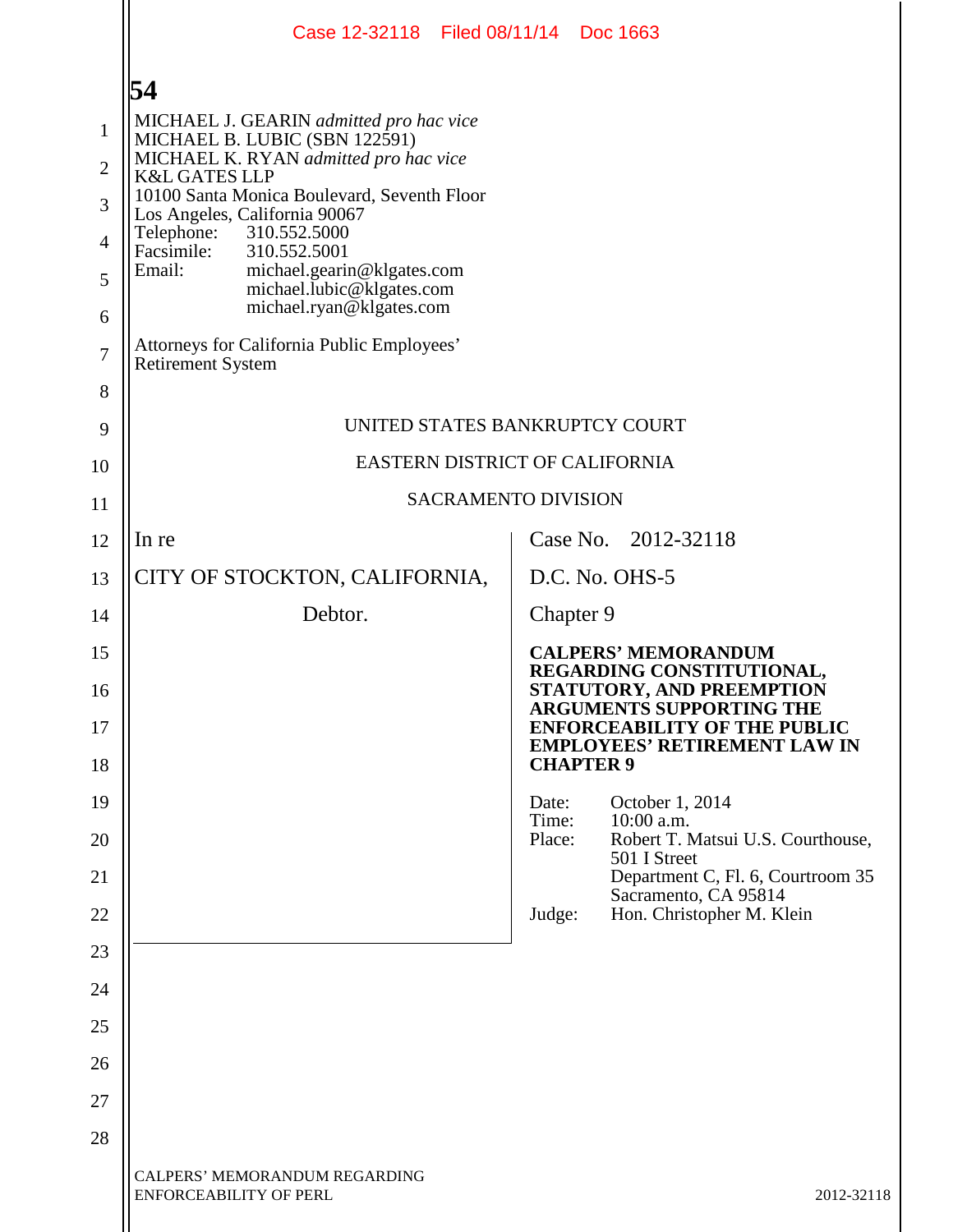MICHAEL J. GEARIN *admitted pro hac vice*
MICHAEL B. LUBIC (SBN 122591)
MICHAEL K. RYAN *admitted pro hac vice*
K&L GATES LLP
10100 Santa Monica Boulevard, Seventh Floor
Los Angeles, California 90067
Telephone: 310.552.5000
Facsimile: 310.552.5001
Email: michael.gearin@klgates.com
michael.lubic@klgates.com
michael.ryan@klgates.com

Attorneys for California Public Employees' Retirement System

UNITED STATES BANKRUPTCY COURT

EASTERN DISTRICT OF CALIFORNIA

SACRAMENTO DIVISION

In re

CITY OF STOCKTON, CALIFORNIA,

Debtor.

Case No. 2012-32118

D.C. No. OHS-5

Chapter 9

**CALPERS' MEMORANDUM REGARDING CONSTITUTIONAL, STATUTORY, AND PREEMPTION ARGUMENTS SUPPORTING THE ENFORCEABILITY OF THE PUBLIC EMPLOYEES' RETIREMENT LAW IN CHAPTER 9**

Date: October 1, 2014
Time: 10:00 a.m.
Place: Robert T. Matsui U.S. Courthouse, 501 I Street
Department C, Fl. 6, Courtroom 35
Sacramento, CA 95814
Judge: Hon. Christopher M. Klein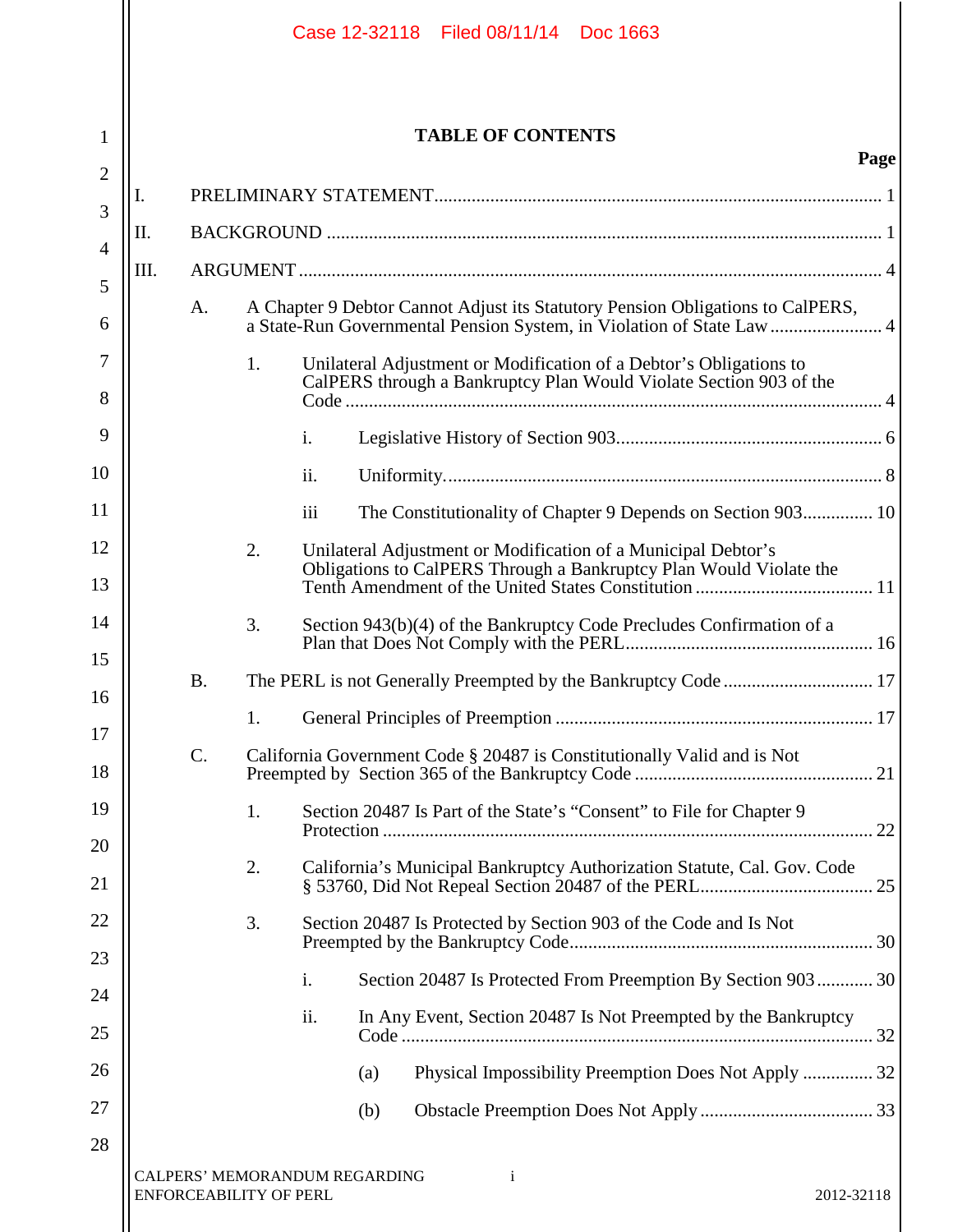# TABLE OF CONTENTS

| | Page |
|---|---|
| I. PRELIMINARY STATEMENT | 1 |
| II. BACKGROUND | 1 |
| III. ARGUMENT | 4 |
| A. A Chapter 9 Debtor Cannot Adjust its Statutory Pension Obligations to CalPERS, a State-Run Governmental Pension System, in Violation of State Law | 4 |
| 1. Unilateral Adjustment or Modification of a Debtor's Obligations to CalPERS through a Bankruptcy Plan Would Violate Section 903 of the Code | 4 |
| i. Legislative History of Section 903 | 6 |
| ii. Uniformity. | 8 |
| iii The Constitutionality of Chapter 9 Depends on Section 903 | 10 |
| 2. Unilateral Adjustment or Modification of a Municipal Debtor's Obligations to CalPERS Through a Bankruptcy Plan Would Violate the Tenth Amendment of the United States Constitution | 11 |
| 3. Section 943(b)(4) of the Bankruptcy Code Precludes Confirmation of a Plan that Does Not Comply with the PERL | 16 |
| B. The PERL is not Generally Preempted by the Bankruptcy Code | 17 |
| 1. General Principles of Preemption | 17 |
| C. California Government Code § 20487 is Constitutionally Valid and is Not Preempted by Section 365 of the Bankruptcy Code | 21 |
| 1. Section 20487 Is Part of the State's "Consent" to File for Chapter 9 Protection | 22 |
| 2. California's Municipal Bankruptcy Authorization Statute, Cal. Gov. Code § 53760, Did Not Repeal Section 20487 of the PERL | 25 |
| 3. Section 20487 Is Protected by Section 903 of the Code and Is Not Preempted by the Bankruptcy Code | 30 |
| i. Section 20487 Is Protected From Preemption By Section 903 | 30 |
| ii. In Any Event, Section 20487 Is Not Preempted by the Bankruptcy Code | 32 |
| (a) Physical Impossibility Preemption Does Not Apply | 32 |
| (b) Obstacle Preemption Does Not Apply | 33 |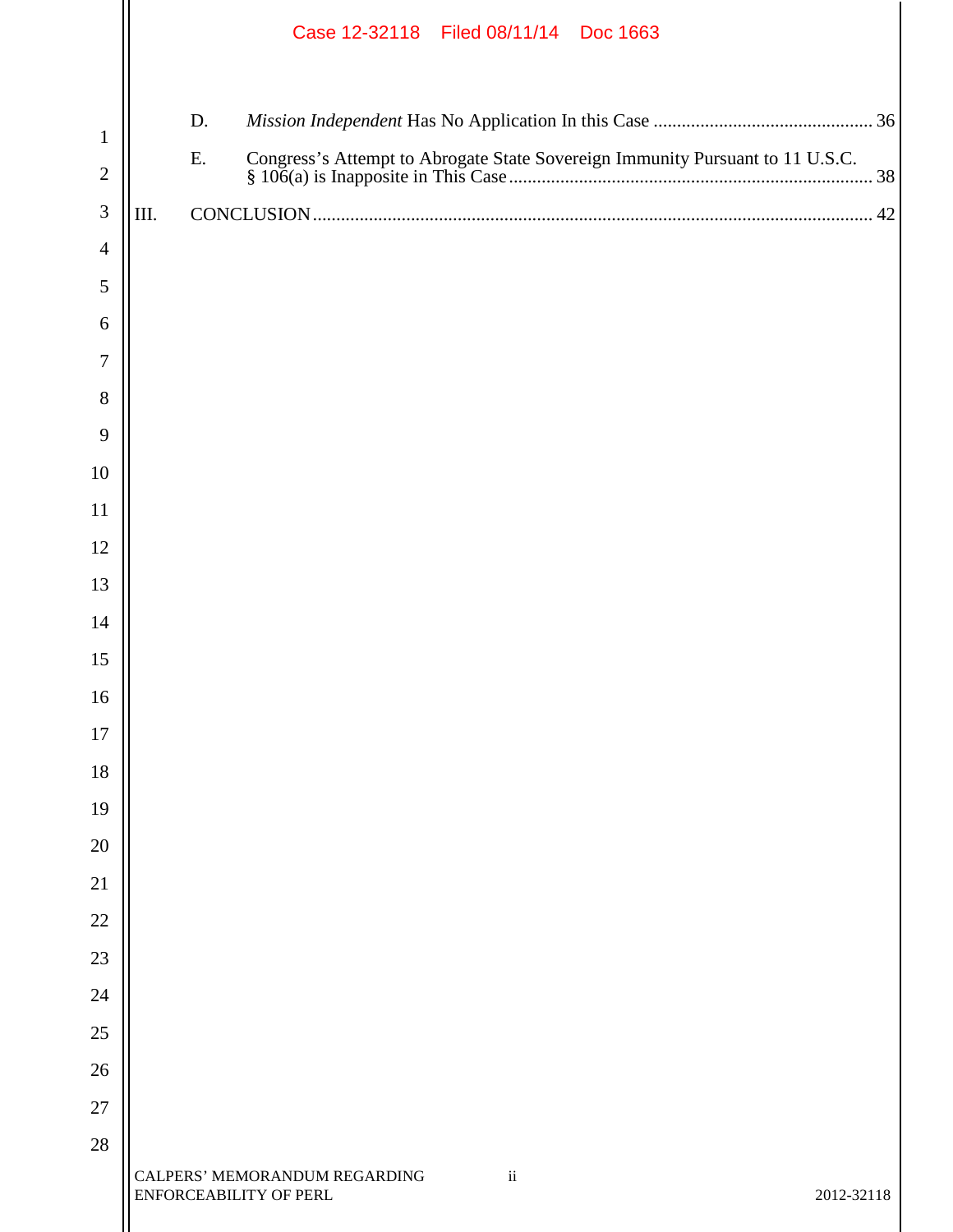D. *Mission Independent* Has No Application In this Case .............................................. 36

E. Congress's Attempt to Abrogate State Sovereign Immunity Pursuant to 11 U.S.C. § 106(a) is Inapposite in This Case ............................................................................. 38

III. CONCLUSION ....................................................................................................................... 42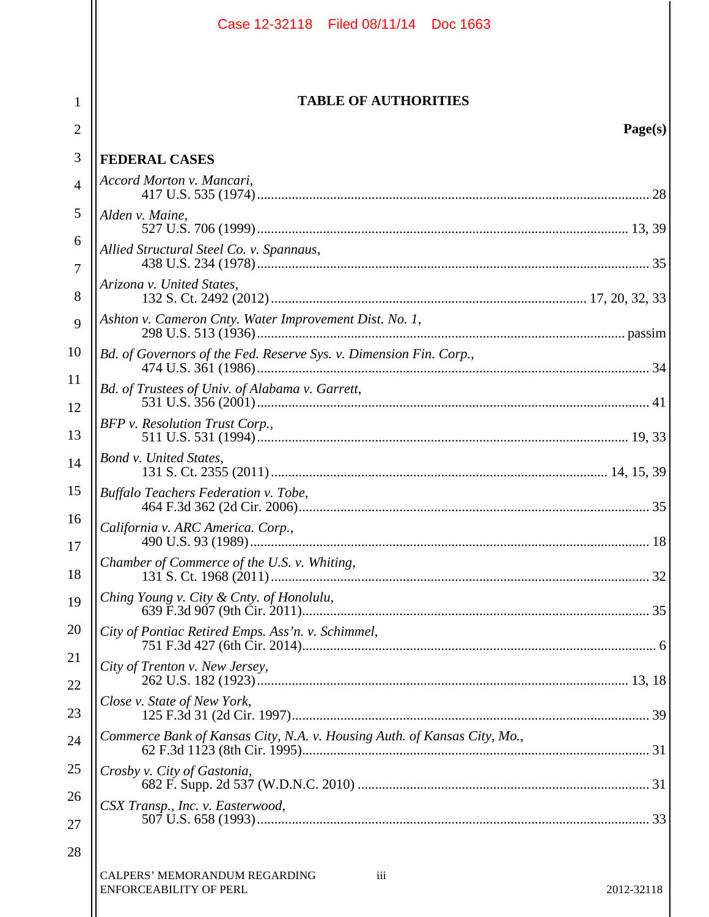# TABLE OF AUTHORITIES

**Page(s)**

**FEDERAL CASES**

*Accord Morton v. Mancari*,
417 U.S. 535 (1974) ........ 28

*Alden v. Maine*,
527 U.S. 706 (1999) ........ 13, 39

*Allied Structural Steel Co. v. Spannaus*,
438 U.S. 234 (1978) ........ 35

*Arizona v. United States*,
132 S. Ct. 2492 (2012) ........ 17, 20, 32, 33

*Ashton v. Cameron Cnty. Water Improvement Dist. No. 1*,
298 U.S. 513 (1936) ........ passim

*Bd. of Governors of the Fed. Reserve Sys. v. Dimension Fin. Corp.*,
474 U.S. 361 (1986) ........ 34

*Bd. of Trustees of Univ. of Alabama v. Garrett*,
531 U.S. 356 (2001) ........ 41

*BFP v. Resolution Trust Corp.*,
511 U.S. 531 (1994) ........ 19, 33

*Bond v. United States*,
131 S. Ct. 2355 (2011) ........ 14, 15, 39

*Buffalo Teachers Federation v. Tobe*,
464 F.3d 362 (2d Cir. 2006) ........ 35

*California v. ARC America. Corp.*,
490 U.S. 93 (1989) ........ 18

*Chamber of Commerce of the U.S. v. Whiting*,
131 S. Ct. 1968 (2011) ........ 32

*Ching Young v. City & Cnty. of Honolulu*,
639 F.3d 907 (9th Cir. 2011) ........ 35

*City of Pontiac Retired Emps. Ass'n. v. Schimmel*,
751 F.3d 427 (6th Cir. 2014) ........ 6

*City of Trenton v. New Jersey*,
262 U.S. 182 (1923) ........ 13, 18

*Close v. State of New York*,
125 F.3d 31 (2d Cir. 1997) ........ 39

*Commerce Bank of Kansas City, N.A. v. Housing Auth. of Kansas City, Mo.*,
62 F.3d 1123 (8th Cir. 1995) ........ 31

*Crosby v. City of Gastonia*,
682 F. Supp. 2d 537 (W.D.N.C. 2010) ........ 31

*CSX Transp., Inc. v. Easterwood*,
507 U.S. 658 (1993) ........ 33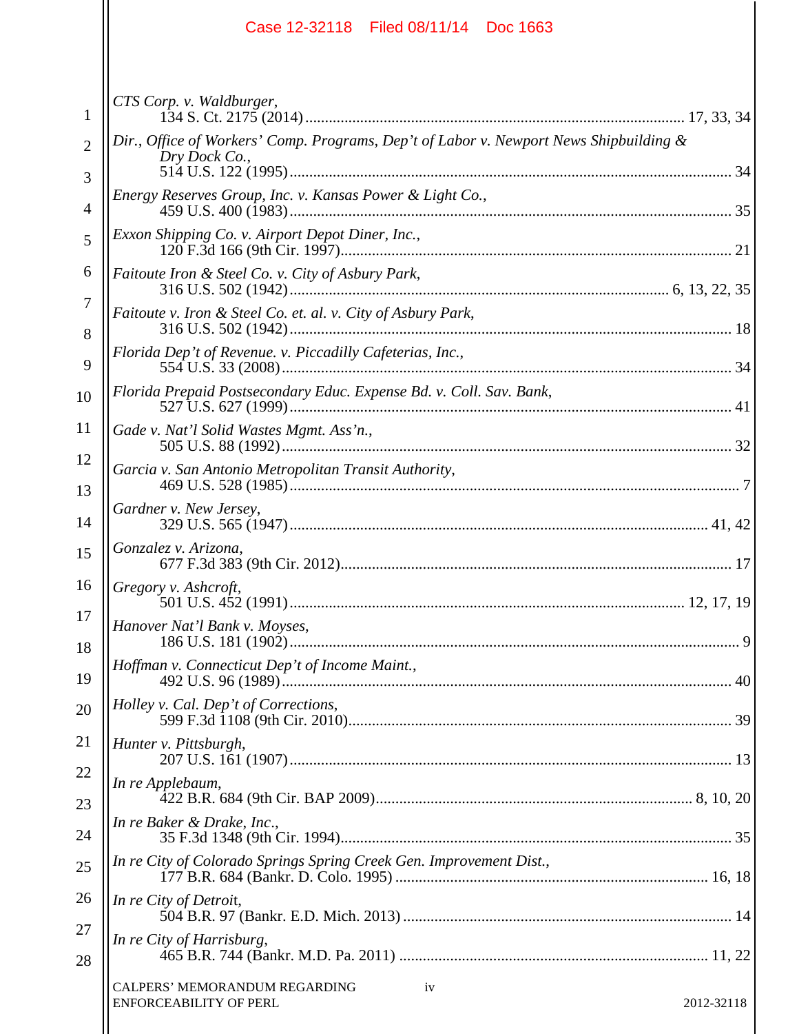*CTS Corp. v. Waldburger*,
134 S. Ct. 2175 (2014) .................................................................................... 17, 33, 34

*Dir., Office of Workers' Comp. Programs, Dep't of Labor v. Newport News Shipbuilding & Dry Dock Co.*,
514 U.S. 122 (1995) .................................................................................................... 34

*Energy Reserves Group, Inc. v. Kansas Power & Light Co.*,
459 U.S. 400 (1983) .................................................................................................... 35

*Exxon Shipping Co. v. Airport Depot Diner, Inc.*,
120 F.3d 166 (9th Cir. 1997) ....................................................................................... 21

*Faitoute Iron & Steel Co. v. City of Asbury Park*,
316 U.S. 502 (1942) ................................................................................... 6, 13, 22, 35

*Faitoute v. Iron & Steel Co. et. al. v. City of Asbury Park*,
316 U.S. 502 (1942) .................................................................................................... 18

*Florida Dep't of Revenue. v. Piccadilly Cafeterias, Inc.*,
554 U.S. 33 (2008) ...................................................................................................... 34

*Florida Prepaid Postsecondary Educ. Expense Bd. v. Coll. Sav. Bank*,
527 U.S. 627 (1999) .................................................................................................... 41

*Gade v. Nat'l Solid Wastes Mgmt. Ass'n.*,
505 U.S. 88 (1992) ...................................................................................................... 32

*Garcia v. San Antonio Metropolitan Transit Authority*,
469 U.S. 528 (1985) ...................................................................................................... 7

*Gardner v. New Jersey*,
329 U.S. 565 (1947) ............................................................................................. 41, 42

*Gonzalez v. Arizona*,
677 F.3d 383 (9th Cir. 2012) ....................................................................................... 17

*Gregory v. Ashcroft*,
501 U.S. 452 (1991) ...................................................................................... 12, 17, 19

*Hanover Nat'l Bank v. Moyses*,
186 U.S. 181 (1902) ...................................................................................................... 9

*Hoffman v. Connecticut Dep't of Income Maint.*,
492 U.S. 96 (1989) ...................................................................................................... 40

*Holley v. Cal. Dep't of Corrections*,
599 F.3d 1108 (9th Cir. 2010) ..................................................................................... 39

*Hunter v. Pittsburgh*,
207 U.S. 161 (1907) .................................................................................................... 13

*In re Applebaum*,
422 B.R. 684 (9th Cir. BAP 2009) .................................................................... 8, 10, 20

*In re Baker & Drake, Inc.*,
35 F.3d 1348 (9th Cir. 1994) ....................................................................................... 35

*In re City of Colorado Springs Spring Creek Gen. Improvement Dist.*,
177 B.R. 684 (Bankr. D. Colo. 1995) .................................................................. 16, 18

*In re City of Detroit*,
504 B.R. 97 (Bankr. E.D. Mich. 2013) ....................................................................... 14

*In re City of Harrisburg*,
465 B.R. 744 (Bankr. M.D. Pa. 2011) ................................................................... 11, 22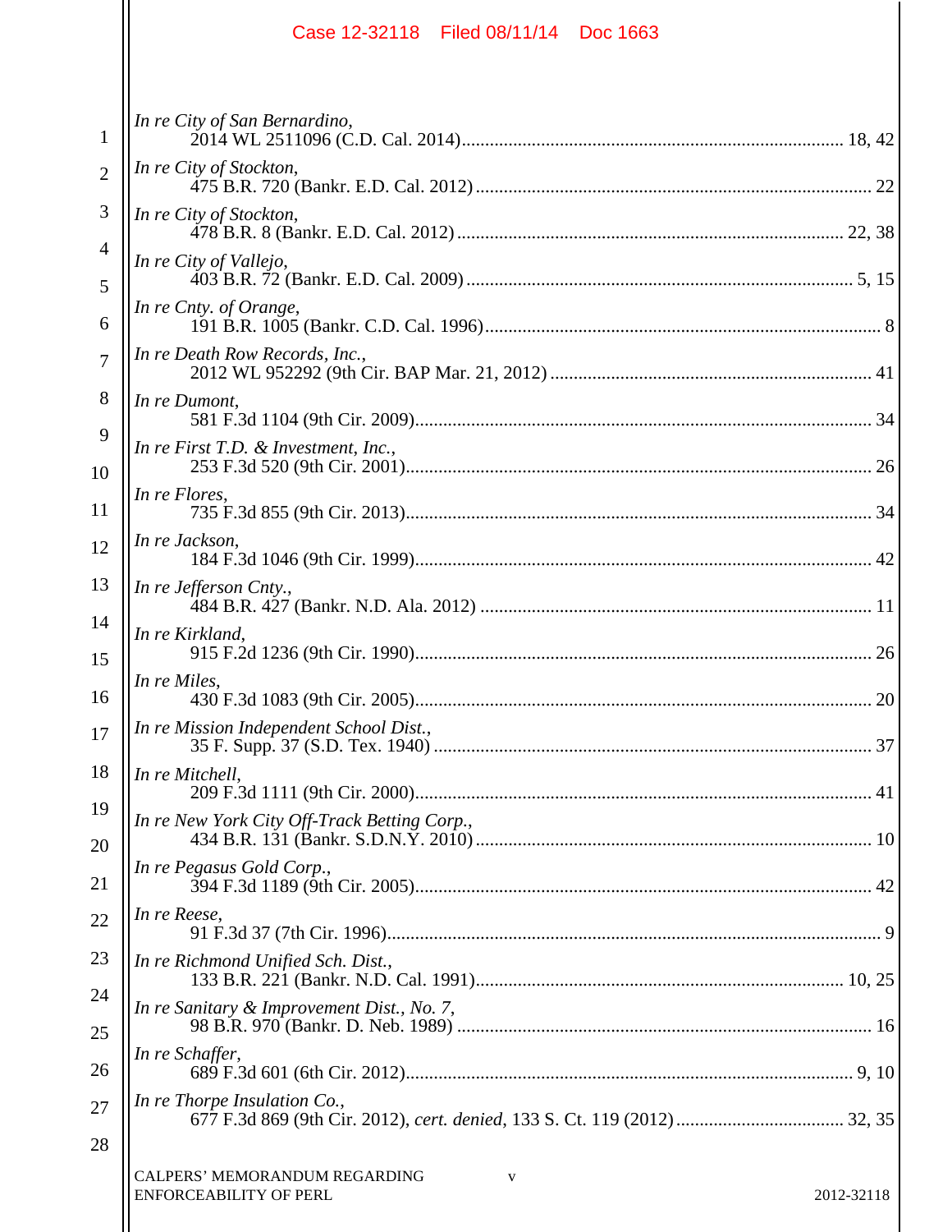*In re City of San Bernardino*,
2014 WL 2511096 (C.D. Cal. 2014) ............ 18, 42

*In re City of Stockton*,
475 B.R. 720 (Bankr. E.D. Cal. 2012) ............ 22

*In re City of Stockton*,
478 B.R. 8 (Bankr. E.D. Cal. 2012) ............ 22, 38

*In re City of Vallejo*,
403 B.R. 72 (Bankr. E.D. Cal. 2009) ............ 5, 15

*In re Cnty. of Orange*,
191 B.R. 1005 (Bankr. C.D. Cal. 1996) ............ 8

*In re Death Row Records, Inc.*,
2012 WL 952292 (9th Cir. BAP Mar. 21, 2012) ............ 41

*In re Dumont*,
581 F.3d 1104 (9th Cir. 2009) ............ 34

*In re First T.D. & Investment, Inc.*,
253 F.3d 520 (9th Cir. 2001) ............ 26

*In re Flores*,
735 F.3d 855 (9th Cir. 2013) ............ 34

*In re Jackson*,
184 F.3d 1046 (9th Cir. 1999) ............ 42

*In re Jefferson Cnty.*,
484 B.R. 427 (Bankr. N.D. Ala. 2012) ............ 11

*In re Kirkland*,
915 F.2d 1236 (9th Cir. 1990) ............ 26

*In re Miles*,
430 F.3d 1083 (9th Cir. 2005) ............ 20

*In re Mission Independent School Dist.*,
35 F. Supp. 37 (S.D. Tex. 1940) ............ 37

*In re Mitchell*,
209 F.3d 1111 (9th Cir. 2000) ............ 41

*In re New York City Off-Track Betting Corp.*,
434 B.R. 131 (Bankr. S.D.N.Y. 2010) ............ 10

*In re Pegasus Gold Corp.*,
394 F.3d 1189 (9th Cir. 2005) ............ 42

*In re Reese*,
91 F.3d 37 (7th Cir. 1996) ............ 9

*In re Richmond Unified Sch. Dist.*,
133 B.R. 221 (Bankr. N.D. Cal. 1991) ............ 10, 25

*In re Sanitary & Improvement Dist., No. 7*,
98 B.R. 970 (Bankr. D. Neb. 1989) ............ 16

*In re Schaffer*,
689 F.3d 601 (6th Cir. 2012) ............ 9, 10

*In re Thorpe Insulation Co.*,
677 F.3d 869 (9th Cir. 2012), *cert. denied*, 133 S. Ct. 119 (2012) ............ 32, 35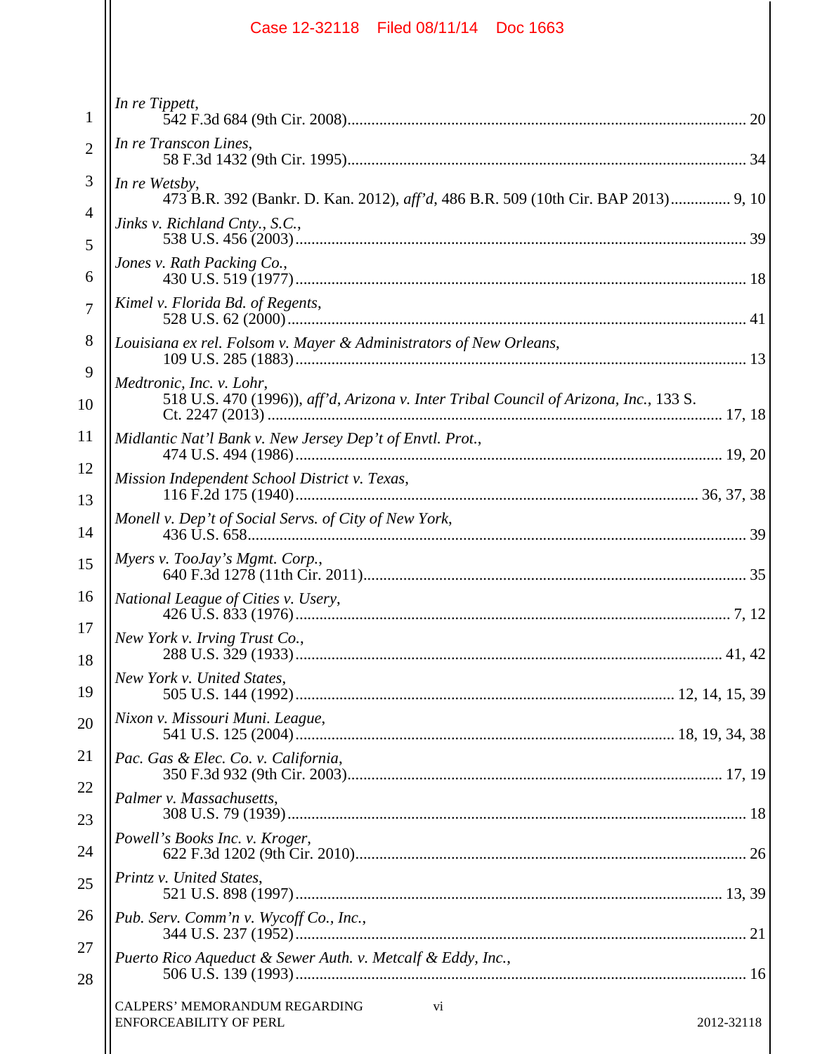*In re Tippett*,
542 F.3d 684 (9th Cir. 2008) ........ 20

*In re Transcon Lines*,
58 F.3d 1432 (9th Cir. 1995) ........ 34

*In re Wetsby*,
473 B.R. 392 (Bankr. D. Kan. 2012), *aff'd*, 486 B.R. 509 (10th Cir. BAP 2013) ........ 9, 10

*Jinks v. Richland Cnty., S.C.*,
538 U.S. 456 (2003) ........ 39

*Jones v. Rath Packing Co.*,
430 U.S. 519 (1977) ........ 18

*Kimel v. Florida Bd. of Regents*,
528 U.S. 62 (2000) ........ 41

*Louisiana ex rel. Folsom v. Mayer & Administrators of New Orleans*,
109 U.S. 285 (1883) ........ 13

*Medtronic, Inc. v. Lohr*,
518 U.S. 470 (1996)), *aff'd*, *Arizona v. Inter Tribal Council of Arizona, Inc.*, 133 S. Ct. 2247 (2013) ........ 17, 18

*Midlantic Nat'l Bank v. New Jersey Dep't of Envtl. Prot.*,
474 U.S. 494 (1986) ........ 19, 20

*Mission Independent School District v. Texas*,
116 F.2d 175 (1940) ........ 36, 37, 38

*Monell v. Dep't of Social Servs. of City of New York*,
436 U.S. 658 ........ 39

*Myers v. TooJay's Mgmt. Corp.*,
640 F.3d 1278 (11th Cir. 2011) ........ 35

*National League of Cities v. Usery*,
426 U.S. 833 (1976) ........ 7, 12

*New York v. Irving Trust Co.*,
288 U.S. 329 (1933) ........ 41, 42

*New York v. United States*,
505 U.S. 144 (1992) ........ 12, 14, 15, 39

*Nixon v. Missouri Muni. League*,
541 U.S. 125 (2004) ........ 18, 19, 34, 38

*Pac. Gas & Elec. Co. v. California*,
350 F.3d 932 (9th Cir. 2003) ........ 17, 19

*Palmer v. Massachusetts*,
308 U.S. 79 (1939) ........ 18

*Powell's Books Inc. v. Kroger*,
622 F.3d 1202 (9th Cir. 2010) ........ 26

*Printz v. United States*,
521 U.S. 898 (1997) ........ 13, 39

*Pub. Serv. Comm'n v. Wycoff Co., Inc.*,
344 U.S. 237 (1952) ........ 21

*Puerto Rico Aqueduct & Sewer Auth. v. Metcalf & Eddy, Inc.*,
506 U.S. 139 (1993) ........ 16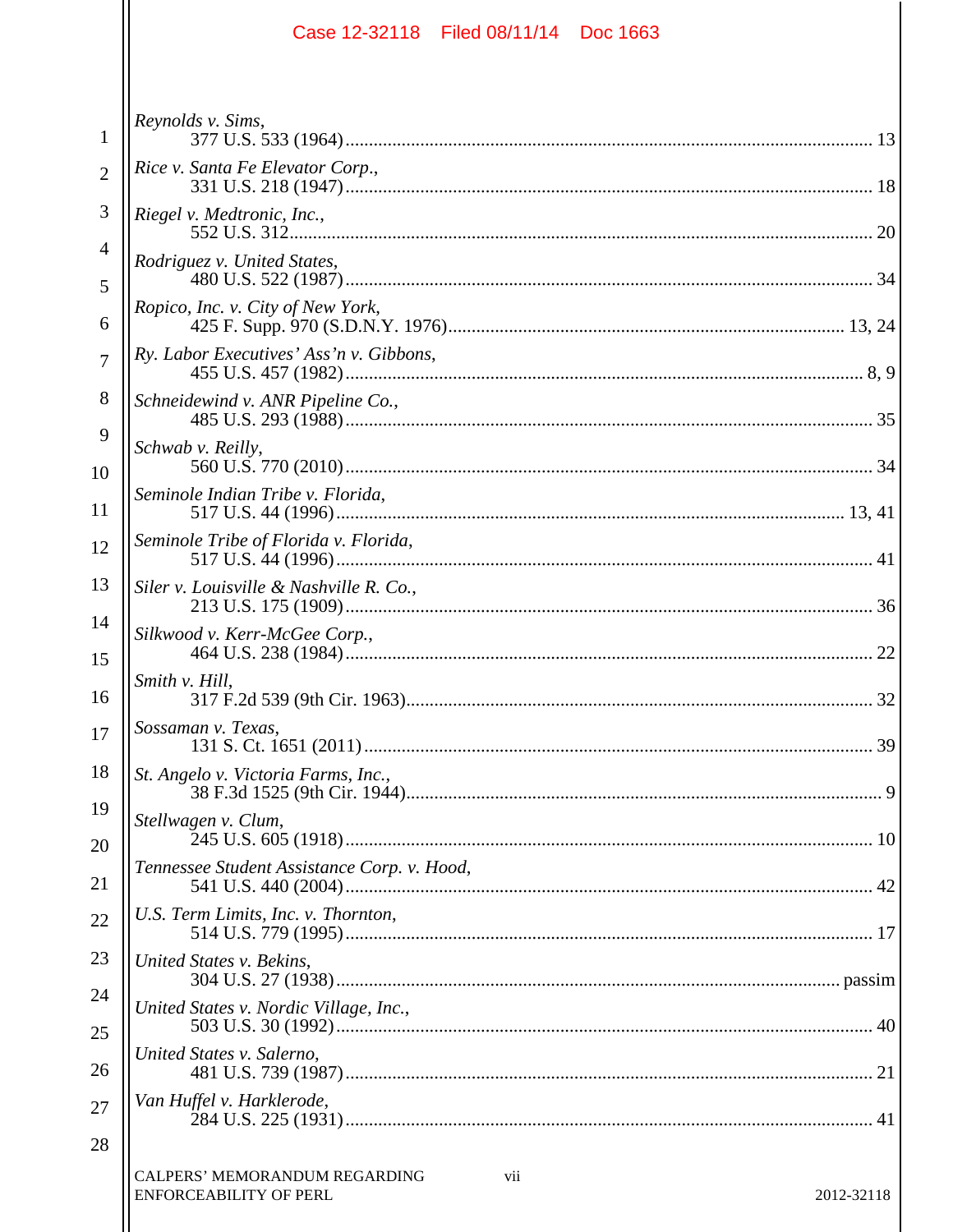*Reynolds v. Sims*,
377 U.S. 533 (1964)........................................................................................................ 13

*Rice v. Santa Fe Elevator Corp*.,
331 U.S. 218 (1947)........................................................................................................ 18

*Riegel v. Medtronic, Inc.*,
552 U.S. 312.................................................................................................................. 20

*Rodriguez v. United States*,
480 U.S. 522 (1987)........................................................................................................ 34

*Ropico, Inc. v. City of New York*,
425 F. Supp. 970 (S.D.N.Y. 1976).......................................................................... 13, 24

*Ry. Labor Executives' Ass'n v. Gibbons*,
455 U.S. 457 (1982)...................................................................................................... 8, 9

*Schneidewind v. ANR Pipeline Co.*,
485 U.S. 293 (1988)........................................................................................................ 35

*Schwab v. Reilly*,
560 U.S. 770 (2010)........................................................................................................ 34

*Seminole Indian Tribe v. Florida*,
517 U.S. 44 (1996)..................................................................................................... 13, 41

*Seminole Tribe of Florida v. Florida*,
517 U.S. 44 (1996).......................................................................................................... 41

*Siler v. Louisville & Nashville R. Co.*,
213 U.S. 175 (1909)........................................................................................................ 36

*Silkwood v. Kerr-McGee Corp.*,
464 U.S. 238 (1984)........................................................................................................ 22

*Smith v. Hill*,
317 F.2d 539 (9th Cir. 1963)........................................................................................... 32

*Sossaman v. Texas*,
131 S. Ct. 1651 (2011).................................................................................................... 39

*St. Angelo v. Victoria Farms, Inc.*,
38 F.3d 1525 (9th Cir. 1944)............................................................................................. 9

*Stellwagen v. Clum*,
245 U.S. 605 (1918)........................................................................................................ 10

*Tennessee Student Assistance Corp. v. Hood*,
541 U.S. 440 (2004)........................................................................................................ 42

*U.S. Term Limits, Inc. v. Thornton*,
514 U.S. 779 (1995)........................................................................................................ 17

*United States v. Bekins*,
304 U.S. 27 (1938)..................................................................................................... passim

*United States v. Nordic Village, Inc.*,
503 U.S. 30 (1992).......................................................................................................... 40

*United States v. Salerno*,
481 U.S. 739 (1987)........................................................................................................ 21

*Van Huffel v. Harklerode*,
284 U.S. 225 (1931)........................................................................................................ 41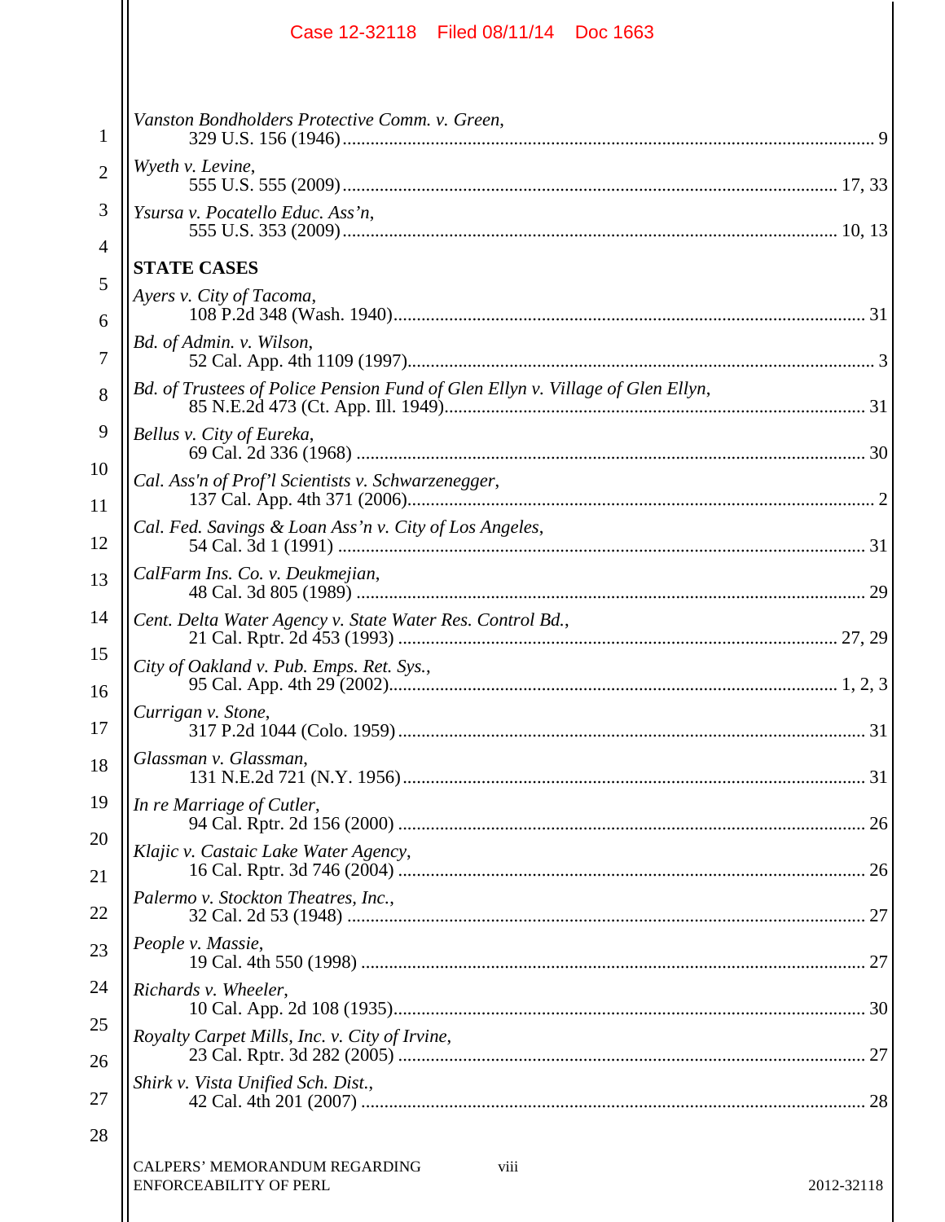*Vanston Bondholders Protective Comm. v. Green*,
329 U.S. 156 (1946) ........................................................................................................ 9

*Wyeth v. Levine*,
555 U.S. 555 (2009) ........................................................................................................ 17, 33

*Ysursa v. Pocatello Educ. Ass'n*,
555 U.S. 353 (2009) ........................................................................................................ 10, 13

**STATE CASES**

*Ayers v. City of Tacoma*,
108 P.2d 348 (Wash. 1940) ........................................................................................................ 31

*Bd. of Admin. v. Wilson*,
52 Cal. App. 4th 1109 (1997) ........................................................................................................ 3

*Bd. of Trustees of Police Pension Fund of Glen Ellyn v. Village of Glen Ellyn*,
85 N.E.2d 473 (Ct. App. Ill. 1949) ........................................................................................................ 31

*Bellus v. City of Eureka*,
69 Cal. 2d 336 (1968) ........................................................................................................ 30

*Cal. Ass'n of Prof'l Scientists v. Schwarzenegger*,
137 Cal. App. 4th 371 (2006) ........................................................................................................ 2

*Cal. Fed. Savings & Loan Ass'n v. City of Los Angeles*,
54 Cal. 3d 1 (1991) ........................................................................................................ 31

*CalFarm Ins. Co. v. Deukmejian*,
48 Cal. 3d 805 (1989) ........................................................................................................ 29

*Cent. Delta Water Agency v. State Water Res. Control Bd.*,
21 Cal. Rptr. 2d 453 (1993) ........................................................................................................ 27, 29

*City of Oakland v. Pub. Emps. Ret. Sys.*,
95 Cal. App. 4th 29 (2002) ........................................................................................................ 1, 2, 3

*Currigan v. Stone*,
317 P.2d 1044 (Colo. 1959) ........................................................................................................ 31

*Glassman v. Glassman*,
131 N.E.2d 721 (N.Y. 1956) ........................................................................................................ 31

*In re Marriage of Cutler*,
94 Cal. Rptr. 2d 156 (2000) ........................................................................................................ 26

*Klajic v. Castaic Lake Water Agency*,
16 Cal. Rptr. 3d 746 (2004) ........................................................................................................ 26

*Palermo v. Stockton Theatres, Inc.*,
32 Cal. 2d 53 (1948) ........................................................................................................ 27

*People v. Massie*,
19 Cal. 4th 550 (1998) ........................................................................................................ 27

*Richards v. Wheeler*,
10 Cal. App. 2d 108 (1935) ........................................................................................................ 30

*Royalty Carpet Mills, Inc. v. City of Irvine*,
23 Cal. Rptr. 3d 282 (2005) ........................................................................................................ 27

*Shirk v. Vista Unified Sch. Dist.*,
42 Cal. 4th 201 (2007) ........................................................................................................ 28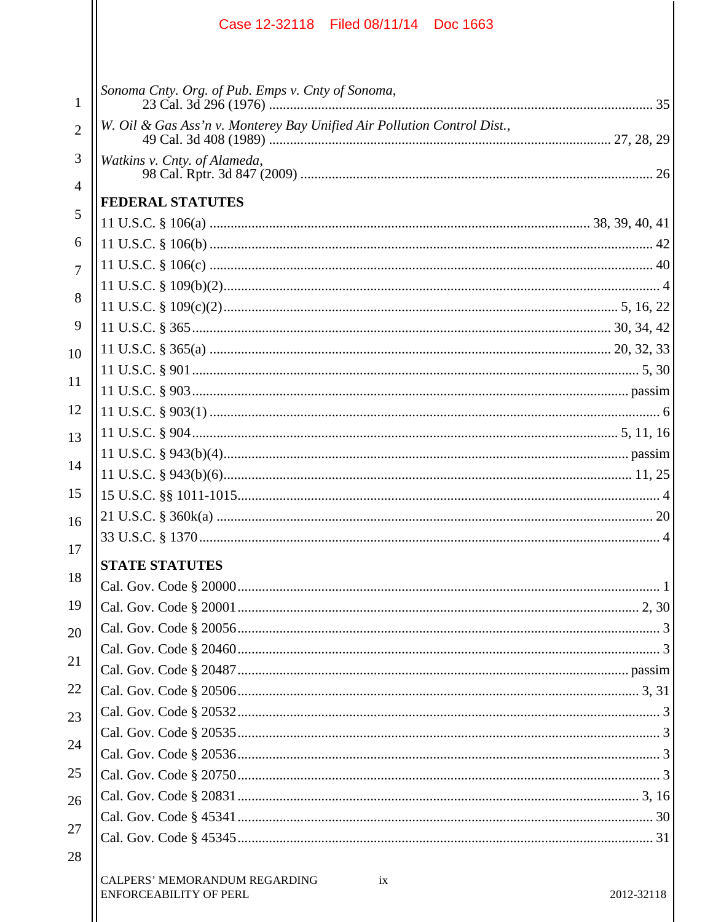*Sonoma Cnty. Org. of Pub. Emps v. Cnty of Sonoma*,
23 Cal. 3d 296 (1976) ............................................................................................................ 35

*W. Oil & Gas Ass'n v. Monterey Bay Unified Air Pollution Control Dist.*,
49 Cal. 3d 408 (1989) ............................................................................................... 27, 28, 29

*Watkins v. Cnty. of Alameda*,
98 Cal. Rptr. 3d 847 (2009) ................................................................................................... 26

**FEDERAL STATUTES**

11 U.S.C. § 106(a) .......................................................................................... 38, 39, 40, 41

11 U.S.C. § 106(b) ............................................................................................................ 42

11 U.S.C. § 106(c) ............................................................................................................ 40

11 U.S.C. § 109(b)(2)............................................................................................................ 4

11 U.S.C. § 109(c)(2)..................................................................................................... 5, 16, 22

11 U.S.C. § 365..................................................................................................... 30, 34, 42

11 U.S.C. § 365(a) ....................................................................................................... 20, 32, 33

11 U.S.C. § 901............................................................................................................ 5, 30

11 U.S.C. § 903........................................................................................................ passim

11 U.S.C. § 903(1) ............................................................................................................... 6

11 U.S.C. § 904........................................................................................................ 5, 11, 16

11 U.S.C. § 943(b)(4)............................................................................................... passim

11 U.S.C. § 943(b)(6)........................................................................................................ 11, 25

15 U.S.C. §§ 1011-1015......................................................................................................... 4

21 U.S.C. § 360k(a) ............................................................................................................ 20

33 U.S.C. § 1370................................................................................................................... 4

**STATE STATUTES**

Cal. Gov. Code § 20000....................................................................................................... 1

Cal. Gov. Code § 20001.................................................................................................. 2, 30

Cal. Gov. Code § 20056...................................................................................................... 3

Cal. Gov. Code § 20460...................................................................................................... 3

Cal. Gov. Code § 20487.............................................................................................. passim

Cal. Gov. Code § 20506.................................................................................................. 3, 31

Cal. Gov. Code § 20532...................................................................................................... 3

Cal. Gov. Code § 20535...................................................................................................... 3

Cal. Gov. Code § 20536...................................................................................................... 3

Cal. Gov. Code § 20750...................................................................................................... 3

Cal. Gov. Code § 20831.................................................................................................. 3, 16

Cal. Gov. Code § 45341.................................................................................................... 30

Cal. Gov. Code § 45345.................................................................................................... 31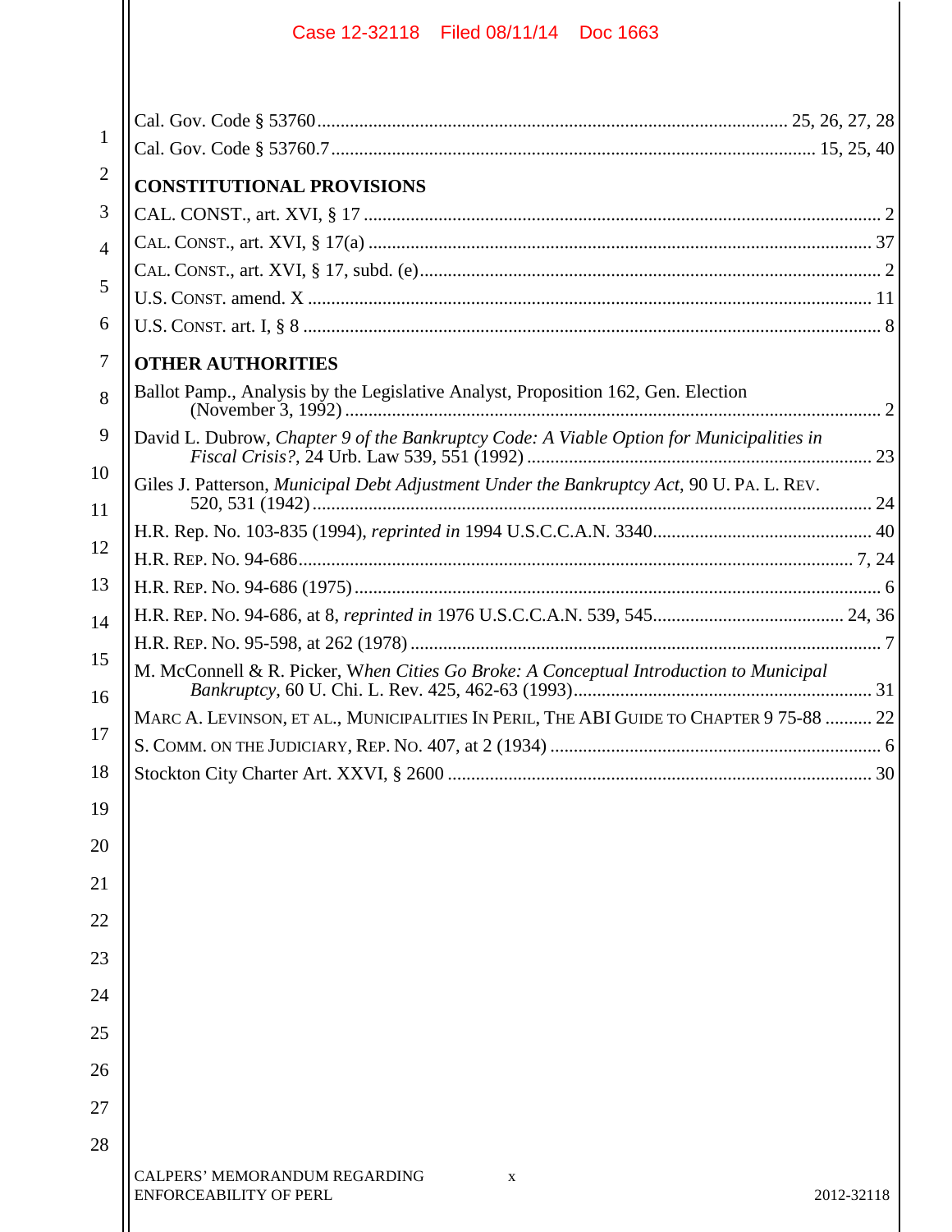Cal. Gov. Code § 53760 .................................................................................................... 25, 26, 27, 28

Cal. Gov. Code § 53760.7 ....................................................................................................... 15, 25, 40

**CONSTITUTIONAL PROVISIONS**

CAL. CONST., art. XVI, § 17 ............................................................................................................. 2

CAL. CONST., art. XVI, § 17(a) ......................................................................................................... 37

CAL. CONST., art. XVI, § 17, subd. (e) ................................................................................................ 2

U.S. CONST. amend. X ...................................................................................................................... 11

U.S. CONST. art. I, § 8 ......................................................................................................................... 8

**OTHER AUTHORITIES**

Ballot Pamp., Analysis by the Legislative Analyst, Proposition 162, Gen. Election (November 3, 1992) ................................................................................................................ 2

David L. Dubrow, *Chapter 9 of the Bankruptcy Code: A Viable Option for Municipalities in Fiscal Crisis?*, 24 Urb. Law 539, 551 (1992) ......................................................................... 23

Giles J. Patterson, *Municipal Debt Adjustment Under the Bankruptcy Act*, 90 U. PA. L. REV. 520, 531 (1942) ...................................................................................................................... 24

H.R. Rep. No. 103-835 (1994), *reprinted in* 1994 U.S.C.C.A.N. 3340 .............................................. 40

H.R. REP. NO. 94-686 ...................................................................................................................... 7, 24

H.R. REP. NO. 94-686 (1975) ............................................................................................................... 6

H.R. REP. NO. 94-686, at 8, *reprinted in* 1976 U.S.C.C.A.N. 539, 545 ......................................... 24, 36

H.R. REP. NO. 95-598, at 262 (1978) ................................................................................................... 7

M. McConnell & R. Picker, *When Cities Go Broke: A Conceptual Introduction to Municipal Bankruptcy*, 60 U. Chi. L. Rev. 425, 462-63 (1993) ............................................................... 31

MARC A. LEVINSON, ET AL., MUNICIPALITIES IN PERIL, THE ABI GUIDE TO CHAPTER 9 75-88 .......... 22

S. COMM. ON THE JUDICIARY, REP. NO. 407, at 2 (1934) ...................................................................... 6

Stockton City Charter Art. XXVI, § 2600 .......................................................................................... 30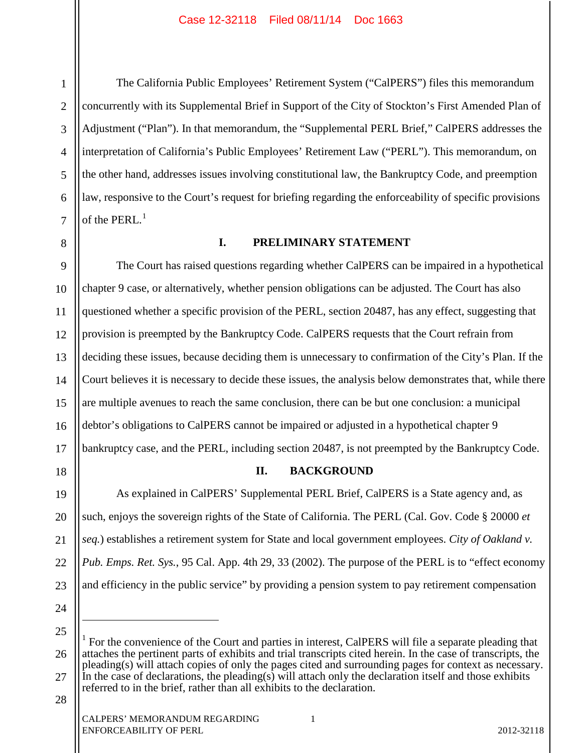The California Public Employees' Retirement System ("CalPERS") files this memorandum concurrently with its Supplemental Brief in Support of the City of Stockton's First Amended Plan of Adjustment ("Plan"). In that memorandum, the "Supplemental PERL Brief," CalPERS addresses the interpretation of California's Public Employees' Retirement Law ("PERL"). This memorandum, on the other hand, addresses issues involving constitutional law, the Bankruptcy Code, and preemption law, responsive to the Court's request for briefing regarding the enforceability of specific provisions of the PERL.[1]

## I. PRELIMINARY STATEMENT

The Court has raised questions regarding whether CalPERS can be impaired in a hypothetical chapter 9 case, or alternatively, whether pension obligations can be adjusted. The Court has also questioned whether a specific provision of the PERL, section 20487, has any effect, suggesting that provision is preempted by the Bankruptcy Code. CalPERS requests that the Court refrain from deciding these issues, because deciding them is unnecessary to confirmation of the City's Plan. If the Court believes it is necessary to decide these issues, the analysis below demonstrates that, while there are multiple avenues to reach the same conclusion, there can be but one conclusion: a municipal debtor's obligations to CalPERS cannot be impaired or adjusted in a hypothetical chapter 9 bankruptcy case, and the PERL, including section 20487, is not preempted by the Bankruptcy Code.

## II. BACKGROUND

As explained in CalPERS' Supplemental PERL Brief, CalPERS is a State agency and, as such, enjoys the sovereign rights of the State of California. The PERL (Cal. Gov. Code § 20000 *et seq.*) establishes a retirement system for State and local government employees. *City of Oakland v. Pub. Emps. Ret. Sys.*, 95 Cal. App. 4th 29, 33 (2002). The purpose of the PERL is to "effect economy and efficiency in the public service" by providing a pension system to pay retirement compensation

[1] For the convenience of the Court and parties in interest, CalPERS will file a separate pleading that attaches the pertinent parts of exhibits and trial transcripts cited herein. In the case of transcripts, the pleading(s) will attach copies of only the pages cited and surrounding pages for context as necessary. In the case of declarations, the pleading(s) will attach only the declaration itself and those exhibits referred to in the brief, rather than all exhibits to the declaration.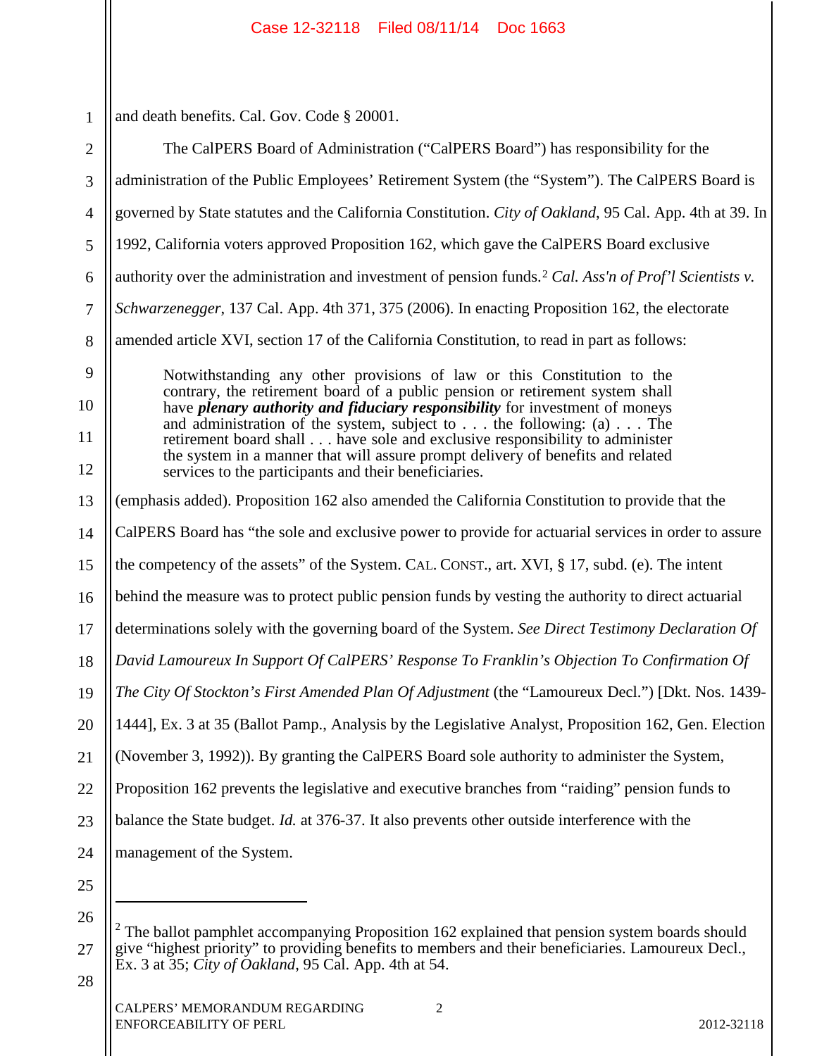and death benefits. Cal. Gov. Code § 20001.

The CalPERS Board of Administration ("CalPERS Board") has responsibility for the administration of the Public Employees' Retirement System (the "System"). The CalPERS Board is governed by State statutes and the California Constitution. *City of Oakland*, 95 Cal. App. 4th at 39. In 1992, California voters approved Proposition 162, which gave the CalPERS Board exclusive authority over the administration and investment of pension funds.[2] *Cal. Ass'n of Prof'l Scientists v. Schwarzenegger*, 137 Cal. App. 4th 371, 375 (2006). In enacting Proposition 162, the electorate amended article XVI, section 17 of the California Constitution, to read in part as follows:

> Notwithstanding any other provisions of law or this Constitution to the contrary, the retirement board of a public pension or retirement system shall have ***plenary authority and fiduciary responsibility*** for investment of moneys and administration of the system, subject to . . . the following: (a) . . . The retirement board shall . . . have sole and exclusive responsibility to administer the system in a manner that will assure prompt delivery of benefits and related services to the participants and their beneficiaries.

(emphasis added). Proposition 162 also amended the California Constitution to provide that the CalPERS Board has "the sole and exclusive power to provide for actuarial services in order to assure the competency of the assets" of the System. CAL. CONST., art. XVI, § 17, subd. (e). The intent behind the measure was to protect public pension funds by vesting the authority to direct actuarial determinations solely with the governing board of the System. *See Direct Testimony Declaration Of David Lamoureux In Support Of CalPERS' Response To Franklin's Objection To Confirmation Of The City Of Stockton's First Amended Plan Of Adjustment* (the "Lamoureux Decl.") [Dkt. Nos. 1439-1444], Ex. 3 at 35 (Ballot Pamp., Analysis by the Legislative Analyst, Proposition 162, Gen. Election (November 3, 1992)). By granting the CalPERS Board sole authority to administer the System, Proposition 162 prevents the legislative and executive branches from "raiding" pension funds to balance the State budget. *Id.* at 376-37. It also prevents other outside interference with the management of the System.

---

[2] The ballot pamphlet accompanying Proposition 162 explained that pension system boards should give "highest priority" to providing benefits to members and their beneficiaries. Lamoureux Decl., Ex. 3 at 35; *City of Oakland*, 95 Cal. App. 4th at 54.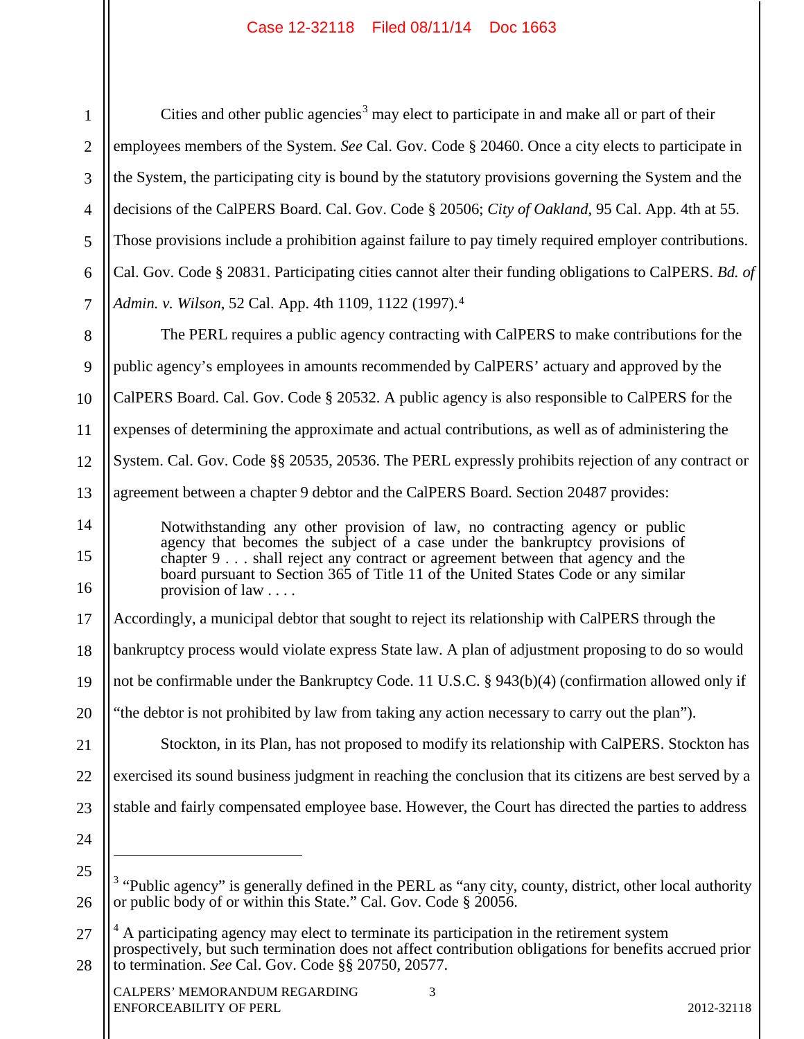Cities and other public agencies[3] may elect to participate in and make all or part of their employees members of the System. *See* Cal. Gov. Code § 20460. Once a city elects to participate in the System, the participating city is bound by the statutory provisions governing the System and the decisions of the CalPERS Board. Cal. Gov. Code § 20506; *City of Oakland*, 95 Cal. App. 4th at 55. Those provisions include a prohibition against failure to pay timely required employer contributions. Cal. Gov. Code § 20831. Participating cities cannot alter their funding obligations to CalPERS. *Bd. of Admin. v. Wilson*, 52 Cal. App. 4th 1109, 1122 (1997).[4]

The PERL requires a public agency contracting with CalPERS to make contributions for the public agency's employees in amounts recommended by CalPERS' actuary and approved by the CalPERS Board. Cal. Gov. Code § 20532. A public agency is also responsible to CalPERS for the expenses of determining the approximate and actual contributions, as well as of administering the System. Cal. Gov. Code §§ 20535, 20536. The PERL expressly prohibits rejection of any contract or agreement between a chapter 9 debtor and the CalPERS Board. Section 20487 provides:

> Notwithstanding any other provision of law, no contracting agency or public agency that becomes the subject of a case under the bankruptcy provisions of chapter 9 . . . shall reject any contract or agreement between that agency and the board pursuant to Section 365 of Title 11 of the United States Code or any similar provision of law . . . .

Accordingly, a municipal debtor that sought to reject its relationship with CalPERS through the bankruptcy process would violate express State law. A plan of adjustment proposing to do so would not be confirmable under the Bankruptcy Code. 11 U.S.C. § 943(b)(4) (confirmation allowed only if "the debtor is not prohibited by law from taking any action necessary to carry out the plan").

Stockton, in its Plan, has not proposed to modify its relationship with CalPERS. Stockton has exercised its sound business judgment in reaching the conclusion that its citizens are best served by a stable and fairly compensated employee base. However, the Court has directed the parties to address

---

[3] "Public agency" is generally defined in the PERL as "any city, county, district, other local authority or public body of or within this State." Cal. Gov. Code § 20056.

[4] A participating agency may elect to terminate its participation in the retirement system prospectively, but such termination does not affect contribution obligations for benefits accrued prior to termination. *See* Cal. Gov. Code §§ 20750, 20577.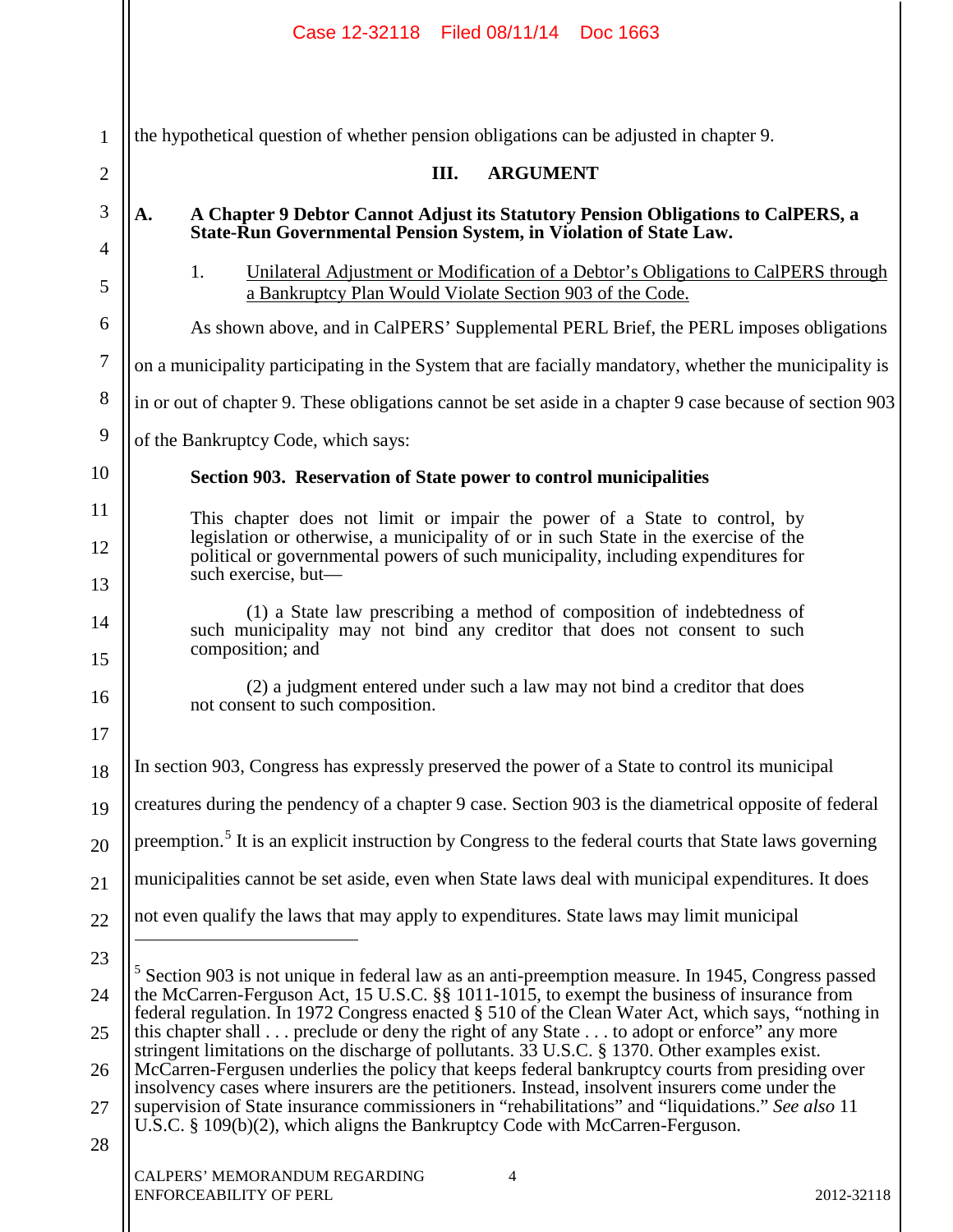the hypothetical question of whether pension obligations can be adjusted in chapter 9.

## III. ARGUMENT

### A. A Chapter 9 Debtor Cannot Adjust its Statutory Pension Obligations to CalPERS, a State-Run Governmental Pension System, in Violation of State Law.

#### 1. Unilateral Adjustment or Modification of a Debtor's Obligations to CalPERS through a Bankruptcy Plan Would Violate Section 903 of the Code.

As shown above, and in CalPERS' Supplemental PERL Brief, the PERL imposes obligations on a municipality participating in the System that are facially mandatory, whether the municipality is in or out of chapter 9. These obligations cannot be set aside in a chapter 9 case because of section 903 of the Bankruptcy Code, which says:

> **Section 903. Reservation of State power to control municipalities**
>
> This chapter does not limit or impair the power of a State to control, by legislation or otherwise, a municipality of or in such State in the exercise of the political or governmental powers of such municipality, including expenditures for such exercise, but—
>
> (1) a State law prescribing a method of composition of indebtedness of such municipality may not bind any creditor that does not consent to such composition; and
>
> (2) a judgment entered under such a law may not bind a creditor that does not consent to such composition.

In section 903, Congress has expressly preserved the power of a State to control its municipal creatures during the pendency of a chapter 9 case. Section 903 is the diametrical opposite of federal preemption.[5] It is an explicit instruction by Congress to the federal courts that State laws governing municipalities cannot be set aside, even when State laws deal with municipal expenditures. It does not even qualify the laws that may apply to expenditures. State laws may limit municipal

---

[5] Section 903 is not unique in federal law as an anti-preemption measure. In 1945, Congress passed the McCarren-Ferguson Act, 15 U.S.C. §§ 1011-1015, to exempt the business of insurance from federal regulation. In 1972 Congress enacted § 510 of the Clean Water Act, which says, "nothing in this chapter shall . . . preclude or deny the right of any State . . . to adopt or enforce" any more stringent limitations on the discharge of pollutants. 33 U.S.C. § 1370. Other examples exist. McCarren-Fergusen underlies the policy that keeps federal bankruptcy courts from presiding over insolvency cases where insurers are the petitioners. Instead, insolvent insurers come under the supervision of State insurance commissioners in "rehabilitations" and "liquidations." *See also* 11 U.S.C. § 109(b)(2), which aligns the Bankruptcy Code with McCarren-Ferguson.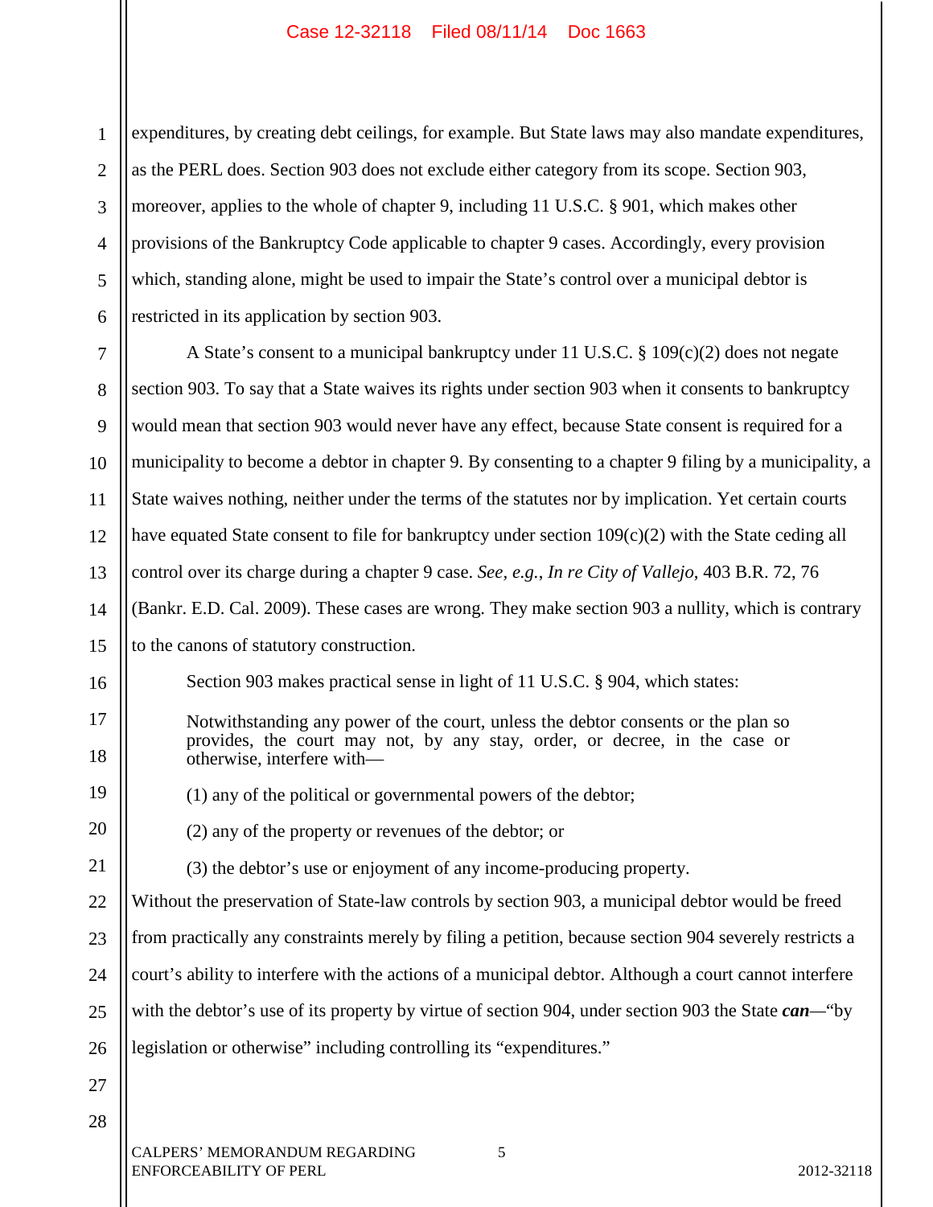expenditures, by creating debt ceilings, for example. But State laws may also mandate expenditures, as the PERL does. Section 903 does not exclude either category from its scope. Section 903, moreover, applies to the whole of chapter 9, including 11 U.S.C. § 901, which makes other provisions of the Bankruptcy Code applicable to chapter 9 cases. Accordingly, every provision which, standing alone, might be used to impair the State's control over a municipal debtor is restricted in its application by section 903.

A State's consent to a municipal bankruptcy under 11 U.S.C. § 109(c)(2) does not negate section 903. To say that a State waives its rights under section 903 when it consents to bankruptcy would mean that section 903 would never have any effect, because State consent is required for a municipality to become a debtor in chapter 9. By consenting to a chapter 9 filing by a municipality, a State waives nothing, neither under the terms of the statutes nor by implication. Yet certain courts have equated State consent to file for bankruptcy under section 109(c)(2) with the State ceding all control over its charge during a chapter 9 case. *See, e.g., In re City of Vallejo*, 403 B.R. 72, 76 (Bankr. E.D. Cal. 2009). These cases are wrong. They make section 903 a nullity, which is contrary to the canons of statutory construction.

Section 903 makes practical sense in light of 11 U.S.C. § 904, which states:

> Notwithstanding any power of the court, unless the debtor consents or the plan so provides, the court may not, by any stay, order, or decree, in the case or otherwise, interfere with—
>
> (1) any of the political or governmental powers of the debtor;
>
> (2) any of the property or revenues of the debtor; or
>
> (3) the debtor's use or enjoyment of any income-producing property.

Without the preservation of State-law controls by section 903, a municipal debtor would be freed from practically any constraints merely by filing a petition, because section 904 severely restricts a court's ability to interfere with the actions of a municipal debtor. Although a court cannot interfere with the debtor's use of its property by virtue of section 904, under section 903 the State ***can***—"by legislation or otherwise" including controlling its "expenditures."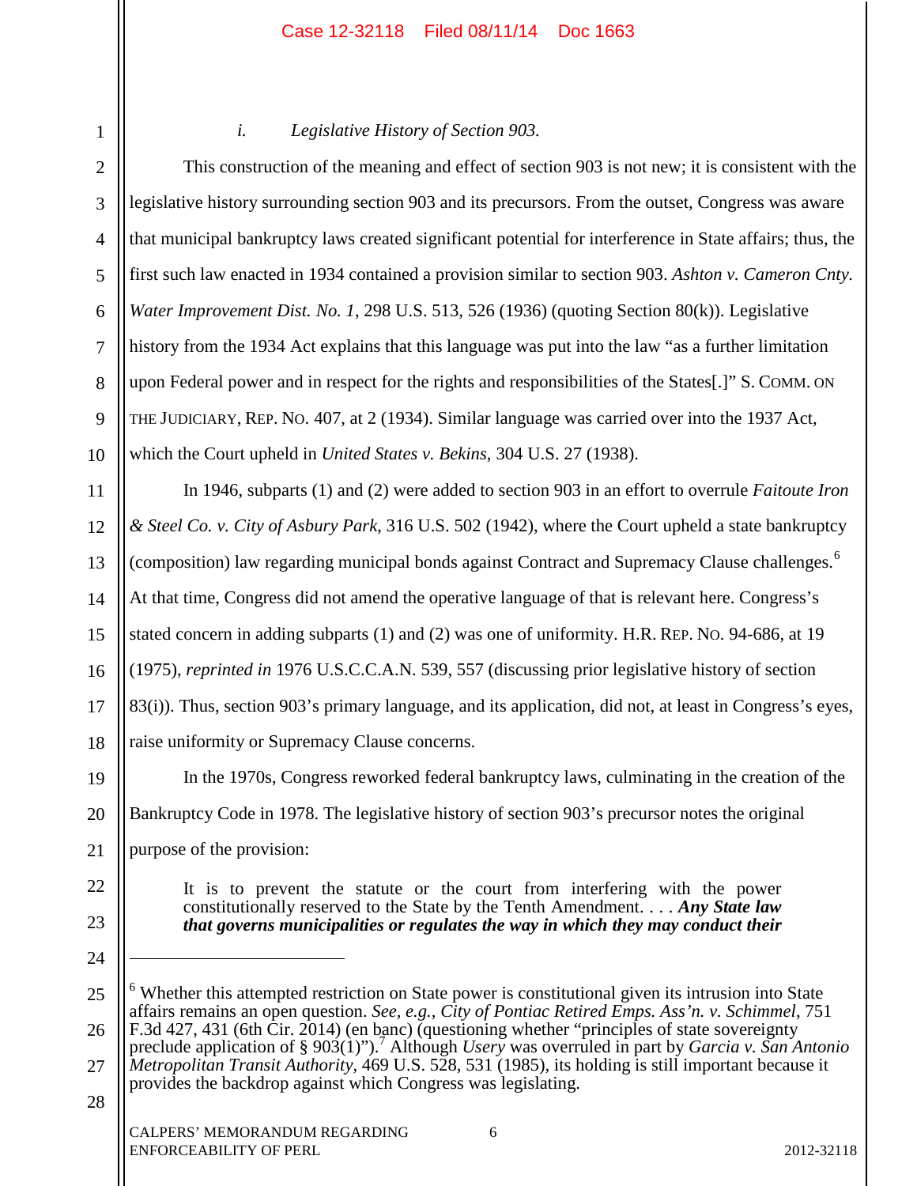*i. Legislative History of Section 903.*

This construction of the meaning and effect of section 903 is not new; it is consistent with the legislative history surrounding section 903 and its precursors. From the outset, Congress was aware that municipal bankruptcy laws created significant potential for interference in State affairs; thus, the first such law enacted in 1934 contained a provision similar to section 903. *Ashton v. Cameron Cnty. Water Improvement Dist. No. 1*, 298 U.S. 513, 526 (1936) (quoting Section 80(k)). Legislative history from the 1934 Act explains that this language was put into the law "as a further limitation upon Federal power and in respect for the rights and responsibilities of the States[.]" S. COMM. ON THE JUDICIARY, REP. NO. 407, at 2 (1934). Similar language was carried over into the 1937 Act, which the Court upheld in *United States v. Bekins*, 304 U.S. 27 (1938).

In 1946, subparts (1) and (2) were added to section 903 in an effort to overrule *Faitoute Iron & Steel Co. v. City of Asbury Park*, 316 U.S. 502 (1942), where the Court upheld a state bankruptcy (composition) law regarding municipal bonds against Contract and Supremacy Clause challenges.[6] At that time, Congress did not amend the operative language of that is relevant here. Congress's stated concern in adding subparts (1) and (2) was one of uniformity. H.R. REP. NO. 94-686, at 19 (1975), *reprinted in* 1976 U.S.C.C.A.N. 539, 557 (discussing prior legislative history of section 83(i)). Thus, section 903's primary language, and its application, did not, at least in Congress's eyes, raise uniformity or Supremacy Clause concerns.

In the 1970s, Congress reworked federal bankruptcy laws, culminating in the creation of the Bankruptcy Code in 1978. The legislative history of section 903's precursor notes the original purpose of the provision:

> It is to prevent the statute or the court from interfering with the power constitutionally reserved to the State by the Tenth Amendment. . . . ***Any State law that governs municipalities or regulates the way in which they may conduct their***

---

[6] Whether this attempted restriction on State power is constitutional given its intrusion into State affairs remains an open question. *See, e.g.*, *City of Pontiac Retired Emps. Ass'n. v. Schimmel*, 751 F.3d 427, 431 (6th Cir. 2014) (en banc) (questioning whether "principles of state sovereignty preclude application of § 903(1)").[7] Although *Usery* was overruled in part by *Garcia v. San Antonio Metropolitan Transit Authority*, 469 U.S. 528, 531 (1985), its holding is still important because it provides the backdrop against which Congress was legislating.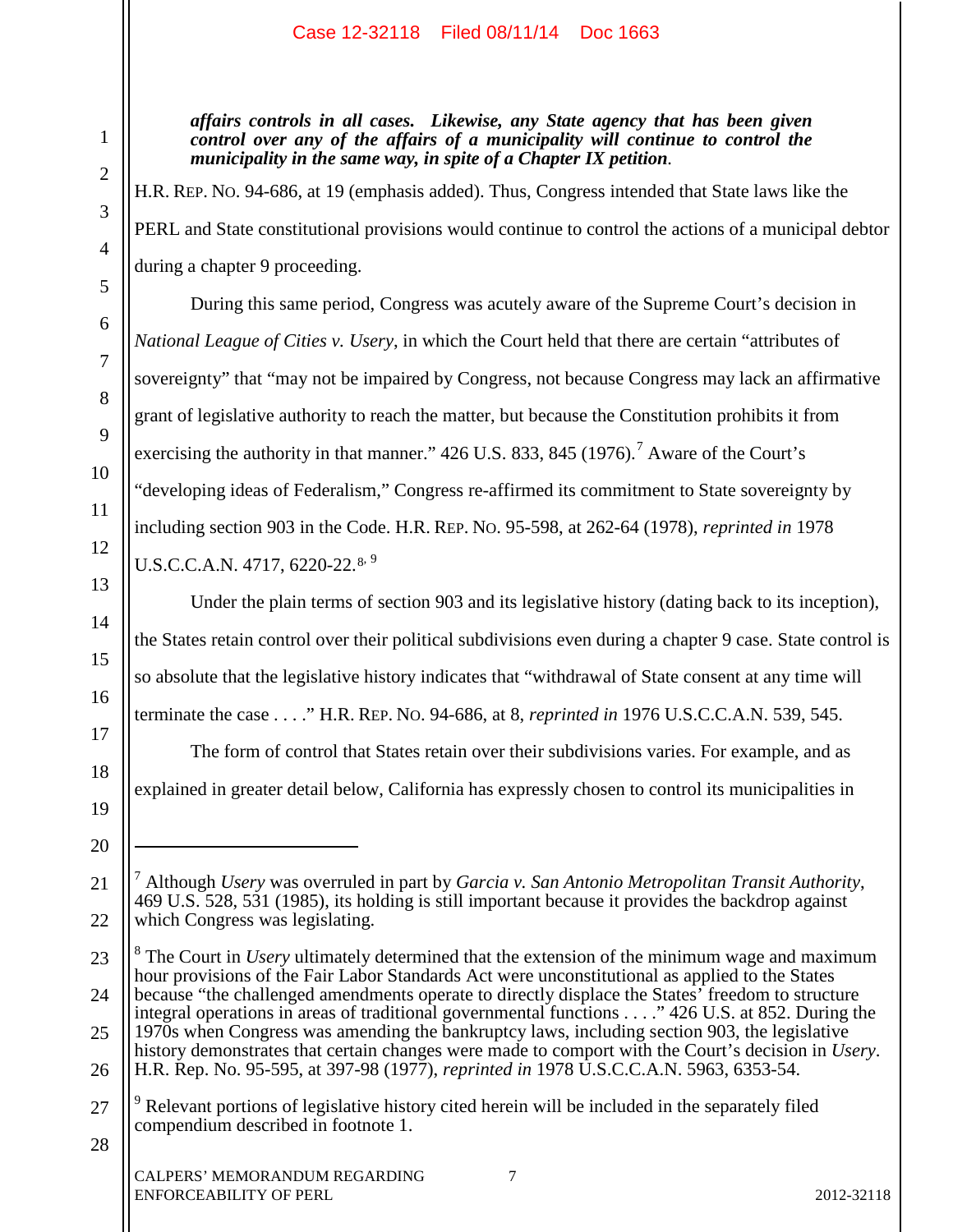***affairs controls in all cases. Likewise, any State agency that has been given control over any of the affairs of a municipality will continue to control the municipality in the same way, in spite of a Chapter IX petition*.**

H.R. REP. NO. 94-686, at 19 (emphasis added). Thus, Congress intended that State laws like the PERL and State constitutional provisions would continue to control the actions of a municipal debtor during a chapter 9 proceeding.

During this same period, Congress was acutely aware of the Supreme Court's decision in *National League of Cities v. Usery*, in which the Court held that there are certain "attributes of sovereignty" that "may not be impaired by Congress, not because Congress may lack an affirmative grant of legislative authority to reach the matter, but because the Constitution prohibits it from exercising the authority in that manner." 426 U.S. 833, 845 (1976).[7] Aware of the Court's "developing ideas of Federalism," Congress re-affirmed its commitment to State sovereignty by including section 903 in the Code. H.R. REP. NO. 95-598, at 262-64 (1978), *reprinted in* 1978 U.S.C.C.A.N. 4717, 6220-22.[8, 9]

Under the plain terms of section 903 and its legislative history (dating back to its inception), the States retain control over their political subdivisions even during a chapter 9 case. State control is so absolute that the legislative history indicates that "withdrawal of State consent at any time will terminate the case . . . ." H.R. REP. NO. 94-686, at 8, *reprinted in* 1976 U.S.C.C.A.N. 539, 545.

The form of control that States retain over their subdivisions varies. For example, and as explained in greater detail below, California has expressly chosen to control its municipalities in

---

[7] Although *Usery* was overruled in part by *Garcia v. San Antonio Metropolitan Transit Authority*, 469 U.S. 528, 531 (1985), its holding is still important because it provides the backdrop against which Congress was legislating.

[8] The Court in *Usery* ultimately determined that the extension of the minimum wage and maximum hour provisions of the Fair Labor Standards Act were unconstitutional as applied to the States because "the challenged amendments operate to directly displace the States' freedom to structure integral operations in areas of traditional governmental functions . . . ." 426 U.S. at 852. During the 1970s when Congress was amending the bankruptcy laws, including section 903, the legislative history demonstrates that certain changes were made to comport with the Court's decision in *Usery*. H.R. Rep. No. 95-595, at 397-98 (1977), *reprinted in* 1978 U.S.C.C.A.N. 5963, 6353-54.

[9] Relevant portions of legislative history cited herein will be included in the separately filed compendium described in footnote 1.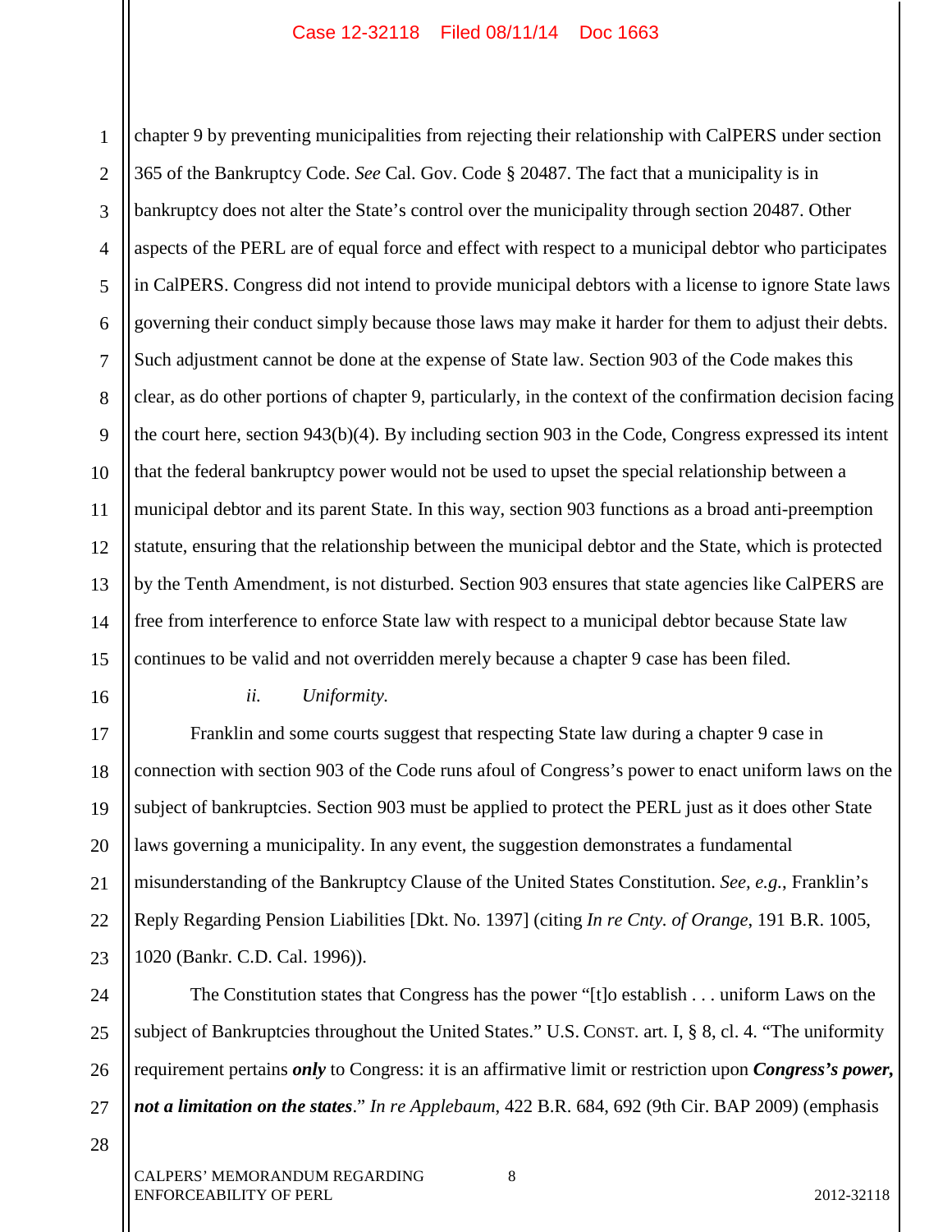chapter 9 by preventing municipalities from rejecting their relationship with CalPERS under section 365 of the Bankruptcy Code. *See* Cal. Gov. Code § 20487. The fact that a municipality is in bankruptcy does not alter the State's control over the municipality through section 20487. Other aspects of the PERL are of equal force and effect with respect to a municipal debtor who participates in CalPERS. Congress did not intend to provide municipal debtors with a license to ignore State laws governing their conduct simply because those laws may make it harder for them to adjust their debts. Such adjustment cannot be done at the expense of State law. Section 903 of the Code makes this clear, as do other portions of chapter 9, particularly, in the context of the confirmation decision facing the court here, section 943(b)(4). By including section 903 in the Code, Congress expressed its intent that the federal bankruptcy power would not be used to upset the special relationship between a municipal debtor and its parent State. In this way, section 903 functions as a broad anti-preemption statute, ensuring that the relationship between the municipal debtor and the State, which is protected by the Tenth Amendment, is not disturbed. Section 903 ensures that state agencies like CalPERS are free from interference to enforce State law with respect to a municipal debtor because State law continues to be valid and not overridden merely because a chapter 9 case has been filed.

*ii. Uniformity.*

Franklin and some courts suggest that respecting State law during a chapter 9 case in connection with section 903 of the Code runs afoul of Congress's power to enact uniform laws on the subject of bankruptcies. Section 903 must be applied to protect the PERL just as it does other State laws governing a municipality. In any event, the suggestion demonstrates a fundamental misunderstanding of the Bankruptcy Clause of the United States Constitution. *See, e.g.*, Franklin's Reply Regarding Pension Liabilities [Dkt. No. 1397] (citing *In re Cnty. of Orange*, 191 B.R. 1005, 1020 (Bankr. C.D. Cal. 1996)).

The Constitution states that Congress has the power "[t]o establish . . . uniform Laws on the subject of Bankruptcies throughout the United States." U.S. CONST. art. I, § 8, cl. 4. "The uniformity requirement pertains ***only*** to Congress: it is an affirmative limit or restriction upon ***Congress's power, not a limitation on the states***." *In re Applebaum*, 422 B.R. 684, 692 (9th Cir. BAP 2009) (emphasis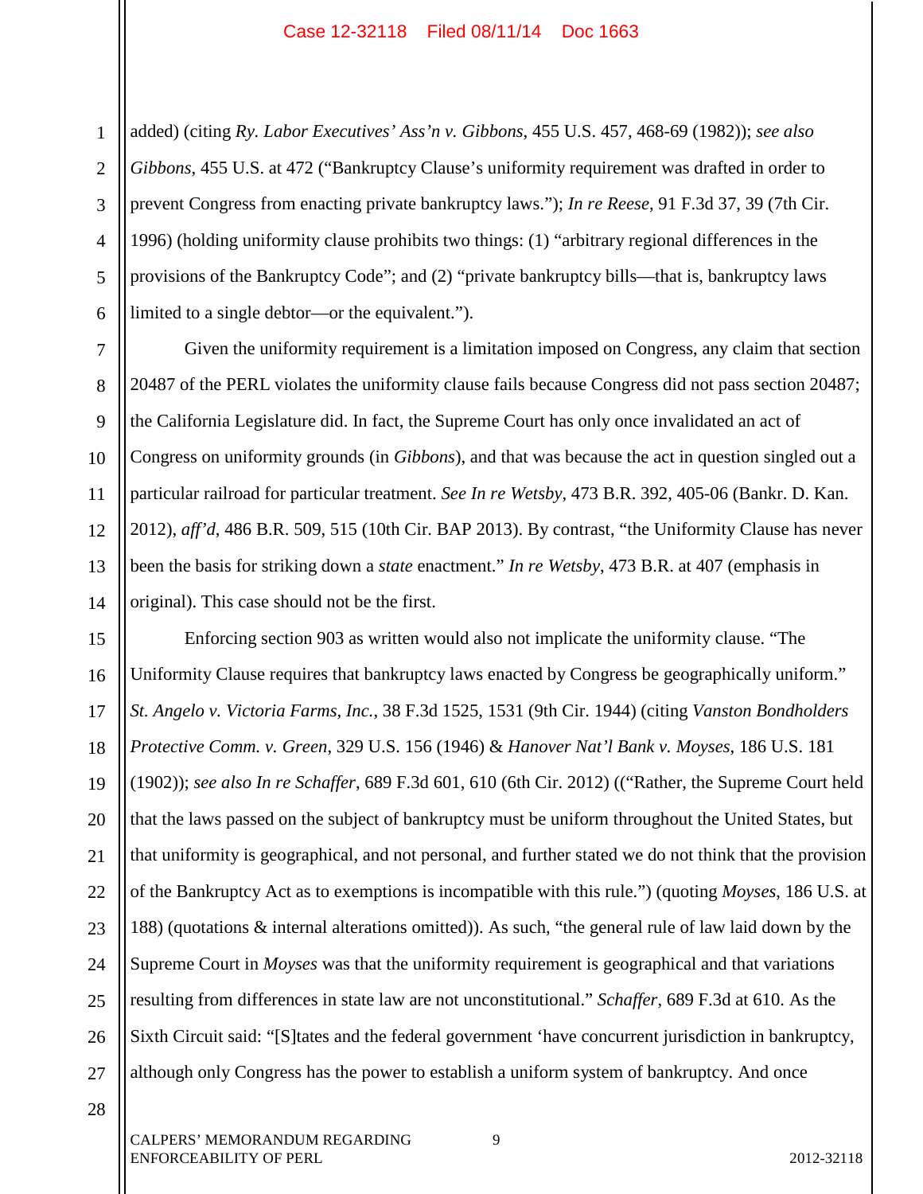added) (citing *Ry. Labor Executives' Ass'n v. Gibbons*, 455 U.S. 457, 468-69 (1982)); *see also Gibbons*, 455 U.S. at 472 ("Bankruptcy Clause's uniformity requirement was drafted in order to prevent Congress from enacting private bankruptcy laws."); *In re Reese*, 91 F.3d 37, 39 (7th Cir. 1996) (holding uniformity clause prohibits two things: (1) "arbitrary regional differences in the provisions of the Bankruptcy Code"; and (2) "private bankruptcy bills—that is, bankruptcy laws limited to a single debtor—or the equivalent.").

Given the uniformity requirement is a limitation imposed on Congress, any claim that section 20487 of the PERL violates the uniformity clause fails because Congress did not pass section 20487; the California Legislature did. In fact, the Supreme Court has only once invalidated an act of Congress on uniformity grounds (in *Gibbons*), and that was because the act in question singled out a particular railroad for particular treatment. *See In re Wetsby*, 473 B.R. 392, 405-06 (Bankr. D. Kan. 2012), *aff'd*, 486 B.R. 509, 515 (10th Cir. BAP 2013). By contrast, "the Uniformity Clause has never been the basis for striking down a *state* enactment." *In re Wetsby*, 473 B.R. at 407 (emphasis in original). This case should not be the first.

Enforcing section 903 as written would also not implicate the uniformity clause. "The Uniformity Clause requires that bankruptcy laws enacted by Congress be geographically uniform." *St. Angelo v. Victoria Farms, Inc.*, 38 F.3d 1525, 1531 (9th Cir. 1944) (citing *Vanston Bondholders Protective Comm. v. Green*, 329 U.S. 156 (1946) & *Hanover Nat'l Bank v. Moyses*, 186 U.S. 181 (1902)); *see also In re Schaffer*, 689 F.3d 601, 610 (6th Cir. 2012) (("Rather, the Supreme Court held that the laws passed on the subject of bankruptcy must be uniform throughout the United States, but that uniformity is geographical, and not personal, and further stated we do not think that the provision of the Bankruptcy Act as to exemptions is incompatible with this rule.") (quoting *Moyses*, 186 U.S. at 188) (quotations & internal alterations omitted)). As such, "the general rule of law laid down by the Supreme Court in *Moyses* was that the uniformity requirement is geographical and that variations resulting from differences in state law are not unconstitutional." *Schaffer*, 689 F.3d at 610. As the Sixth Circuit said: "[S]tates and the federal government 'have concurrent jurisdiction in bankruptcy, although only Congress has the power to establish a uniform system of bankruptcy. And once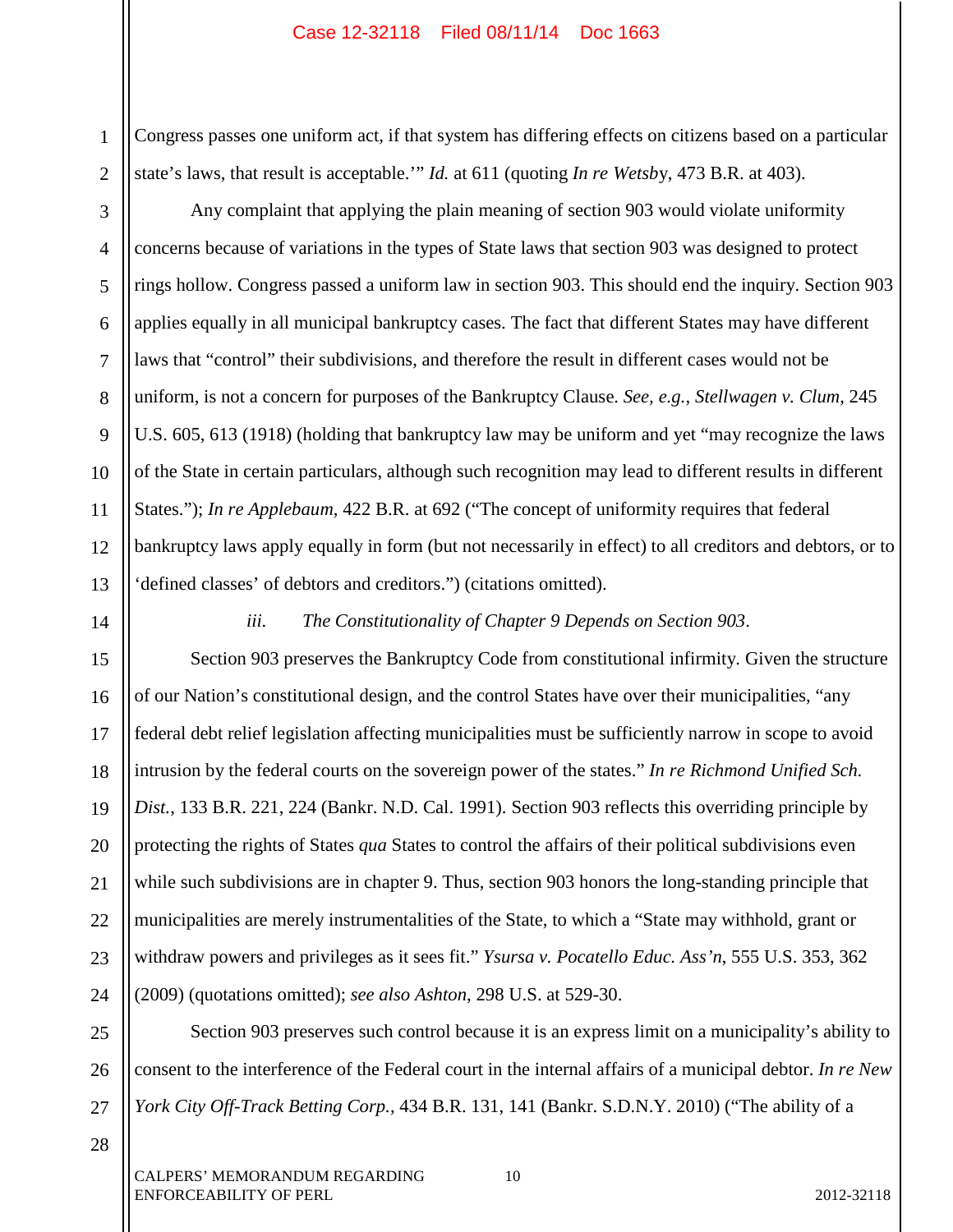Congress passes one uniform act, if that system has differing effects on citizens based on a particular state's laws, that result is acceptable.'" *Id.* at 611 (quoting *In re Wetsby*, 473 B.R. at 403).

Any complaint that applying the plain meaning of section 903 would violate uniformity concerns because of variations in the types of State laws that section 903 was designed to protect rings hollow. Congress passed a uniform law in section 903. This should end the inquiry. Section 903 applies equally in all municipal bankruptcy cases. The fact that different States may have different laws that "control" their subdivisions, and therefore the result in different cases would not be uniform, is not a concern for purposes of the Bankruptcy Clause. *See, e.g.*, *Stellwagen v. Clum*, 245 U.S. 605, 613 (1918) (holding that bankruptcy law may be uniform and yet "may recognize the laws of the State in certain particulars, although such recognition may lead to different results in different States."); *In re Applebaum*, 422 B.R. at 692 ("The concept of uniformity requires that federal bankruptcy laws apply equally in form (but not necessarily in effect) to all creditors and debtors, or to 'defined classes' of debtors and creditors.") (citations omitted).

*iii. The Constitutionality of Chapter 9 Depends on Section 903.*

Section 903 preserves the Bankruptcy Code from constitutional infirmity. Given the structure of our Nation's constitutional design, and the control States have over their municipalities, "any federal debt relief legislation affecting municipalities must be sufficiently narrow in scope to avoid intrusion by the federal courts on the sovereign power of the states." *In re Richmond Unified Sch. Dist.*, 133 B.R. 221, 224 (Bankr. N.D. Cal. 1991). Section 903 reflects this overriding principle by protecting the rights of States *qua* States to control the affairs of their political subdivisions even while such subdivisions are in chapter 9. Thus, section 903 honors the long-standing principle that municipalities are merely instrumentalities of the State, to which a "State may withhold, grant or withdraw powers and privileges as it sees fit." *Ysursa v. Pocatello Educ. Ass'n*, 555 U.S. 353, 362 (2009) (quotations omitted); *see also Ashton*, 298 U.S. at 529-30.

Section 903 preserves such control because it is an express limit on a municipality's ability to consent to the interference of the Federal court in the internal affairs of a municipal debtor. *In re New York City Off-Track Betting Corp.*, 434 B.R. 131, 141 (Bankr. S.D.N.Y. 2010) ("The ability of a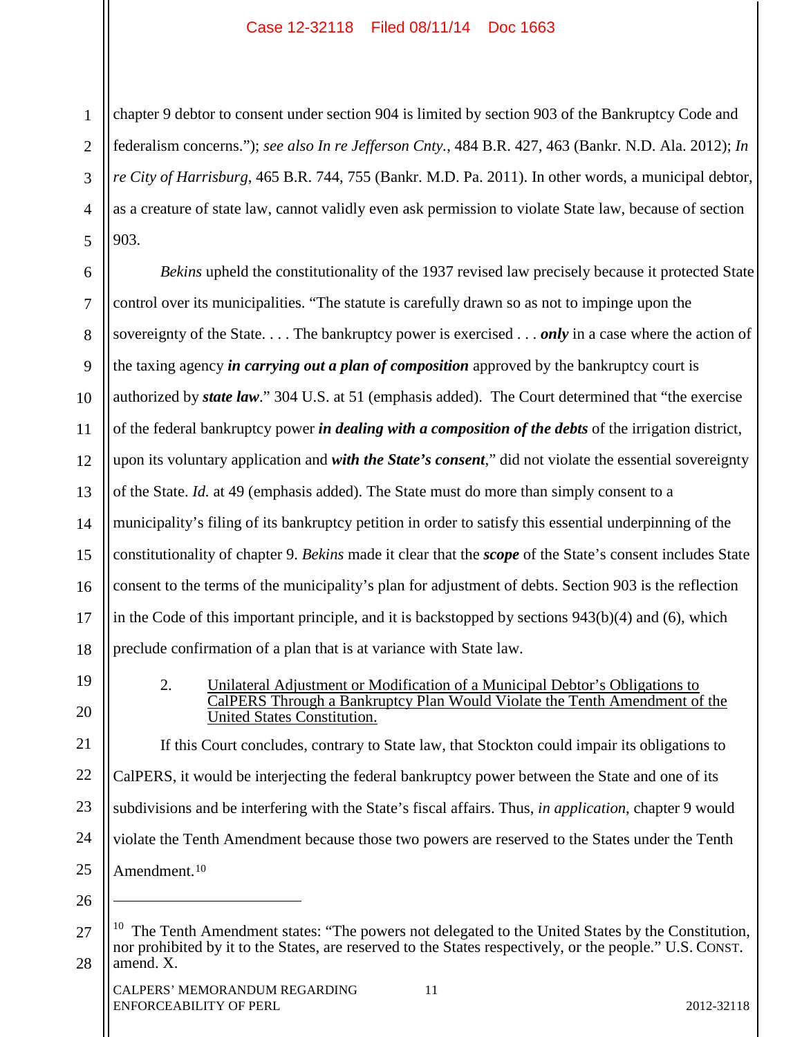chapter 9 debtor to consent under section 904 is limited by section 903 of the Bankruptcy Code and federalism concerns."); *see also In re Jefferson Cnty.*, 484 B.R. 427, 463 (Bankr. N.D. Ala. 2012); *In re City of Harrisburg*, 465 B.R. 744, 755 (Bankr. M.D. Pa. 2011). In other words, a municipal debtor, as a creature of state law, cannot validly even ask permission to violate State law, because of section 903.

*Bekins* upheld the constitutionality of the 1937 revised law precisely because it protected State control over its municipalities. "The statute is carefully drawn so as not to impinge upon the sovereignty of the State. . . . The bankruptcy power is exercised . . . ***only*** in a case where the action of the taxing agency ***in carrying out a plan of composition*** approved by the bankruptcy court is authorized by ***state law***." 304 U.S. at 51 (emphasis added). The Court determined that "the exercise of the federal bankruptcy power ***in dealing with a composition of the debts*** of the irrigation district, upon its voluntary application and ***with the State's consent***," did not violate the essential sovereignty of the State. *Id.* at 49 (emphasis added). The State must do more than simply consent to a municipality's filing of its bankruptcy petition in order to satisfy this essential underpinning of the constitutionality of chapter 9. *Bekins* made it clear that the ***scope*** of the State's consent includes State consent to the terms of the municipality's plan for adjustment of debts. Section 903 is the reflection in the Code of this important principle, and it is backstopped by sections 943(b)(4) and (6), which preclude confirmation of a plan that is at variance with State law.

2. Unilateral Adjustment or Modification of a Municipal Debtor's Obligations to CalPERS Through a Bankruptcy Plan Would Violate the Tenth Amendment of the United States Constitution.

If this Court concludes, contrary to State law, that Stockton could impair its obligations to CalPERS, it would be interjecting the federal bankruptcy power between the State and one of its subdivisions and be interfering with the State's fiscal affairs. Thus, *in application*, chapter 9 would violate the Tenth Amendment because those two powers are reserved to the States under the Tenth Amendment.[10]

---

[10] The Tenth Amendment states: "The powers not delegated to the United States by the Constitution, nor prohibited by it to the States, are reserved to the States respectively, or the people." U.S. CONST. amend. X.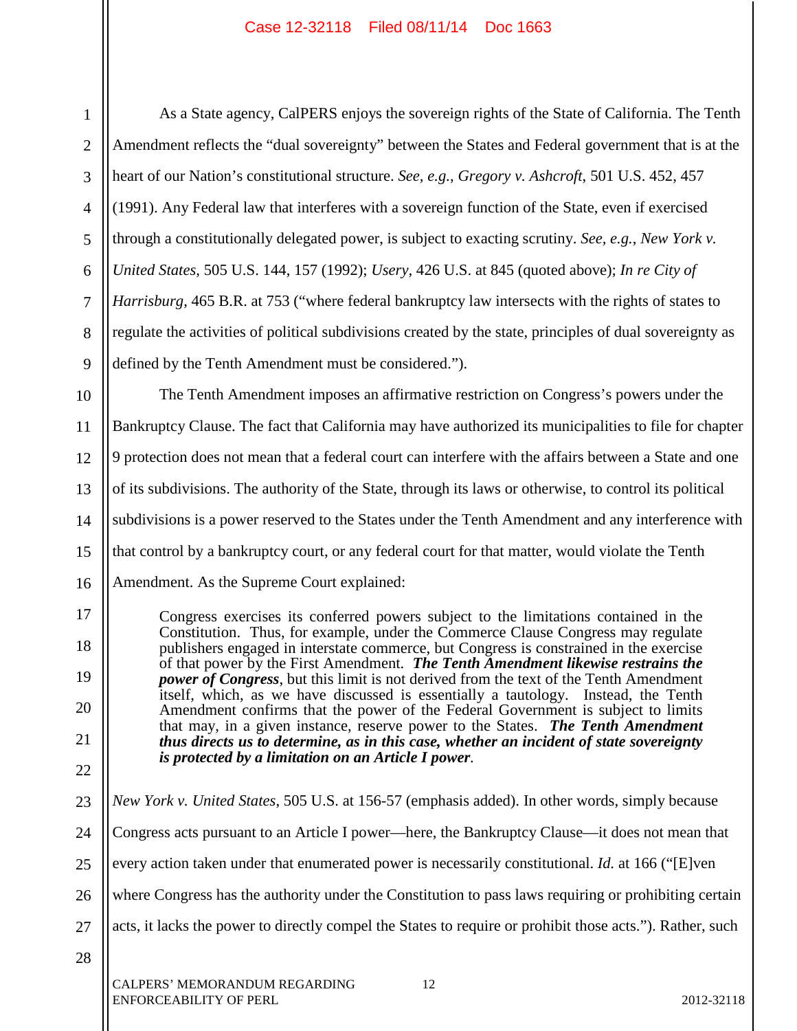As a State agency, CalPERS enjoys the sovereign rights of the State of California. The Tenth Amendment reflects the "dual sovereignty" between the States and Federal government that is at the heart of our Nation's constitutional structure. *See, e.g.*, *Gregory v. Ashcroft*, 501 U.S. 452, 457 (1991). Any Federal law that interferes with a sovereign function of the State, even if exercised through a constitutionally delegated power, is subject to exacting scrutiny. *See, e.g.*, *New York v. United States*, 505 U.S. 144, 157 (1992); *Usery*, 426 U.S. at 845 (quoted above); *In re City of Harrisburg*, 465 B.R. at 753 ("where federal bankruptcy law intersects with the rights of states to regulate the activities of political subdivisions created by the state, principles of dual sovereignty as defined by the Tenth Amendment must be considered.").

The Tenth Amendment imposes an affirmative restriction on Congress's powers under the Bankruptcy Clause. The fact that California may have authorized its municipalities to file for chapter 9 protection does not mean that a federal court can interfere with the affairs between a State and one of its subdivisions. The authority of the State, through its laws or otherwise, to control its political subdivisions is a power reserved to the States under the Tenth Amendment and any interference with that control by a bankruptcy court, or any federal court for that matter, would violate the Tenth Amendment. As the Supreme Court explained:

> Congress exercises its conferred powers subject to the limitations contained in the Constitution. Thus, for example, under the Commerce Clause Congress may regulate publishers engaged in interstate commerce, but Congress is constrained in the exercise of that power by the First Amendment. ***The Tenth Amendment likewise restrains the power of Congress***, but this limit is not derived from the text of the Tenth Amendment itself, which, as we have discussed is essentially a tautology. Instead, the Tenth Amendment confirms that the power of the Federal Government is subject to limits that may, in a given instance, reserve power to the States. ***The Tenth Amendment thus directs us to determine, as in this case, whether an incident of state sovereignty is protected by a limitation on an Article I power***.

*New York v. United States*, 505 U.S. at 156-57 (emphasis added). In other words, simply because Congress acts pursuant to an Article I power—here, the Bankruptcy Clause—it does not mean that every action taken under that enumerated power is necessarily constitutional. *Id.* at 166 ("[E]ven where Congress has the authority under the Constitution to pass laws requiring or prohibiting certain acts, it lacks the power to directly compel the States to require or prohibit those acts."). Rather, such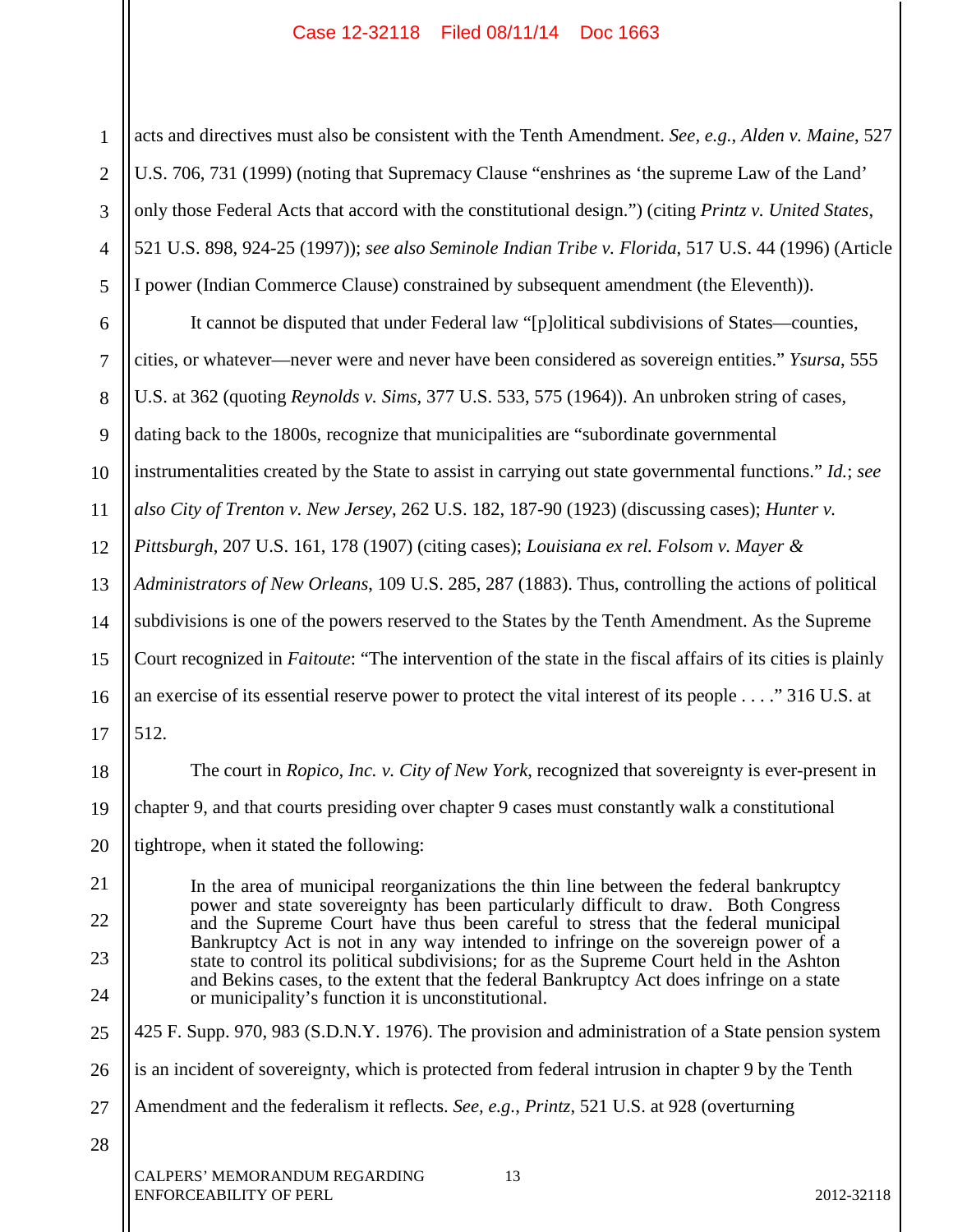acts and directives must also be consistent with the Tenth Amendment. *See, e.g.*, *Alden v. Maine*, 527 U.S. 706, 731 (1999) (noting that Supremacy Clause "enshrines as 'the supreme Law of the Land' only those Federal Acts that accord with the constitutional design.") (citing *Printz v. United States*, 521 U.S. 898, 924-25 (1997)); *see also Seminole Indian Tribe v. Florida*, 517 U.S. 44 (1996) (Article I power (Indian Commerce Clause) constrained by subsequent amendment (the Eleventh)).

It cannot be disputed that under Federal law "[p]olitical subdivisions of States—counties, cities, or whatever—never were and never have been considered as sovereign entities." *Ysursa*, 555 U.S. at 362 (quoting *Reynolds v. Sims*, 377 U.S. 533, 575 (1964)). An unbroken string of cases, dating back to the 1800s, recognize that municipalities are "subordinate governmental instrumentalities created by the State to assist in carrying out state governmental functions." *Id.*; *see also City of Trenton v. New Jersey*, 262 U.S. 182, 187-90 (1923) (discussing cases); *Hunter v. Pittsburgh*, 207 U.S. 161, 178 (1907) (citing cases); *Louisiana ex rel. Folsom v. Mayer & Administrators of New Orleans*, 109 U.S. 285, 287 (1883). Thus, controlling the actions of political subdivisions is one of the powers reserved to the States by the Tenth Amendment. As the Supreme Court recognized in *Faitoute*: "The intervention of the state in the fiscal affairs of its cities is plainly an exercise of its essential reserve power to protect the vital interest of its people . . . ." 316 U.S. at 512.

The court in *Ropico, Inc. v. City of New York*, recognized that sovereignty is ever-present in chapter 9, and that courts presiding over chapter 9 cases must constantly walk a constitutional tightrope, when it stated the following:

> In the area of municipal reorganizations the thin line between the federal bankruptcy power and state sovereignty has been particularly difficult to draw. Both Congress and the Supreme Court have thus been careful to stress that the federal municipal Bankruptcy Act is not in any way intended to infringe on the sovereign power of a state to control its political subdivisions; for as the Supreme Court held in the Ashton and Bekins cases, to the extent that the federal Bankruptcy Act does infringe on a state or municipality's function it is unconstitutional.

425 F. Supp. 970, 983 (S.D.N.Y. 1976). The provision and administration of a State pension system is an incident of sovereignty, which is protected from federal intrusion in chapter 9 by the Tenth Amendment and the federalism it reflects. *See, e.g.*, *Printz*, 521 U.S. at 928 (overturning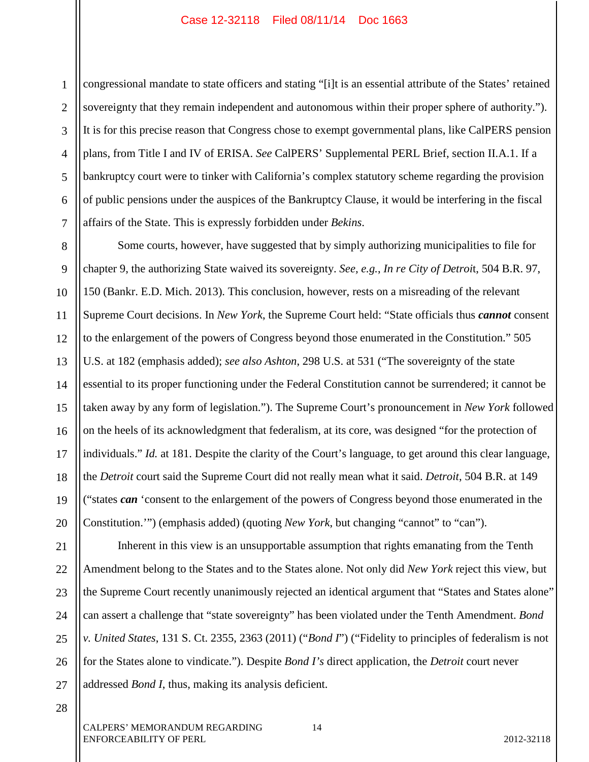congressional mandate to state officers and stating "[i]t is an essential attribute of the States' retained sovereignty that they remain independent and autonomous within their proper sphere of authority."). It is for this precise reason that Congress chose to exempt governmental plans, like CalPERS pension plans, from Title I and IV of ERISA. *See* CalPERS' Supplemental PERL Brief, section II.A.1. If a bankruptcy court were to tinker with California's complex statutory scheme regarding the provision of public pensions under the auspices of the Bankruptcy Clause, it would be interfering in the fiscal affairs of the State. This is expressly forbidden under *Bekins*.

Some courts, however, have suggested that by simply authorizing municipalities to file for chapter 9, the authorizing State waived its sovereignty. *See, e.g.*, *In re City of Detroit*, 504 B.R. 97, 150 (Bankr. E.D. Mich. 2013). This conclusion, however, rests on a misreading of the relevant Supreme Court decisions. In *New York*, the Supreme Court held: "State officials thus ***cannot*** consent to the enlargement of the powers of Congress beyond those enumerated in the Constitution." 505 U.S. at 182 (emphasis added); *see also Ashton*, 298 U.S. at 531 ("The sovereignty of the state essential to its proper functioning under the Federal Constitution cannot be surrendered; it cannot be taken away by any form of legislation."). The Supreme Court's pronouncement in *New York* followed on the heels of its acknowledgment that federalism, at its core, was designed "for the protection of individuals." *Id.* at 181. Despite the clarity of the Court's language, to get around this clear language, the *Detroit* court said the Supreme Court did not really mean what it said. *Detroit*, 504 B.R. at 149 ("states ***can*** 'consent to the enlargement of the powers of Congress beyond those enumerated in the Constitution.'") (emphasis added) (quoting *New York*, but changing "cannot" to "can").

Inherent in this view is an unsupportable assumption that rights emanating from the Tenth Amendment belong to the States and to the States alone. Not only did *New York* reject this view, but the Supreme Court recently unanimously rejected an identical argument that "States and States alone" can assert a challenge that "state sovereignty" has been violated under the Tenth Amendment. *Bond v. United States*, 131 S. Ct. 2355, 2363 (2011) ("*Bond I*") ("Fidelity to principles of federalism is not for the States alone to vindicate."). Despite *Bond I's* direct application, the *Detroit* court never addressed *Bond I*, thus, making its analysis deficient.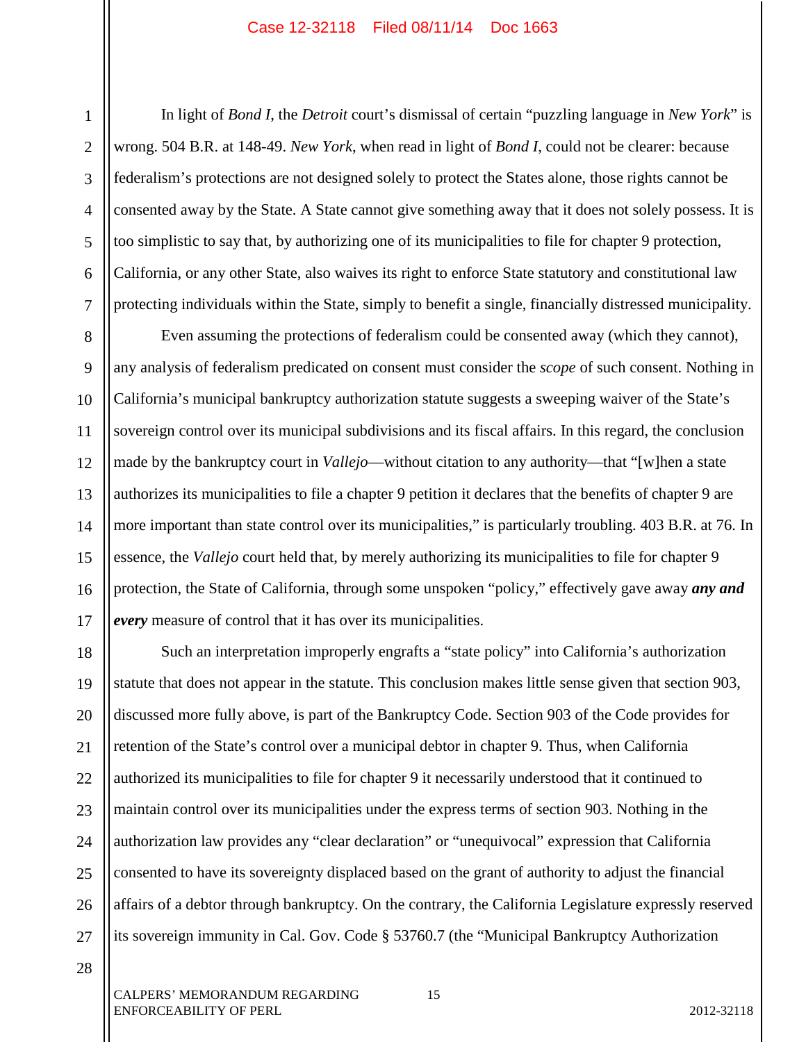In light of *Bond I*, the *Detroit* court's dismissal of certain "puzzling language in *New York*" is wrong. 504 B.R. at 148-49. *New York*, when read in light of *Bond I*, could not be clearer: because federalism's protections are not designed solely to protect the States alone, those rights cannot be consented away by the State. A State cannot give something away that it does not solely possess. It is too simplistic to say that, by authorizing one of its municipalities to file for chapter 9 protection, California, or any other State, also waives its right to enforce State statutory and constitutional law protecting individuals within the State, simply to benefit a single, financially distressed municipality.

Even assuming the protections of federalism could be consented away (which they cannot), any analysis of federalism predicated on consent must consider the *scope* of such consent. Nothing in California's municipal bankruptcy authorization statute suggests a sweeping waiver of the State's sovereign control over its municipal subdivisions and its fiscal affairs. In this regard, the conclusion made by the bankruptcy court in *Vallejo*—without citation to any authority—that "[w]hen a state authorizes its municipalities to file a chapter 9 petition it declares that the benefits of chapter 9 are more important than state control over its municipalities," is particularly troubling. 403 B.R. at 76. In essence, the *Vallejo* court held that, by merely authorizing its municipalities to file for chapter 9 protection, the State of California, through some unspoken "policy," effectively gave away ***any and every*** measure of control that it has over its municipalities.

Such an interpretation improperly engrafts a "state policy" into California's authorization statute that does not appear in the statute. This conclusion makes little sense given that section 903, discussed more fully above, is part of the Bankruptcy Code. Section 903 of the Code provides for retention of the State's control over a municipal debtor in chapter 9. Thus, when California authorized its municipalities to file for chapter 9 it necessarily understood that it continued to maintain control over its municipalities under the express terms of section 903. Nothing in the authorization law provides any "clear declaration" or "unequivocal" expression that California consented to have its sovereignty displaced based on the grant of authority to adjust the financial affairs of a debtor through bankruptcy. On the contrary, the California Legislature expressly reserved its sovereign immunity in Cal. Gov. Code § 53760.7 (the "Municipal Bankruptcy Authorization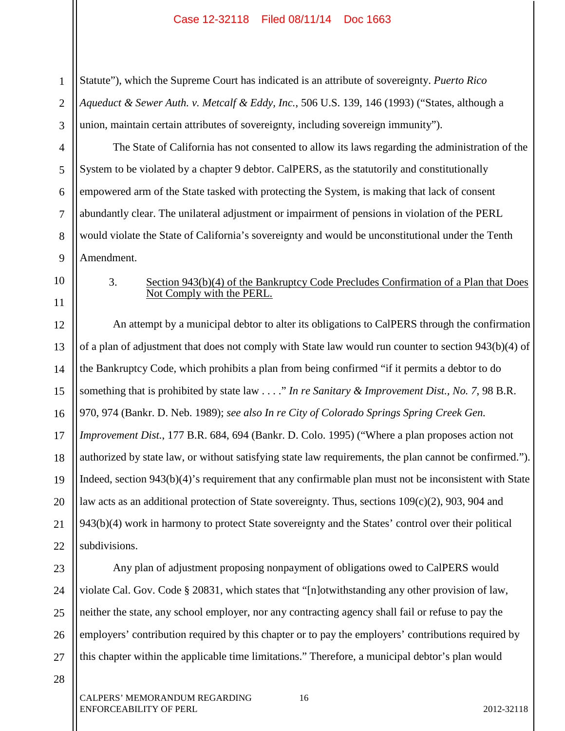Statute"), which the Supreme Court has indicated is an attribute of sovereignty. *Puerto Rico Aqueduct & Sewer Auth. v. Metcalf & Eddy, Inc.*, 506 U.S. 139, 146 (1993) ("States, although a union, maintain certain attributes of sovereignty, including sovereign immunity").

The State of California has not consented to allow its laws regarding the administration of the System to be violated by a chapter 9 debtor. CalPERS, as the statutorily and constitutionally empowered arm of the State tasked with protecting the System, is making that lack of consent abundantly clear. The unilateral adjustment or impairment of pensions in violation of the PERL would violate the State of California's sovereignty and would be unconstitutional under the Tenth Amendment.

3. Section 943(b)(4) of the Bankruptcy Code Precludes Confirmation of a Plan that Does Not Comply with the PERL.

An attempt by a municipal debtor to alter its obligations to CalPERS through the confirmation of a plan of adjustment that does not comply with State law would run counter to section 943(b)(4) of the Bankruptcy Code, which prohibits a plan from being confirmed "if it permits a debtor to do something that is prohibited by state law . . . ." *In re Sanitary & Improvement Dist., No. 7*, 98 B.R. 970, 974 (Bankr. D. Neb. 1989); *see also In re City of Colorado Springs Spring Creek Gen. Improvement Dist.*, 177 B.R. 684, 694 (Bankr. D. Colo. 1995) ("Where a plan proposes action not authorized by state law, or without satisfying state law requirements, the plan cannot be confirmed."). Indeed, section 943(b)(4)'s requirement that any confirmable plan must not be inconsistent with State law acts as an additional protection of State sovereignty. Thus, sections 109(c)(2), 903, 904 and 943(b)(4) work in harmony to protect State sovereignty and the States' control over their political subdivisions.

Any plan of adjustment proposing nonpayment of obligations owed to CalPERS would violate Cal. Gov. Code § 20831, which states that "[n]otwithstanding any other provision of law, neither the state, any school employer, nor any contracting agency shall fail or refuse to pay the employers' contribution required by this chapter or to pay the employers' contributions required by this chapter within the applicable time limitations." Therefore, a municipal debtor's plan would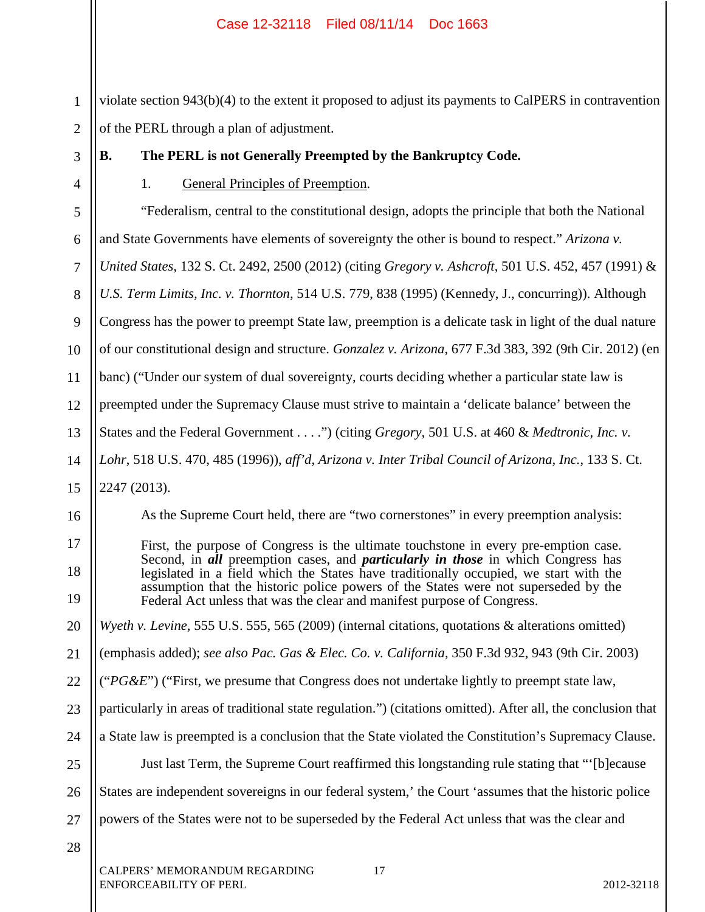violate section 943(b)(4) to the extent it proposed to adjust its payments to CalPERS in contravention of the PERL through a plan of adjustment.

### B. The PERL is not Generally Preempted by the Bankruptcy Code.

#### 1. General Principles of Preemption.

"Federalism, central to the constitutional design, adopts the principle that both the National and State Governments have elements of sovereignty the other is bound to respect." *Arizona v. United States*, 132 S. Ct. 2492, 2500 (2012) (citing *Gregory v. Ashcroft*, 501 U.S. 452, 457 (1991) & *U.S. Term Limits, Inc. v. Thornton*, 514 U.S. 779, 838 (1995) (Kennedy, J., concurring)). Although Congress has the power to preempt State law, preemption is a delicate task in light of the dual nature of our constitutional design and structure. *Gonzalez v. Arizona*, 677 F.3d 383, 392 (9th Cir. 2012) (en banc) ("Under our system of dual sovereignty, courts deciding whether a particular state law is preempted under the Supremacy Clause must strive to maintain a 'delicate balance' between the States and the Federal Government . . . .") (citing *Gregory*, 501 U.S. at 460 & *Medtronic, Inc. v. Lohr*, 518 U.S. 470, 485 (1996)), *aff'd*, *Arizona v. Inter Tribal Council of Arizona, Inc.*, 133 S. Ct. 2247 (2013).

As the Supreme Court held, there are "two cornerstones" in every preemption analysis:

> First, the purpose of Congress is the ultimate touchstone in every pre-emption case. Second, in ***all*** preemption cases, and ***particularly in those*** in which Congress has legislated in a field which the States have traditionally occupied, we start with the assumption that the historic police powers of the States were not superseded by the Federal Act unless that was the clear and manifest purpose of Congress.

*Wyeth v. Levine*, 555 U.S. 555, 565 (2009) (internal citations, quotations & alterations omitted) (emphasis added); *see also Pac. Gas & Elec. Co. v. California*, 350 F.3d 932, 943 (9th Cir. 2003) ("*PG&E*") ("First, we presume that Congress does not undertake lightly to preempt state law, particularly in areas of traditional state regulation.") (citations omitted). After all, the conclusion that a State law is preempted is a conclusion that the State violated the Constitution's Supremacy Clause.

Just last Term, the Supreme Court reaffirmed this longstanding rule stating that "'[b]ecause States are independent sovereigns in our federal system,' the Court 'assumes that the historic police powers of the States were not to be superseded by the Federal Act unless that was the clear and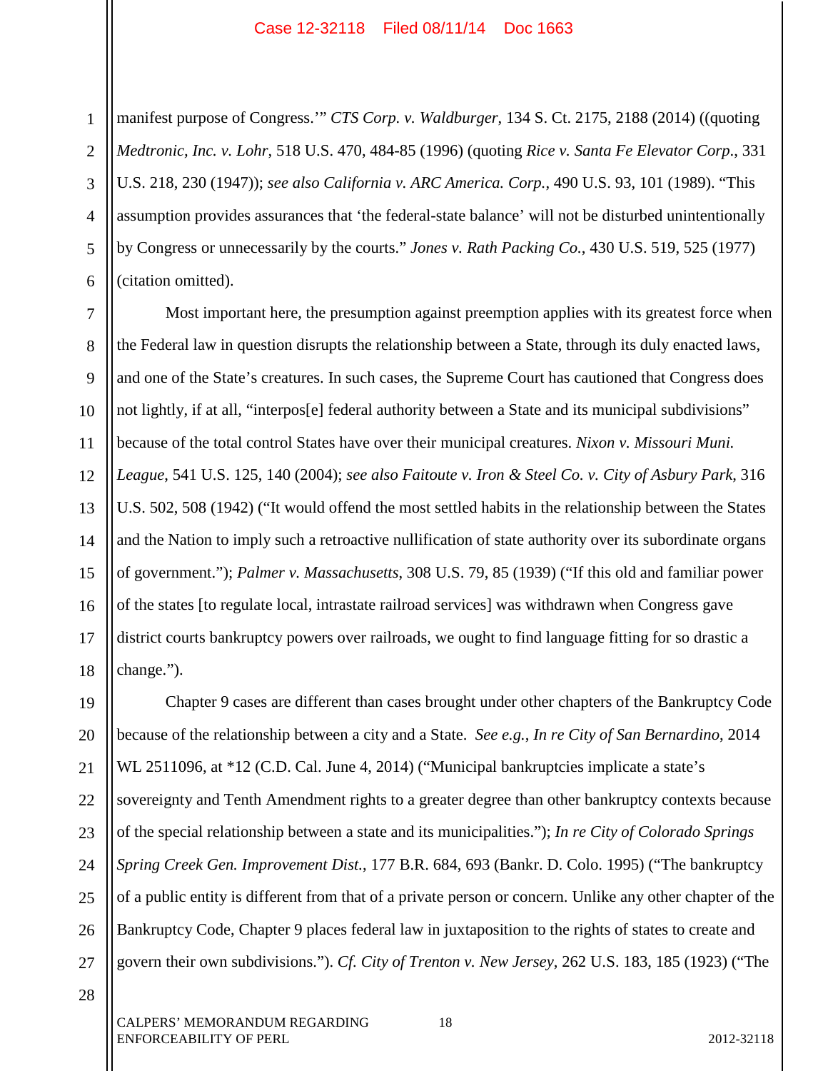manifest purpose of Congress.'" *CTS Corp. v. Waldburger*, 134 S. Ct. 2175, 2188 (2014) ((quoting *Medtronic, Inc. v. Lohr*, 518 U.S. 470, 484-85 (1996) (quoting *Rice v. Santa Fe Elevator Corp*., 331 U.S. 218, 230 (1947)); *see also California v. ARC America. Corp.*, 490 U.S. 93, 101 (1989). "This assumption provides assurances that 'the federal-state balance' will not be disturbed unintentionally by Congress or unnecessarily by the courts." *Jones v. Rath Packing Co.*, 430 U.S. 519, 525 (1977) (citation omitted).

Most important here, the presumption against preemption applies with its greatest force when the Federal law in question disrupts the relationship between a State, through its duly enacted laws, and one of the State's creatures. In such cases, the Supreme Court has cautioned that Congress does not lightly, if at all, "interpos[e] federal authority between a State and its municipal subdivisions" because of the total control States have over their municipal creatures. *Nixon v. Missouri Muni. League*, 541 U.S. 125, 140 (2004); *see also Faitoute v. Iron & Steel Co. v. City of Asbury Park*, 316 U.S. 502, 508 (1942) ("It would offend the most settled habits in the relationship between the States and the Nation to imply such a retroactive nullification of state authority over its subordinate organs of government."); *Palmer v. Massachusetts*, 308 U.S. 79, 85 (1939) ("If this old and familiar power of the states [to regulate local, intrastate railroad services] was withdrawn when Congress gave district courts bankruptcy powers over railroads, we ought to find language fitting for so drastic a change.").

Chapter 9 cases are different than cases brought under other chapters of the Bankruptcy Code because of the relationship between a city and a State. *See e.g., In re City of San Bernardino*, 2014 WL 2511096, at *12 (C.D. Cal. June 4, 2014) ("Municipal bankruptcies implicate a state's sovereignty and Tenth Amendment rights to a greater degree than other bankruptcy contexts because of the special relationship between a state and its municipalities."); *In re City of Colorado Springs Spring Creek Gen. Improvement Dist.*, 177 B.R. 684, 693 (Bankr. D. Colo. 1995) ("The bankruptcy of a public entity is different from that of a private person or concern. Unlike any other chapter of the Bankruptcy Code, Chapter 9 places federal law in juxtaposition to the rights of states to create and govern their own subdivisions."). *Cf. City of Trenton v. New Jersey*, 262 U.S. 183, 185 (1923) ("The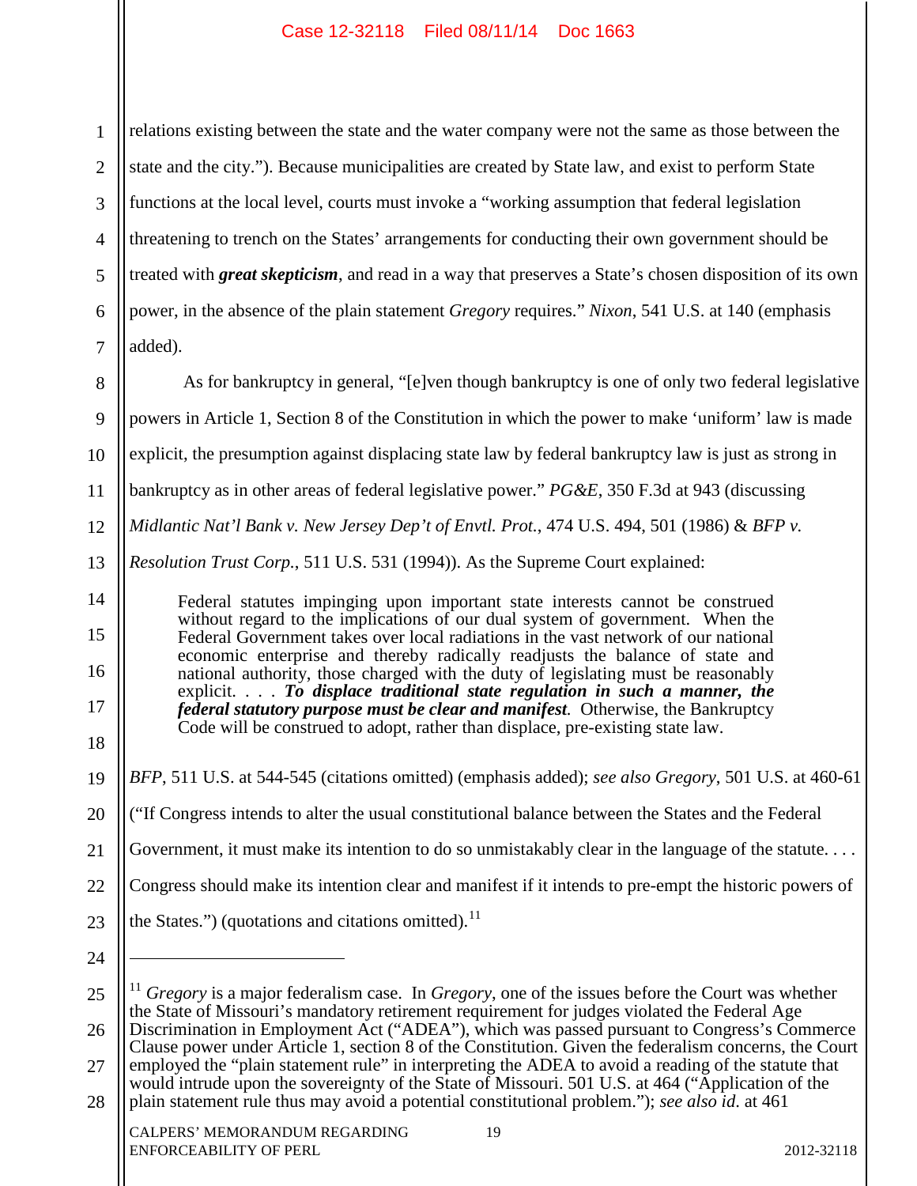relations existing between the state and the water company were not the same as those between the state and the city."). Because municipalities are created by State law, and exist to perform State functions at the local level, courts must invoke a "working assumption that federal legislation threatening to trench on the States' arrangements for conducting their own government should be treated with ***great skepticism***, and read in a way that preserves a State's chosen disposition of its own power, in the absence of the plain statement *Gregory* requires." *Nixon*, 541 U.S. at 140 (emphasis added).

As for bankruptcy in general, "[e]ven though bankruptcy is one of only two federal legislative powers in Article 1, Section 8 of the Constitution in which the power to make 'uniform' law is made explicit, the presumption against displacing state law by federal bankruptcy law is just as strong in bankruptcy as in other areas of federal legislative power." *PG&E*, 350 F.3d at 943 (discussing *Midlantic Nat'l Bank v. New Jersey Dep't of Envtl. Prot.*, 474 U.S. 494, 501 (1986) & *BFP v. Resolution Trust Corp.*, 511 U.S. 531 (1994)). As the Supreme Court explained:

> Federal statutes impinging upon important state interests cannot be construed without regard to the implications of our dual system of government. When the Federal Government takes over local radiations in the vast network of our national economic enterprise and thereby radically readjusts the balance of state and national authority, those charged with the duty of legislating must be reasonably explicit. . . . ***To displace traditional state regulation in such a manner, the federal statutory purpose must be clear and manifest.*** Otherwise, the Bankruptcy Code will be construed to adopt, rather than displace, pre-existing state law.

*BFP*, 511 U.S. at 544-545 (citations omitted) (emphasis added); *see also Gregory*, 501 U.S. at 460-61 ("If Congress intends to alter the usual constitutional balance between the States and the Federal Government, it must make its intention to do so unmistakably clear in the language of the statute. . . . Congress should make its intention clear and manifest if it intends to pre-empt the historic powers of the States.") (quotations and citations omitted).[11]

---

[11] *Gregory* is a major federalism case. In *Gregory*, one of the issues before the Court was whether the State of Missouri's mandatory retirement requirement for judges violated the Federal Age Discrimination in Employment Act ("ADEA"), which was passed pursuant to Congress's Commerce Clause power under Article 1, section 8 of the Constitution. Given the federalism concerns, the Court employed the "plain statement rule" in interpreting the ADEA to avoid a reading of the statute that would intrude upon the sovereignty of the State of Missouri. 501 U.S. at 464 ("Application of the plain statement rule thus may avoid a potential constitutional problem."); *see also id*. at 461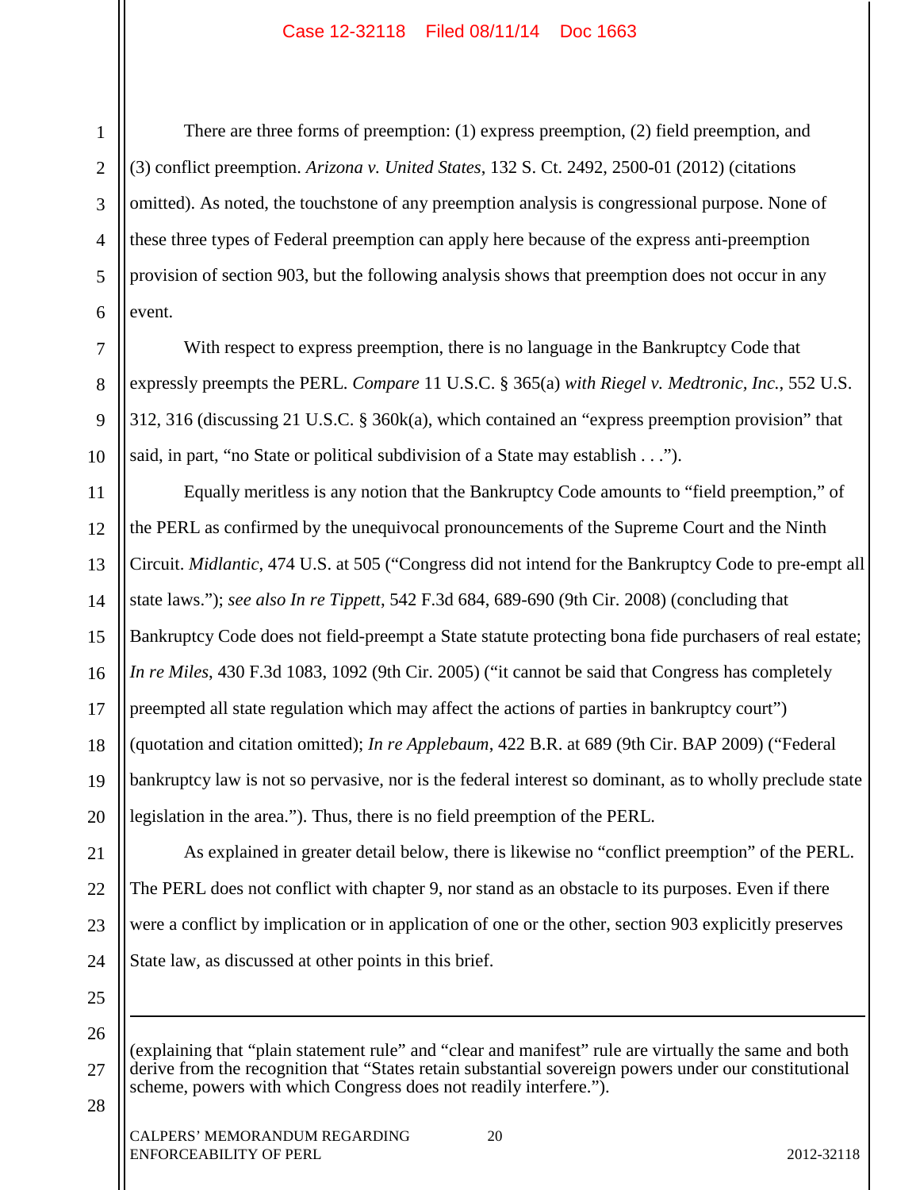There are three forms of preemption: (1) express preemption, (2) field preemption, and (3) conflict preemption. *Arizona v. United States*, 132 S. Ct. 2492, 2500-01 (2012) (citations omitted). As noted, the touchstone of any preemption analysis is congressional purpose. None of these three types of Federal preemption can apply here because of the express anti-preemption provision of section 903, but the following analysis shows that preemption does not occur in any event.

With respect to express preemption, there is no language in the Bankruptcy Code that expressly preempts the PERL. *Compare* 11 U.S.C. § 365(a) *with Riegel v. Medtronic, Inc.*, 552 U.S. 312, 316 (discussing 21 U.S.C. § 360k(a), which contained an "express preemption provision" that said, in part, "no State or political subdivision of a State may establish . . .").

Equally meritless is any notion that the Bankruptcy Code amounts to "field preemption," of the PERL as confirmed by the unequivocal pronouncements of the Supreme Court and the Ninth Circuit. *Midlantic*, 474 U.S. at 505 ("Congress did not intend for the Bankruptcy Code to pre-empt all state laws."); *see also In re Tippett*, 542 F.3d 684, 689-690 (9th Cir. 2008) (concluding that Bankruptcy Code does not field-preempt a State statute protecting bona fide purchasers of real estate; *In re Miles*, 430 F.3d 1083, 1092 (9th Cir. 2005) ("it cannot be said that Congress has completely preempted all state regulation which may affect the actions of parties in bankruptcy court") (quotation and citation omitted); *In re Applebaum*, 422 B.R. at 689 (9th Cir. BAP 2009) ("Federal bankruptcy law is not so pervasive, nor is the federal interest so dominant, as to wholly preclude state legislation in the area."). Thus, there is no field preemption of the PERL.

As explained in greater detail below, there is likewise no "conflict preemption" of the PERL. The PERL does not conflict with chapter 9, nor stand as an obstacle to its purposes. Even if there were a conflict by implication or in application of one or the other, section 903 explicitly preserves State law, as discussed at other points in this brief.

---

(explaining that "plain statement rule" and "clear and manifest" rule are virtually the same and both derive from the recognition that "States retain substantial sovereign powers under our constitutional scheme, powers with which Congress does not readily interfere.").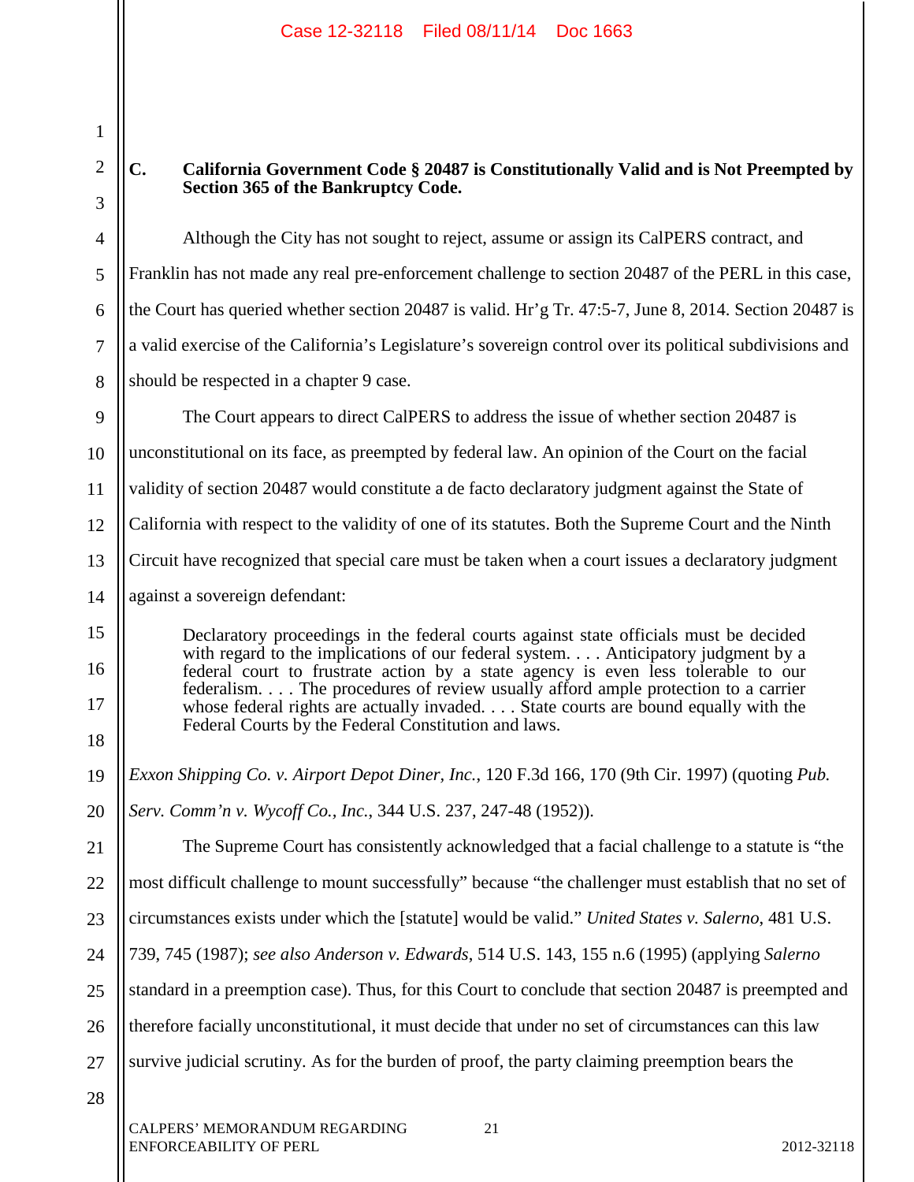### C. California Government Code § 20487 is Constitutionally Valid and is Not Preempted by Section 365 of the Bankruptcy Code.

Although the City has not sought to reject, assume or assign its CalPERS contract, and Franklin has not made any real pre-enforcement challenge to section 20487 of the PERL in this case, the Court has queried whether section 20487 is valid. Hr'g Tr. 47:5-7, June 8, 2014. Section 20487 is a valid exercise of the California's Legislature's sovereign control over its political subdivisions and should be respected in a chapter 9 case.

The Court appears to direct CalPERS to address the issue of whether section 20487 is unconstitutional on its face, as preempted by federal law. An opinion of the Court on the facial validity of section 20487 would constitute a de facto declaratory judgment against the State of California with respect to the validity of one of its statutes. Both the Supreme Court and the Ninth Circuit have recognized that special care must be taken when a court issues a declaratory judgment against a sovereign defendant:

> Declaratory proceedings in the federal courts against state officials must be decided with regard to the implications of our federal system. . . . Anticipatory judgment by a federal court to frustrate action by a state agency is even less tolerable to our federalism. . . . The procedures of review usually afford ample protection to a carrier whose federal rights are actually invaded. . . . State courts are bound equally with the Federal Courts by the Federal Constitution and laws.

*Exxon Shipping Co. v. Airport Depot Diner, Inc.*, 120 F.3d 166, 170 (9th Cir. 1997) (quoting *Pub. Serv. Comm'n v. Wycoff Co., Inc.*, 344 U.S. 237, 247-48 (1952)).

The Supreme Court has consistently acknowledged that a facial challenge to a statute is "the most difficult challenge to mount successfully" because "the challenger must establish that no set of circumstances exists under which the [statute] would be valid." *United States v. Salerno,* 481 U.S. 739, 745 (1987); *see also Anderson v. Edwards,* 514 U.S. 143, 155 n.6 (1995) (applying *Salerno* standard in a preemption case). Thus, for this Court to conclude that section 20487 is preempted and therefore facially unconstitutional, it must decide that under no set of circumstances can this law survive judicial scrutiny. As for the burden of proof, the party claiming preemption bears the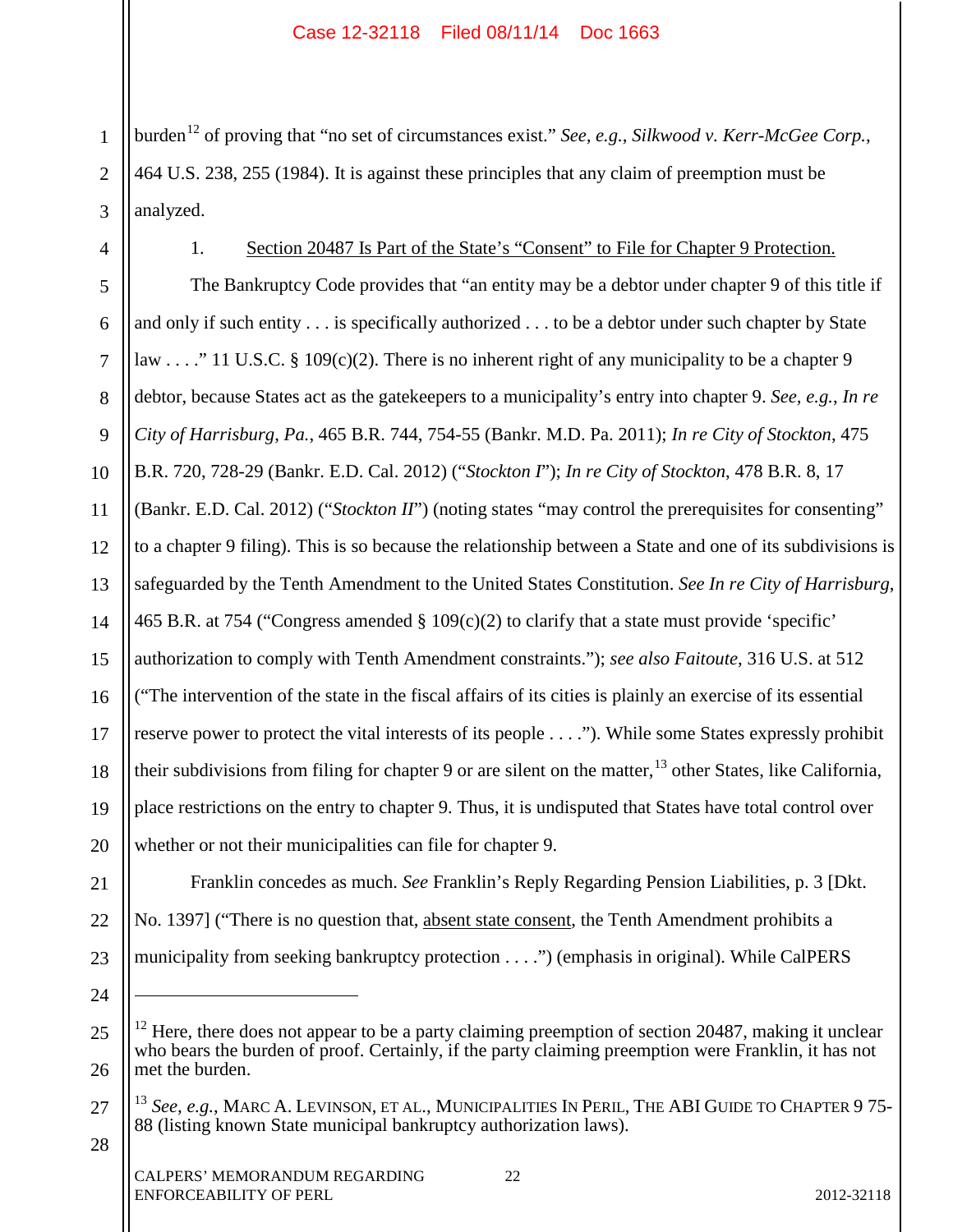burden[12] of proving that "no set of circumstances exist." *See, e.g.*, *Silkwood v. Kerr-McGee Corp.*, 464 U.S. 238, 255 (1984). It is against these principles that any claim of preemption must be analyzed.

1. Section 20487 Is Part of the State's "Consent" to File for Chapter 9 Protection.

The Bankruptcy Code provides that "an entity may be a debtor under chapter 9 of this title if and only if such entity . . . is specifically authorized . . . to be a debtor under such chapter by State law . . . ." 11 U.S.C. § 109(c)(2). There is no inherent right of any municipality to be a chapter 9 debtor, because States act as the gatekeepers to a municipality's entry into chapter 9. *See, e.g.*, *In re City of Harrisburg, Pa.*, 465 B.R. 744, 754-55 (Bankr. M.D. Pa. 2011); *In re City of Stockton*, 475 B.R. 720, 728-29 (Bankr. E.D. Cal. 2012) ("*Stockton I*"); *In re City of Stockton*, 478 B.R. 8, 17 (Bankr. E.D. Cal. 2012) ("*Stockton II*") (noting states "may control the prerequisites for consenting" to a chapter 9 filing). This is so because the relationship between a State and one of its subdivisions is safeguarded by the Tenth Amendment to the United States Constitution. *See In re City of Harrisburg*, 465 B.R. at 754 ("Congress amended § 109(c)(2) to clarify that a state must provide 'specific' authorization to comply with Tenth Amendment constraints."); *see also Faitoute*, 316 U.S. at 512 ("The intervention of the state in the fiscal affairs of its cities is plainly an exercise of its essential reserve power to protect the vital interests of its people . . . ."). While some States expressly prohibit their subdivisions from filing for chapter 9 or are silent on the matter,[13] other States, like California, place restrictions on the entry to chapter 9. Thus, it is undisputed that States have total control over whether or not their municipalities can file for chapter 9.

Franklin concedes as much. *See* Franklin's Reply Regarding Pension Liabilities, p. 3 [Dkt. No. 1397] ("There is no question that, absent state consent, the Tenth Amendment prohibits a municipality from seeking bankruptcy protection . . . .") (emphasis in original). While CalPERS

---

[12] Here, there does not appear to be a party claiming preemption of section 20487, making it unclear who bears the burden of proof. Certainly, if the party claiming preemption were Franklin, it has not met the burden.

[13] *See, e.g.*, MARC A. LEVINSON, ET AL., MUNICIPALITIES IN PERIL, THE ABI GUIDE TO CHAPTER 9 75-88 (listing known State municipal bankruptcy authorization laws).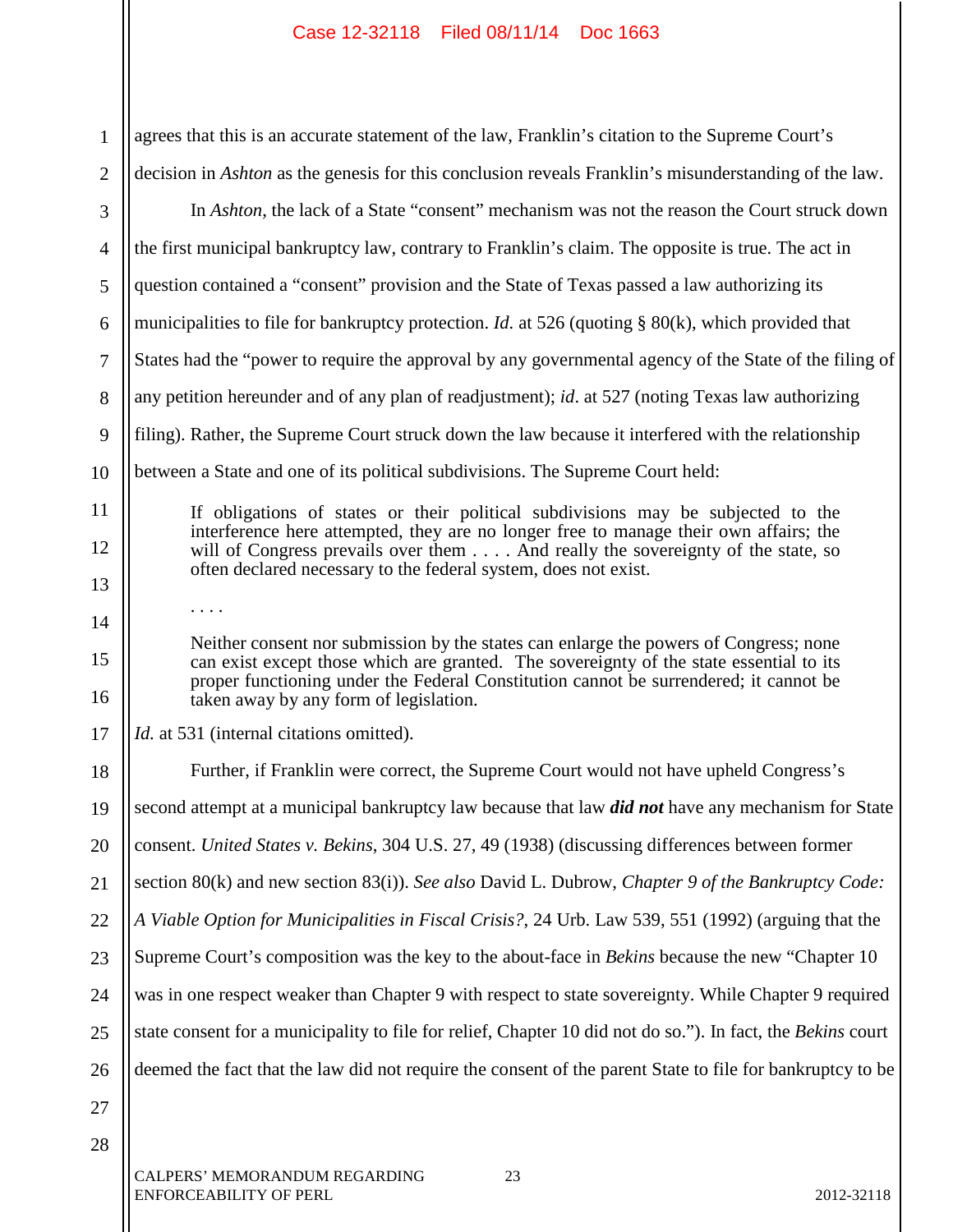agrees that this is an accurate statement of the law, Franklin's citation to the Supreme Court's decision in *Ashton* as the genesis for this conclusion reveals Franklin's misunderstanding of the law.

In *Ashton*, the lack of a State "consent" mechanism was not the reason the Court struck down the first municipal bankruptcy law, contrary to Franklin's claim. The opposite is true. The act in question contained a "consent" provision and the State of Texas passed a law authorizing its municipalities to file for bankruptcy protection. *Id.* at 526 (quoting § 80(k), which provided that States had the "power to require the approval by any governmental agency of the State of the filing of any petition hereunder and of any plan of readjustment); *id*. at 527 (noting Texas law authorizing filing). Rather, the Supreme Court struck down the law because it interfered with the relationship between a State and one of its political subdivisions. The Supreme Court held:

> If obligations of states or their political subdivisions may be subjected to the interference here attempted, they are no longer free to manage their own affairs; the will of Congress prevails over them . . . . And really the sovereignty of the state, so often declared necessary to the federal system, does not exist.
>
> . . . .
>
> Neither consent nor submission by the states can enlarge the powers of Congress; none can exist except those which are granted. The sovereignty of the state essential to its proper functioning under the Federal Constitution cannot be surrendered; it cannot be taken away by any form of legislation.

*Id.* at 531 (internal citations omitted).

Further, if Franklin were correct, the Supreme Court would not have upheld Congress's second attempt at a municipal bankruptcy law because that law ***did not*** have any mechanism for State consent. *United States v. Bekins*, 304 U.S. 27, 49 (1938) (discussing differences between former section 80(k) and new section 83(i)). *See also* David L. Dubrow, *Chapter 9 of the Bankruptcy Code: A Viable Option for Municipalities in Fiscal Crisis?*, 24 Urb. Law 539, 551 (1992) (arguing that the Supreme Court's composition was the key to the about-face in *Bekins* because the new "Chapter 10 was in one respect weaker than Chapter 9 with respect to state sovereignty. While Chapter 9 required state consent for a municipality to file for relief, Chapter 10 did not do so."). In fact, the *Bekins* court deemed the fact that the law did not require the consent of the parent State to file for bankruptcy to be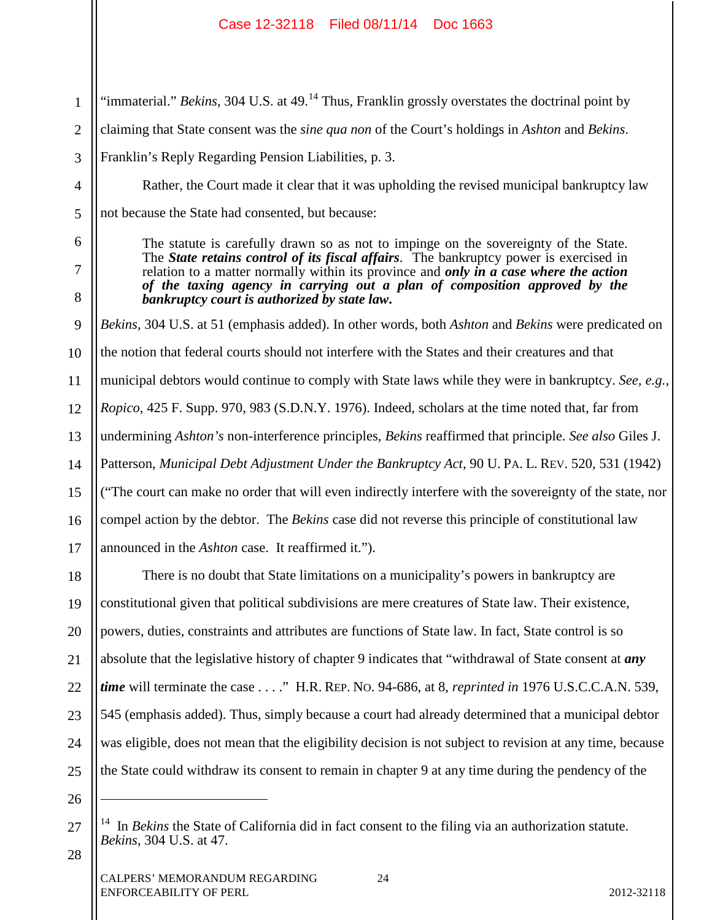"immaterial." *Bekins*, 304 U.S. at 49.[14] Thus, Franklin grossly overstates the doctrinal point by claiming that State consent was the *sine qua non* of the Court's holdings in *Ashton* and *Bekins*. Franklin's Reply Regarding Pension Liabilities, p. 3.

Rather, the Court made it clear that it was upholding the revised municipal bankruptcy law not because the State had consented, but because:

> The statute is carefully drawn so as not to impinge on the sovereignty of the State. The ***State retains control of its fiscal affairs***. The bankruptcy power is exercised in relation to a matter normally within its province and ***only in a case where the action of the taxing agency in carrying out a plan of composition approved by the bankruptcy court is authorized by state law.***

*Bekins*, 304 U.S. at 51 (emphasis added). In other words, both *Ashton* and *Bekins* were predicated on the notion that federal courts should not interfere with the States and their creatures and that municipal debtors would continue to comply with State laws while they were in bankruptcy. *See, e.g.*, *Ropico*, 425 F. Supp. 970, 983 (S.D.N.Y. 1976). Indeed, scholars at the time noted that, far from undermining *Ashton's* non-interference principles, *Bekins* reaffirmed that principle. *See also* Giles J. Patterson, *Municipal Debt Adjustment Under the Bankruptcy Act*, 90 U. PA. L. REV. 520, 531 (1942) ("The court can make no order that will even indirectly interfere with the sovereignty of the state, nor compel action by the debtor. The *Bekins* case did not reverse this principle of constitutional law announced in the *Ashton* case. It reaffirmed it.").

There is no doubt that State limitations on a municipality's powers in bankruptcy are constitutional given that political subdivisions are mere creatures of State law. Their existence, powers, duties, constraints and attributes are functions of State law. In fact, State control is so absolute that the legislative history of chapter 9 indicates that "withdrawal of State consent at ***any time*** will terminate the case . . . ." H.R. REP. NO. 94-686, at 8, *reprinted in* 1976 U.S.C.C.A.N. 539, 545 (emphasis added). Thus, simply because a court had already determined that a municipal debtor was eligible, does not mean that the eligibility decision is not subject to revision at any time, because the State could withdraw its consent to remain in chapter 9 at any time during the pendency of the

---

[14] In *Bekins* the State of California did in fact consent to the filing via an authorization statute. *Bekins*, 304 U.S. at 47.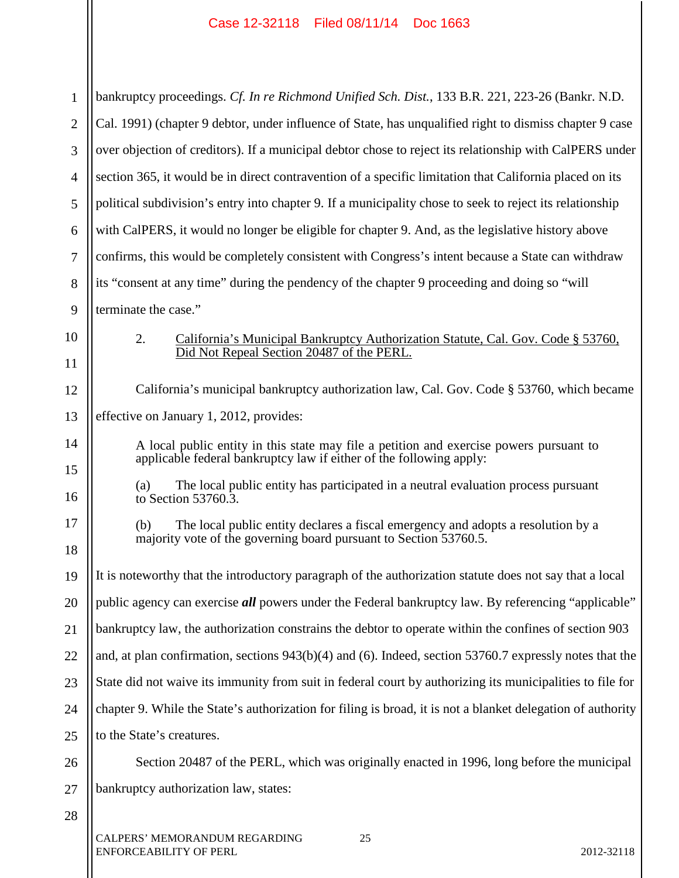bankruptcy proceedings. *Cf. In re Richmond Unified Sch. Dist.*, 133 B.R. 221, 223-26 (Bankr. N.D. Cal. 1991) (chapter 9 debtor, under influence of State, has unqualified right to dismiss chapter 9 case over objection of creditors). If a municipal debtor chose to reject its relationship with CalPERS under section 365, it would be in direct contravention of a specific limitation that California placed on its political subdivision's entry into chapter 9. If a municipality chose to seek to reject its relationship with CalPERS, it would no longer be eligible for chapter 9. And, as the legislative history above confirms, this would be completely consistent with Congress's intent because a State can withdraw its "consent at any time" during the pendency of the chapter 9 proceeding and doing so "will terminate the case."

2. California's Municipal Bankruptcy Authorization Statute, Cal. Gov. Code § 53760, Did Not Repeal Section 20487 of the PERL.

California's municipal bankruptcy authorization law, Cal. Gov. Code § 53760, which became effective on January 1, 2012, provides:

> A local public entity in this state may file a petition and exercise powers pursuant to applicable federal bankruptcy law if either of the following apply:
>
> (a) The local public entity has participated in a neutral evaluation process pursuant to Section 53760.3.
>
> (b) The local public entity declares a fiscal emergency and adopts a resolution by a majority vote of the governing board pursuant to Section 53760.5.

It is noteworthy that the introductory paragraph of the authorization statute does not say that a local public agency can exercise ***all*** powers under the Federal bankruptcy law. By referencing "applicable" bankruptcy law, the authorization constrains the debtor to operate within the confines of section 903 and, at plan confirmation, sections 943(b)(4) and (6). Indeed, section 53760.7 expressly notes that the State did not waive its immunity from suit in federal court by authorizing its municipalities to file for chapter 9. While the State's authorization for filing is broad, it is not a blanket delegation of authority to the State's creatures.

Section 20487 of the PERL, which was originally enacted in 1996, long before the municipal bankruptcy authorization law, states: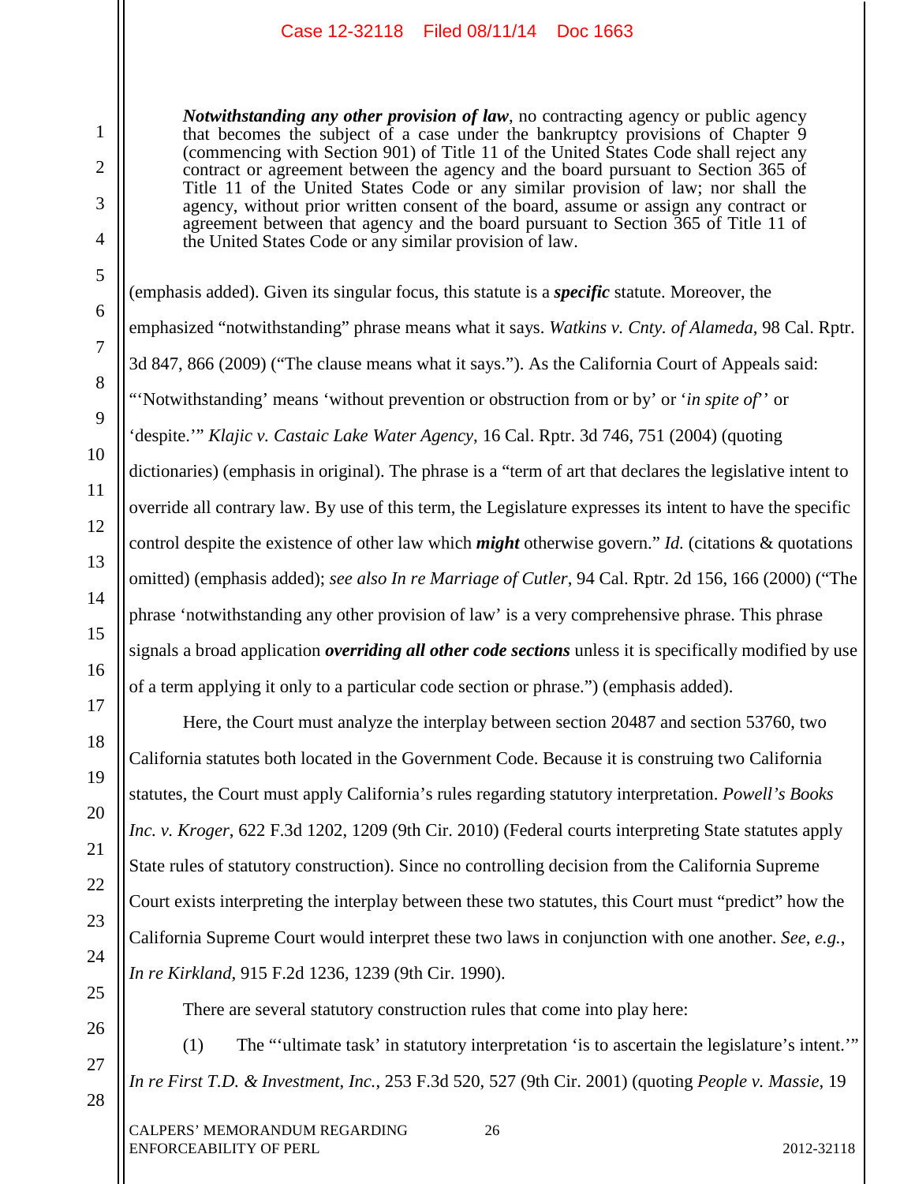> ***Notwithstanding any other provision of law***, no contracting agency or public agency that becomes the subject of a case under the bankruptcy provisions of Chapter 9 (commencing with Section 901) of Title 11 of the United States Code shall reject any contract or agreement between the agency and the board pursuant to Section 365 of Title 11 of the United States Code or any similar provision of law; nor shall the agency, without prior written consent of the board, assume or assign any contract or agreement between that agency and the board pursuant to Section 365 of Title 11 of the United States Code or any similar provision of law.

(emphasis added). Given its singular focus, this statute is a ***specific*** statute. Moreover, the emphasized "notwithstanding" phrase means what it says. *Watkins v. Cnty. of Alameda*, 98 Cal. Rptr. 3d 847, 866 (2009) ("The clause means what it says."). As the California Court of Appeals said: "'Notwithstanding' means 'without prevention or obstruction from or by' or '*in spite of*' or 'despite.'" *Klajic v. Castaic Lake Water Agency*, 16 Cal. Rptr. 3d 746, 751 (2004) (quoting dictionaries) (emphasis in original). The phrase is a "term of art that declares the legislative intent to override all contrary law. By use of this term, the Legislature expresses its intent to have the specific control despite the existence of other law which ***might*** otherwise govern." *Id.* (citations & quotations omitted) (emphasis added); *see also In re Marriage of Cutler*, 94 Cal. Rptr. 2d 156, 166 (2000) ("The phrase 'notwithstanding any other provision of law' is a very comprehensive phrase. This phrase signals a broad application ***overriding all other code sections*** unless it is specifically modified by use of a term applying it only to a particular code section or phrase.") (emphasis added).

Here, the Court must analyze the interplay between section 20487 and section 53760, two California statutes both located in the Government Code. Because it is construing two California statutes, the Court must apply California's rules regarding statutory interpretation. *Powell's Books Inc. v. Kroger*, 622 F.3d 1202, 1209 (9th Cir. 2010) (Federal courts interpreting State statutes apply State rules of statutory construction). Since no controlling decision from the California Supreme Court exists interpreting the interplay between these two statutes, this Court must "predict" how the California Supreme Court would interpret these two laws in conjunction with one another. *See, e.g.*, *In re Kirkland*, 915 F.2d 1236, 1239 (9th Cir. 1990).

There are several statutory construction rules that come into play here:

(1) The "'ultimate task' in statutory interpretation 'is to ascertain the legislature's intent.'" *In re First T.D. & Investment, Inc.*, 253 F.3d 520, 527 (9th Cir. 2001) (quoting *People v. Massie*, 19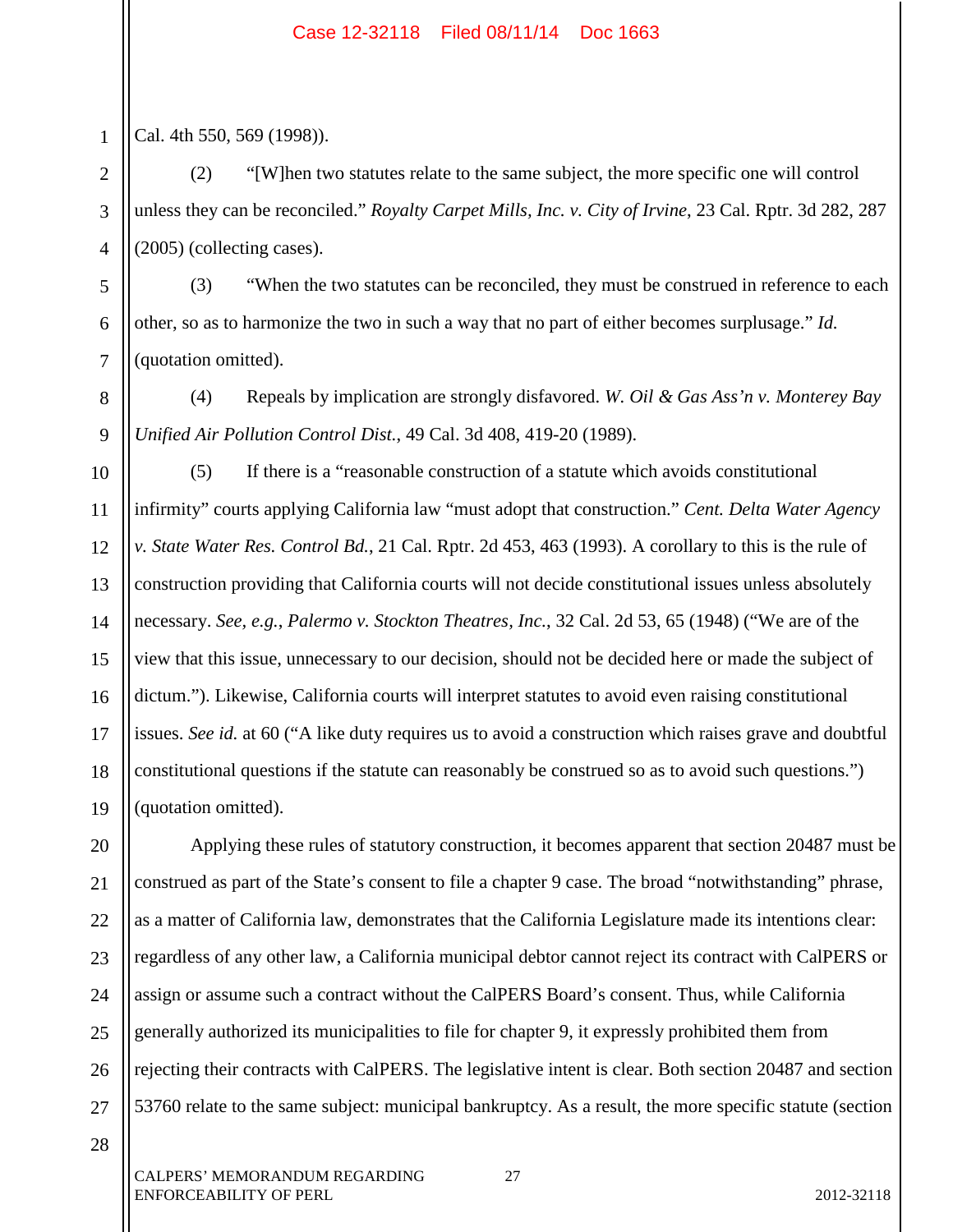Cal. 4th 550, 569 (1998)).

(2) "[W]hen two statutes relate to the same subject, the more specific one will control unless they can be reconciled." *Royalty Carpet Mills, Inc. v. City of Irvine*, 23 Cal. Rptr. 3d 282, 287 (2005) (collecting cases).

(3) "When the two statutes can be reconciled, they must be construed in reference to each other, so as to harmonize the two in such a way that no part of either becomes surplusage." *Id.* (quotation omitted).

(4) Repeals by implication are strongly disfavored. *W. Oil & Gas Ass'n v. Monterey Bay Unified Air Pollution Control Dist.*, 49 Cal. 3d 408, 419-20 (1989).

(5) If there is a "reasonable construction of a statute which avoids constitutional infirmity" courts applying California law "must adopt that construction." *Cent. Delta Water Agency v. State Water Res. Control Bd.*, 21 Cal. Rptr. 2d 453, 463 (1993). A corollary to this is the rule of construction providing that California courts will not decide constitutional issues unless absolutely necessary. *See, e.g.*, *Palermo v. Stockton Theatres, Inc.*, 32 Cal. 2d 53, 65 (1948) ("We are of the view that this issue, unnecessary to our decision, should not be decided here or made the subject of dictum."). Likewise, California courts will interpret statutes to avoid even raising constitutional issues. *See id.* at 60 ("A like duty requires us to avoid a construction which raises grave and doubtful constitutional questions if the statute can reasonably be construed so as to avoid such questions.") (quotation omitted).

Applying these rules of statutory construction, it becomes apparent that section 20487 must be construed as part of the State's consent to file a chapter 9 case. The broad "notwithstanding" phrase, as a matter of California law, demonstrates that the California Legislature made its intentions clear: regardless of any other law, a California municipal debtor cannot reject its contract with CalPERS or assign or assume such a contract without the CalPERS Board's consent. Thus, while California generally authorized its municipalities to file for chapter 9, it expressly prohibited them from rejecting their contracts with CalPERS. The legislative intent is clear. Both section 20487 and section 53760 relate to the same subject: municipal bankruptcy. As a result, the more specific statute (section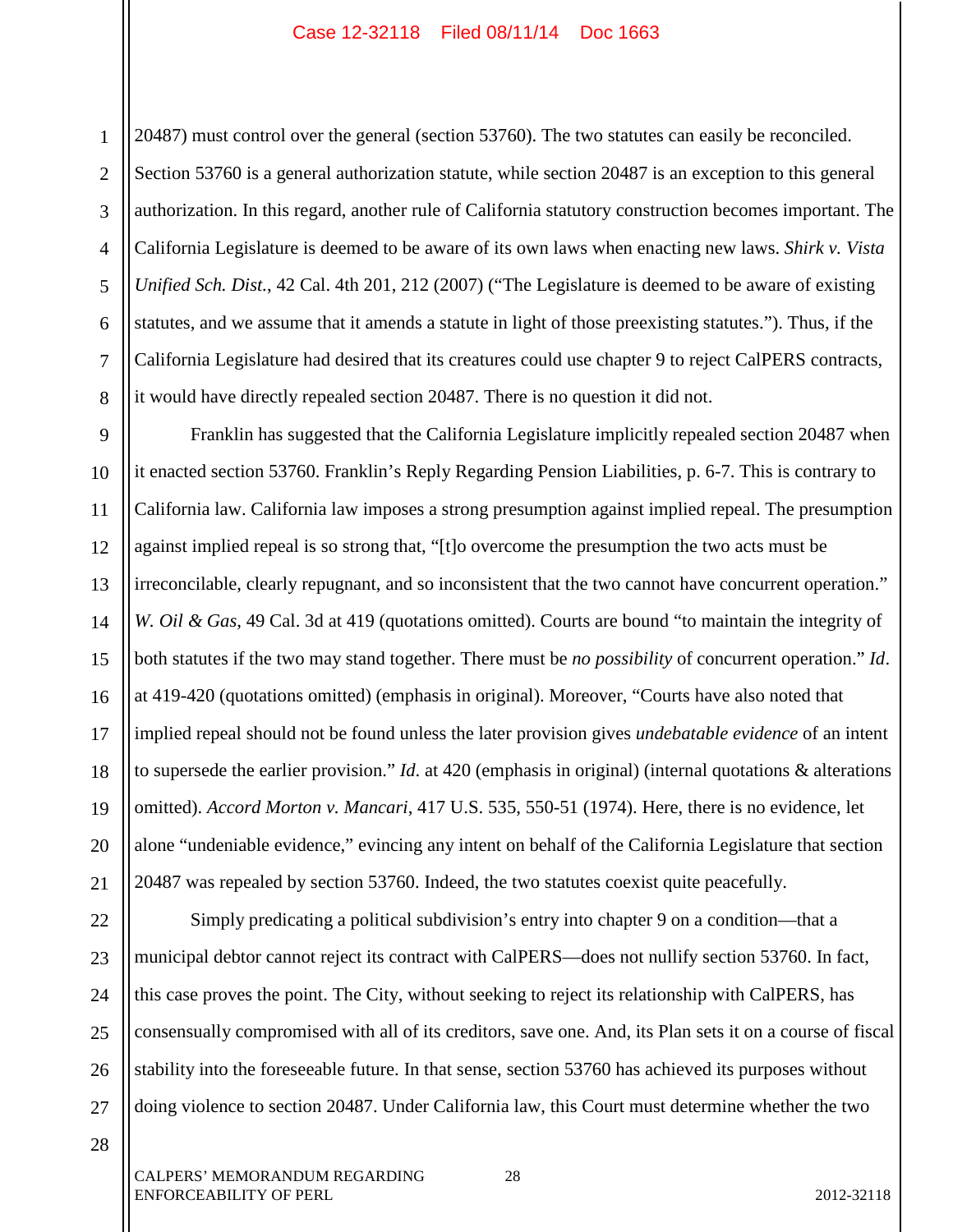20487) must control over the general (section 53760). The two statutes can easily be reconciled. Section 53760 is a general authorization statute, while section 20487 is an exception to this general authorization. In this regard, another rule of California statutory construction becomes important. The California Legislature is deemed to be aware of its own laws when enacting new laws. *Shirk v. Vista Unified Sch. Dist.*, 42 Cal. 4th 201, 212 (2007) ("The Legislature is deemed to be aware of existing statutes, and we assume that it amends a statute in light of those preexisting statutes."). Thus, if the California Legislature had desired that its creatures could use chapter 9 to reject CalPERS contracts, it would have directly repealed section 20487. There is no question it did not.

Franklin has suggested that the California Legislature implicitly repealed section 20487 when it enacted section 53760. Franklin's Reply Regarding Pension Liabilities, p. 6-7. This is contrary to California law. California law imposes a strong presumption against implied repeal. The presumption against implied repeal is so strong that, "[t]o overcome the presumption the two acts must be irreconcilable, clearly repugnant, and so inconsistent that the two cannot have concurrent operation." *W. Oil & Gas*, 49 Cal. 3d at 419 (quotations omitted). Courts are bound "to maintain the integrity of both statutes if the two may stand together. There must be *no possibility* of concurrent operation." *Id*. at 419-420 (quotations omitted) (emphasis in original). Moreover, "Courts have also noted that implied repeal should not be found unless the later provision gives *undebatable evidence* of an intent to supersede the earlier provision." *Id.* at 420 (emphasis in original) (internal quotations & alterations omitted). *Accord Morton v. Mancari*, 417 U.S. 535, 550-51 (1974). Here, there is no evidence, let alone "undeniable evidence," evincing any intent on behalf of the California Legislature that section 20487 was repealed by section 53760. Indeed, the two statutes coexist quite peacefully.

Simply predicating a political subdivision's entry into chapter 9 on a condition—that a municipal debtor cannot reject its contract with CalPERS—does not nullify section 53760. In fact, this case proves the point. The City, without seeking to reject its relationship with CalPERS, has consensually compromised with all of its creditors, save one. And, its Plan sets it on a course of fiscal stability into the foreseeable future. In that sense, section 53760 has achieved its purposes without doing violence to section 20487. Under California law, this Court must determine whether the two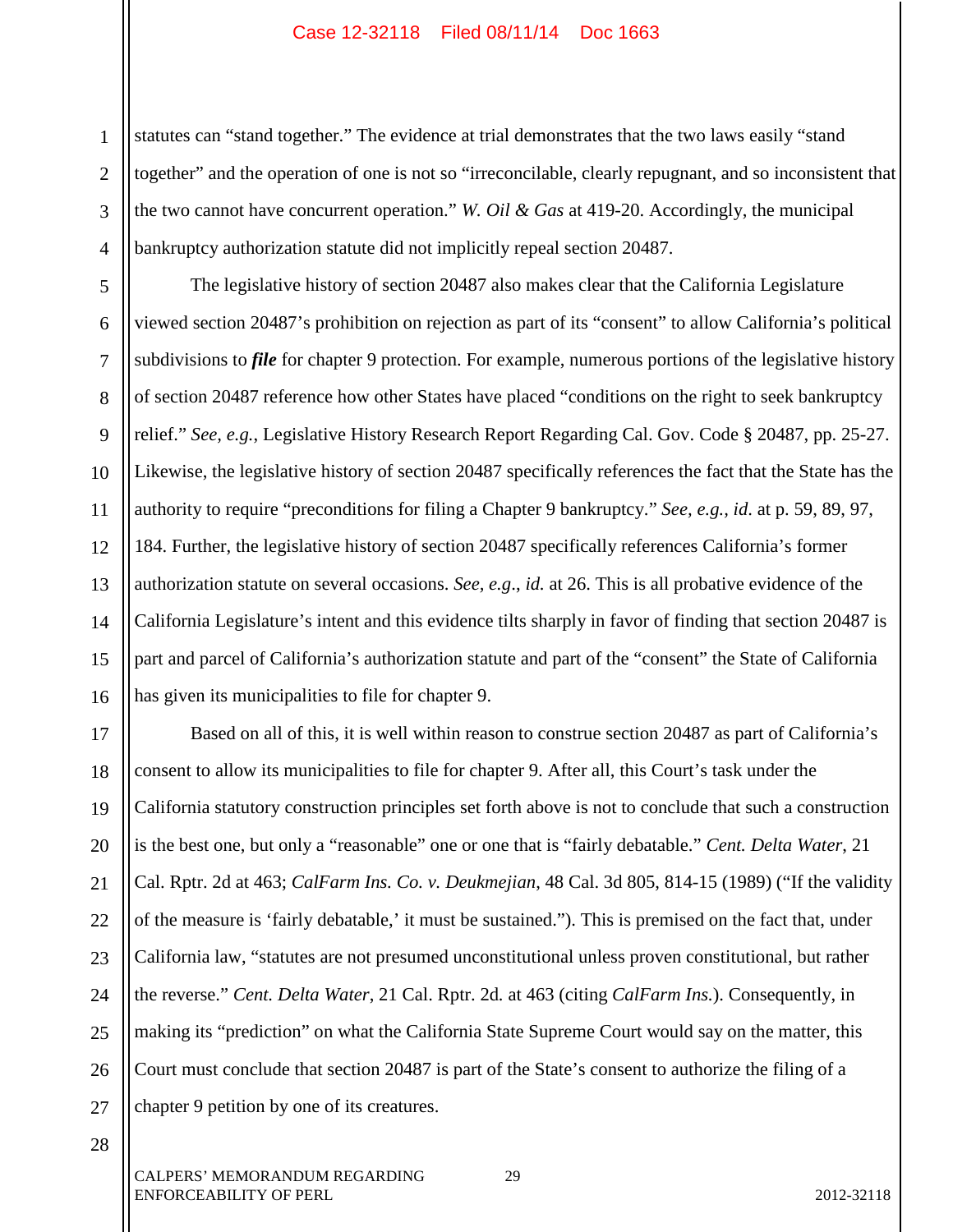statutes can "stand together." The evidence at trial demonstrates that the two laws easily "stand together" and the operation of one is not so "irreconcilable, clearly repugnant, and so inconsistent that the two cannot have concurrent operation." *W. Oil & Gas* at 419-20. Accordingly, the municipal bankruptcy authorization statute did not implicitly repeal section 20487.

The legislative history of section 20487 also makes clear that the California Legislature viewed section 20487's prohibition on rejection as part of its "consent" to allow California's political subdivisions to ***file*** for chapter 9 protection. For example, numerous portions of the legislative history of section 20487 reference how other States have placed "conditions on the right to seek bankruptcy relief." *See, e.g.*, Legislative History Research Report Regarding Cal. Gov. Code § 20487, pp. 25-27. Likewise, the legislative history of section 20487 specifically references the fact that the State has the authority to require "preconditions for filing a Chapter 9 bankruptcy." *See, e.g.*, *id.* at p. 59, 89, 97, 184. Further, the legislative history of section 20487 specifically references California's former authorization statute on several occasions. *See, e.g*., *id.* at 26. This is all probative evidence of the California Legislature's intent and this evidence tilts sharply in favor of finding that section 20487 is part and parcel of California's authorization statute and part of the "consent" the State of California has given its municipalities to file for chapter 9.

Based on all of this, it is well within reason to construe section 20487 as part of California's consent to allow its municipalities to file for chapter 9. After all, this Court's task under the California statutory construction principles set forth above is not to conclude that such a construction is the best one, but only a "reasonable" one or one that is "fairly debatable." *Cent. Delta Water*, 21 Cal. Rptr. 2d at 463; *CalFarm Ins. Co. v. Deukmejian*, 48 Cal. 3d 805, 814-15 (1989) ("If the validity of the measure is 'fairly debatable,' it must be sustained."). This is premised on the fact that, under California law, "statutes are not presumed unconstitutional unless proven constitutional, but rather the reverse." *Cent. Delta Water*, 21 Cal. Rptr. 2d. at 463 (citing *CalFarm Ins.*). Consequently, in making its "prediction" on what the California State Supreme Court would say on the matter, this Court must conclude that section 20487 is part of the State's consent to authorize the filing of a chapter 9 petition by one of its creatures.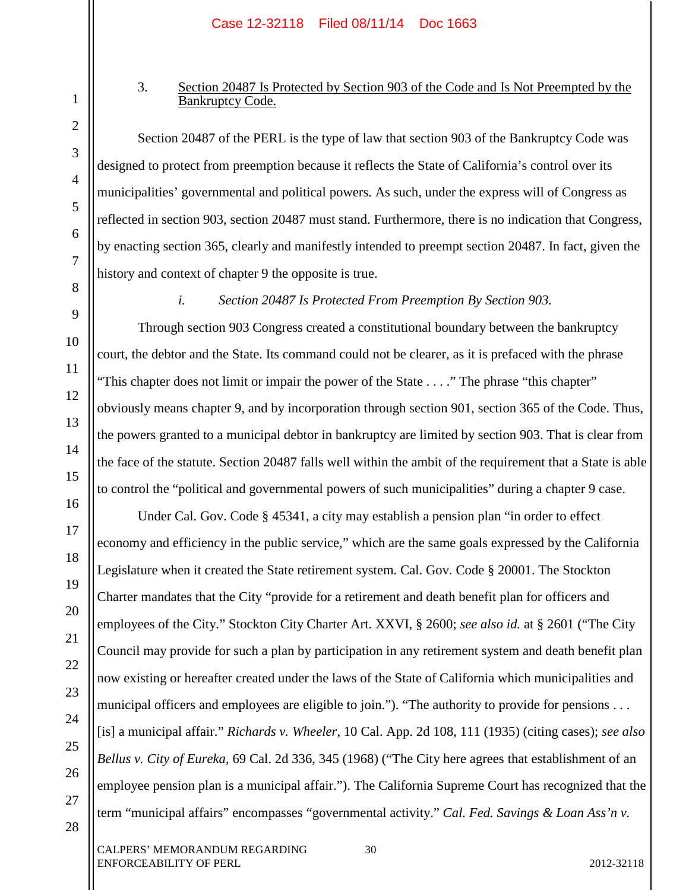### 3. Section 20487 Is Protected by Section 903 of the Code and Is Not Preempted by the Bankruptcy Code.

Section 20487 of the PERL is the type of law that section 903 of the Bankruptcy Code was designed to protect from preemption because it reflects the State of California's control over its municipalities' governmental and political powers. As such, under the express will of Congress as reflected in section 903, section 20487 must stand. Furthermore, there is no indication that Congress, by enacting section 365, clearly and manifestly intended to preempt section 20487. In fact, given the history and context of chapter 9 the opposite is true.

#### *i. Section 20487 Is Protected From Preemption By Section 903.*

Through section 903 Congress created a constitutional boundary between the bankruptcy court, the debtor and the State. Its command could not be clearer, as it is prefaced with the phrase "This chapter does not limit or impair the power of the State . . . ." The phrase "this chapter" obviously means chapter 9, and by incorporation through section 901, section 365 of the Code. Thus, the powers granted to a municipal debtor in bankruptcy are limited by section 903. That is clear from the face of the statute. Section 20487 falls well within the ambit of the requirement that a State is able to control the "political and governmental powers of such municipalities" during a chapter 9 case.

Under Cal. Gov. Code § 45341, a city may establish a pension plan "in order to effect economy and efficiency in the public service," which are the same goals expressed by the California Legislature when it created the State retirement system. Cal. Gov. Code § 20001. The Stockton Charter mandates that the City "provide for a retirement and death benefit plan for officers and employees of the City." Stockton City Charter Art. XXVI, § 2600; *see also id.* at § 2601 ("The City Council may provide for such a plan by participation in any retirement system and death benefit plan now existing or hereafter created under the laws of the State of California which municipalities and municipal officers and employees are eligible to join."). "The authority to provide for pensions . . . [is] a municipal affair." *Richards v. Wheeler*, 10 Cal. App. 2d 108, 111 (1935) (citing cases); *see also Bellus v. City of Eureka*, 69 Cal. 2d 336, 345 (1968) ("The City here agrees that establishment of an employee pension plan is a municipal affair."). The California Supreme Court has recognized that the term "municipal affairs" encompasses "governmental activity." *Cal. Fed. Savings & Loan Ass'n v.*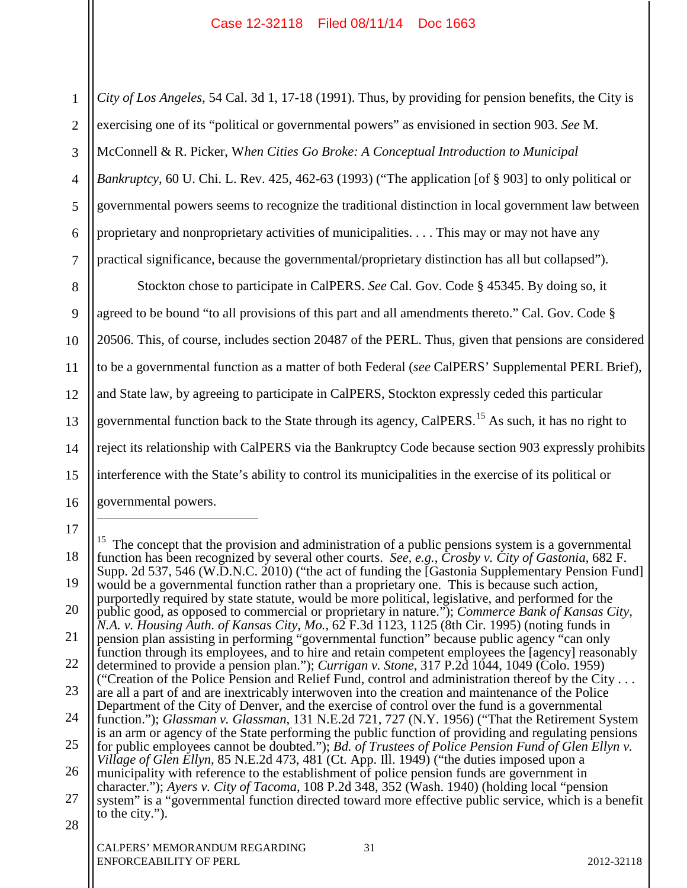*City of Los Angeles*, 54 Cal. 3d 1, 17-18 (1991). Thus, by providing for pension benefits, the City is exercising one of its "political or governmental powers" as envisioned in section 903. *See* M. McConnell & R. Picker, W*hen Cities Go Broke: A Conceptual Introduction to Municipal Bankruptcy*, 60 U. Chi. L. Rev. 425, 462-63 (1993) ("The application [of § 903] to only political or governmental powers seems to recognize the traditional distinction in local government law between proprietary and nonproprietary activities of municipalities. . . . This may or may not have any practical significance, because the governmental/proprietary distinction has all but collapsed").

Stockton chose to participate in CalPERS. *See* Cal. Gov. Code § 45345. By doing so, it agreed to be bound "to all provisions of this part and all amendments thereto." Cal. Gov. Code § 20506. This, of course, includes section 20487 of the PERL. Thus, given that pensions are considered to be a governmental function as a matter of both Federal (*see* CalPERS' Supplemental PERL Brief), and State law, by agreeing to participate in CalPERS, Stockton expressly ceded this particular governmental function back to the State through its agency, CalPERS.[15] As such, it has no right to reject its relationship with CalPERS via the Bankruptcy Code because section 903 expressly prohibits interference with the State's ability to control its municipalities in the exercise of its political or governmental powers.

---

[15] The concept that the provision and administration of a public pensions system is a governmental function has been recognized by several other courts. *See, e.g.*, *Crosby v. City of Gastonia*, 682 F. Supp. 2d 537, 546 (W.D.N.C. 2010) ("the act of funding the [Gastonia Supplementary Pension Fund] would be a governmental function rather than a proprietary one. This is because such action, purportedly required by state statute, would be more political, legislative, and performed for the public good, as opposed to commercial or proprietary in nature."); *Commerce Bank of Kansas City, N.A. v. Housing Auth. of Kansas City, Mo.*, 62 F.3d 1123, 1125 (8th Cir. 1995) (noting funds in pension plan assisting in performing "governmental function" because public agency "can only function through its employees, and to hire and retain competent employees the [agency] reasonably determined to provide a pension plan."); *Currigan v. Stone*, 317 P.2d 1044, 1049 (Colo. 1959) ("Creation of the Police Pension and Relief Fund, control and administration thereof by the City . . . are all a part of and are inextricably interwoven into the creation and maintenance of the Police Department of the City of Denver, and the exercise of control over the fund is a governmental function."); *Glassman v. Glassman*, 131 N.E.2d 721, 727 (N.Y. 1956) ("That the Retirement System is an arm or agency of the State performing the public function of providing and regulating pensions for public employees cannot be doubted."); *Bd. of Trustees of Police Pension Fund of Glen Ellyn v. Village of Glen Ellyn*, 85 N.E.2d 473, 481 (Ct. App. Ill. 1949) ("the duties imposed upon a municipality with reference to the establishment of police pension funds are government in character."); *Ayers v. City of Tacoma*, 108 P.2d 348, 352 (Wash. 1940) (holding local "pension system" is a "governmental function directed toward more effective public service, which is a benefit to the city.").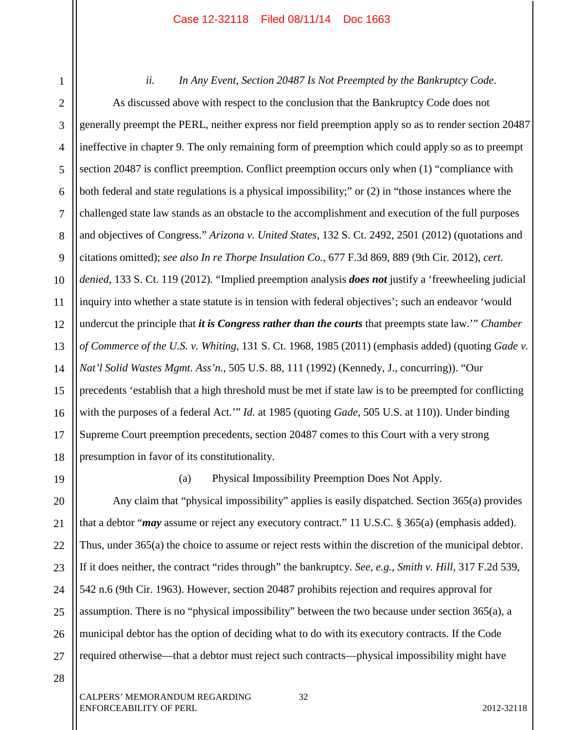*ii. In Any Event, Section 20487 Is Not Preempted by the Bankruptcy Code.*

As discussed above with respect to the conclusion that the Bankruptcy Code does not generally preempt the PERL, neither express nor field preemption apply so as to render section 20487 ineffective in chapter 9. The only remaining form of preemption which could apply so as to preempt section 20487 is conflict preemption. Conflict preemption occurs only when (1) "compliance with both federal and state regulations is a physical impossibility;" or (2) in "those instances where the challenged state law stands as an obstacle to the accomplishment and execution of the full purposes and objectives of Congress." *Arizona v. United States*, 132 S. Ct. 2492, 2501 (2012) (quotations and citations omitted); *see also In re Thorpe Insulation Co.*, 677 F.3d 869, 889 (9th Cir. 2012), *cert. denied*, 133 S. Ct. 119 (2012). "Implied preemption analysis ***does not*** justify a 'freewheeling judicial inquiry into whether a state statute is in tension with federal objectives'; such an endeavor 'would undercut the principle that ***it is Congress rather than the courts*** that preempts state law.'" *Chamber of Commerce of the U.S. v. Whiting*, 131 S. Ct. 1968, 1985 (2011) (emphasis added) (quoting *Gade v. Nat'l Solid Wastes Mgmt. Ass'n.*, 505 U.S. 88, 111 (1992) (Kennedy, J., concurring)). "Our precedents 'establish that a high threshold must be met if state law is to be preempted for conflicting with the purposes of a federal Act.'" *Id.* at 1985 (quoting *Gade*, 505 U.S. at 110)). Under binding Supreme Court preemption precedents, section 20487 comes to this Court with a very strong presumption in favor of its constitutionality.

(a) Physical Impossibility Preemption Does Not Apply.

Any claim that "physical impossibility" applies is easily dispatched. Section 365(a) provides that a debtor "***may*** assume or reject any executory contract." 11 U.S.C. § 365(a) (emphasis added). Thus, under 365(a) the choice to assume or reject rests within the discretion of the municipal debtor. If it does neither, the contract "rides through" the bankruptcy. *See, e.g.*, *Smith v. Hill*, 317 F.2d 539, 542 n.6 (9th Cir. 1963). However, section 20487 prohibits rejection and requires approval for assumption. There is no "physical impossibility" between the two because under section 365(a), a municipal debtor has the option of deciding what to do with its executory contracts. If the Code required otherwise—that a debtor must reject such contracts—physical impossibility might have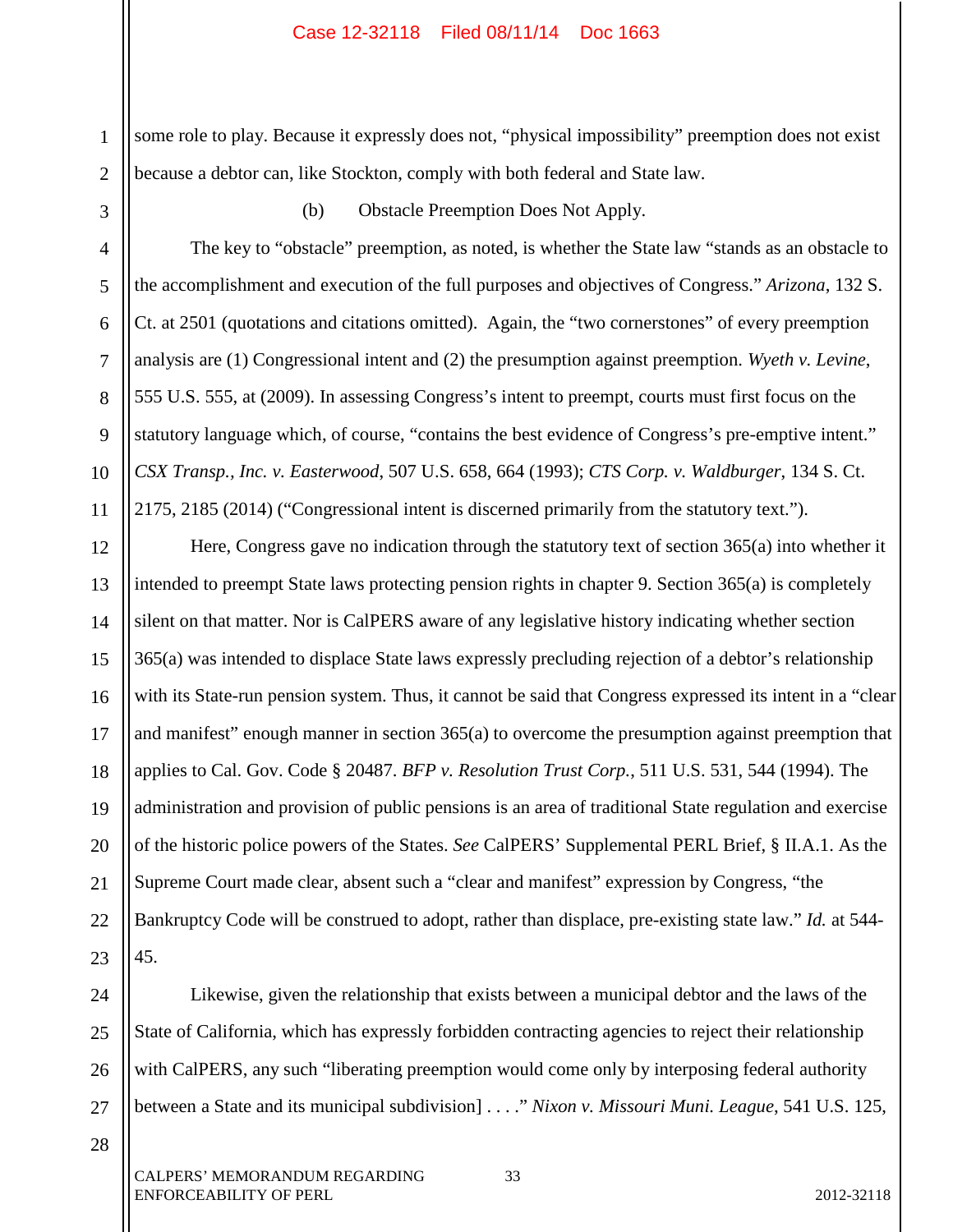some role to play. Because it expressly does not, "physical impossibility" preemption does not exist because a debtor can, like Stockton, comply with both federal and State law.

(b) Obstacle Preemption Does Not Apply.

The key to "obstacle" preemption, as noted, is whether the State law "stands as an obstacle to the accomplishment and execution of the full purposes and objectives of Congress." *Arizona*, 132 S. Ct. at 2501 (quotations and citations omitted). Again, the "two cornerstones" of every preemption analysis are (1) Congressional intent and (2) the presumption against preemption. *Wyeth v. Levine*, 555 U.S. 555, at (2009). In assessing Congress's intent to preempt, courts must first focus on the statutory language which, of course, "contains the best evidence of Congress's pre-emptive intent." *CSX Transp., Inc. v. Easterwood*, 507 U.S. 658, 664 (1993); *CTS Corp. v. Waldburger*, 134 S. Ct. 2175, 2185 (2014) ("Congressional intent is discerned primarily from the statutory text.").

Here, Congress gave no indication through the statutory text of section 365(a) into whether it intended to preempt State laws protecting pension rights in chapter 9. Section 365(a) is completely silent on that matter. Nor is CalPERS aware of any legislative history indicating whether section 365(a) was intended to displace State laws expressly precluding rejection of a debtor's relationship with its State-run pension system. Thus, it cannot be said that Congress expressed its intent in a "clear and manifest" enough manner in section 365(a) to overcome the presumption against preemption that applies to Cal. Gov. Code § 20487. *BFP v. Resolution Trust Corp.*, 511 U.S. 531, 544 (1994). The administration and provision of public pensions is an area of traditional State regulation and exercise of the historic police powers of the States. *See* CalPERS' Supplemental PERL Brief, § II.A.1. As the Supreme Court made clear, absent such a "clear and manifest" expression by Congress, "the Bankruptcy Code will be construed to adopt, rather than displace, pre-existing state law." *Id.* at 544-45.

Likewise, given the relationship that exists between a municipal debtor and the laws of the State of California, which has expressly forbidden contracting agencies to reject their relationship with CalPERS, any such "liberating preemption would come only by interposing federal authority between a State and its municipal subdivision] . . . ." *Nixon v. Missouri Muni. League*, 541 U.S. 125,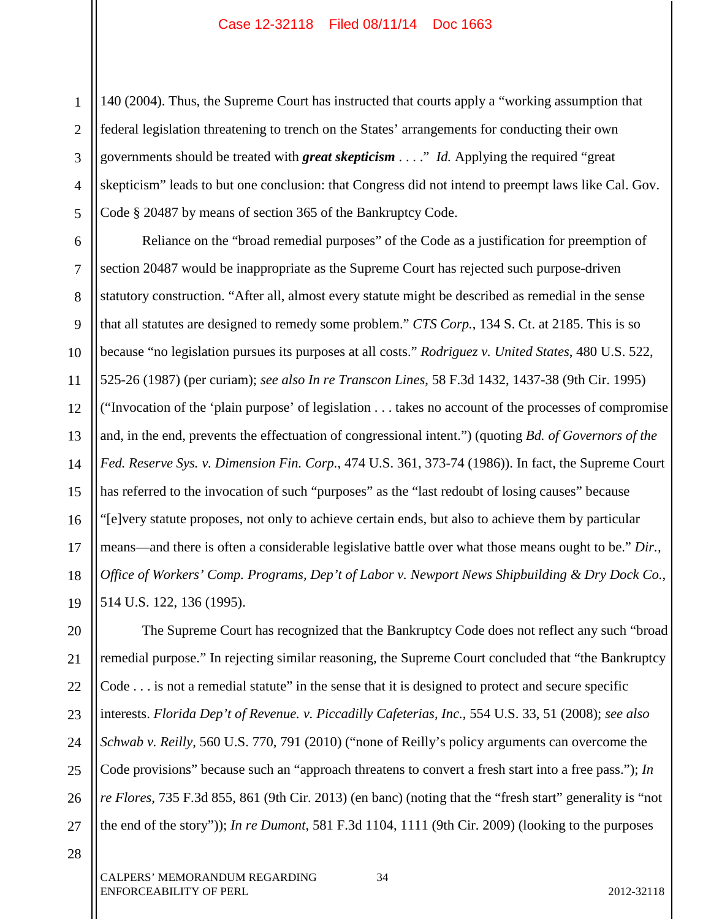140 (2004). Thus, the Supreme Court has instructed that courts apply a "working assumption that federal legislation threatening to trench on the States' arrangements for conducting their own governments should be treated with ***great skepticism*** . . . ." *Id.* Applying the required "great skepticism" leads to but one conclusion: that Congress did not intend to preempt laws like Cal. Gov. Code § 20487 by means of section 365 of the Bankruptcy Code.

Reliance on the "broad remedial purposes" of the Code as a justification for preemption of section 20487 would be inappropriate as the Supreme Court has rejected such purpose-driven statutory construction. "After all, almost every statute might be described as remedial in the sense that all statutes are designed to remedy some problem." *CTS Corp.*, 134 S. Ct. at 2185. This is so because "no legislation pursues its purposes at all costs." *Rodriguez v. United States*, 480 U.S. 522, 525-26 (1987) (per curiam); *see also In re Transcon Lines*, 58 F.3d 1432, 1437-38 (9th Cir. 1995) ("Invocation of the 'plain purpose' of legislation . . . takes no account of the processes of compromise and, in the end, prevents the effectuation of congressional intent.") (quoting *Bd. of Governors of the Fed. Reserve Sys. v. Dimension Fin. Corp.*, 474 U.S. 361, 373-74 (1986)). In fact, the Supreme Court has referred to the invocation of such "purposes" as the "last redoubt of losing causes" because "[e]very statute proposes, not only to achieve certain ends, but also to achieve them by particular means—and there is often a considerable legislative battle over what those means ought to be." *Dir., Office of Workers' Comp. Programs, Dep't of Labor v. Newport News Shipbuilding & Dry Dock Co.*, 514 U.S. 122, 136 (1995).

The Supreme Court has recognized that the Bankruptcy Code does not reflect any such "broad remedial purpose." In rejecting similar reasoning, the Supreme Court concluded that "the Bankruptcy Code . . . is not a remedial statute" in the sense that it is designed to protect and secure specific interests. *Florida Dep't of Revenue. v. Piccadilly Cafeterias, Inc.*, 554 U.S. 33, 51 (2008); *see also Schwab v. Reilly*, 560 U.S. 770, 791 (2010) ("none of Reilly's policy arguments can overcome the Code provisions" because such an "approach threatens to convert a fresh start into a free pass."); *In re Flores*, 735 F.3d 855, 861 (9th Cir. 2013) (en banc) (noting that the "fresh start" generality is "not the end of the story")); *In re Dumont*, 581 F.3d 1104, 1111 (9th Cir. 2009) (looking to the purposes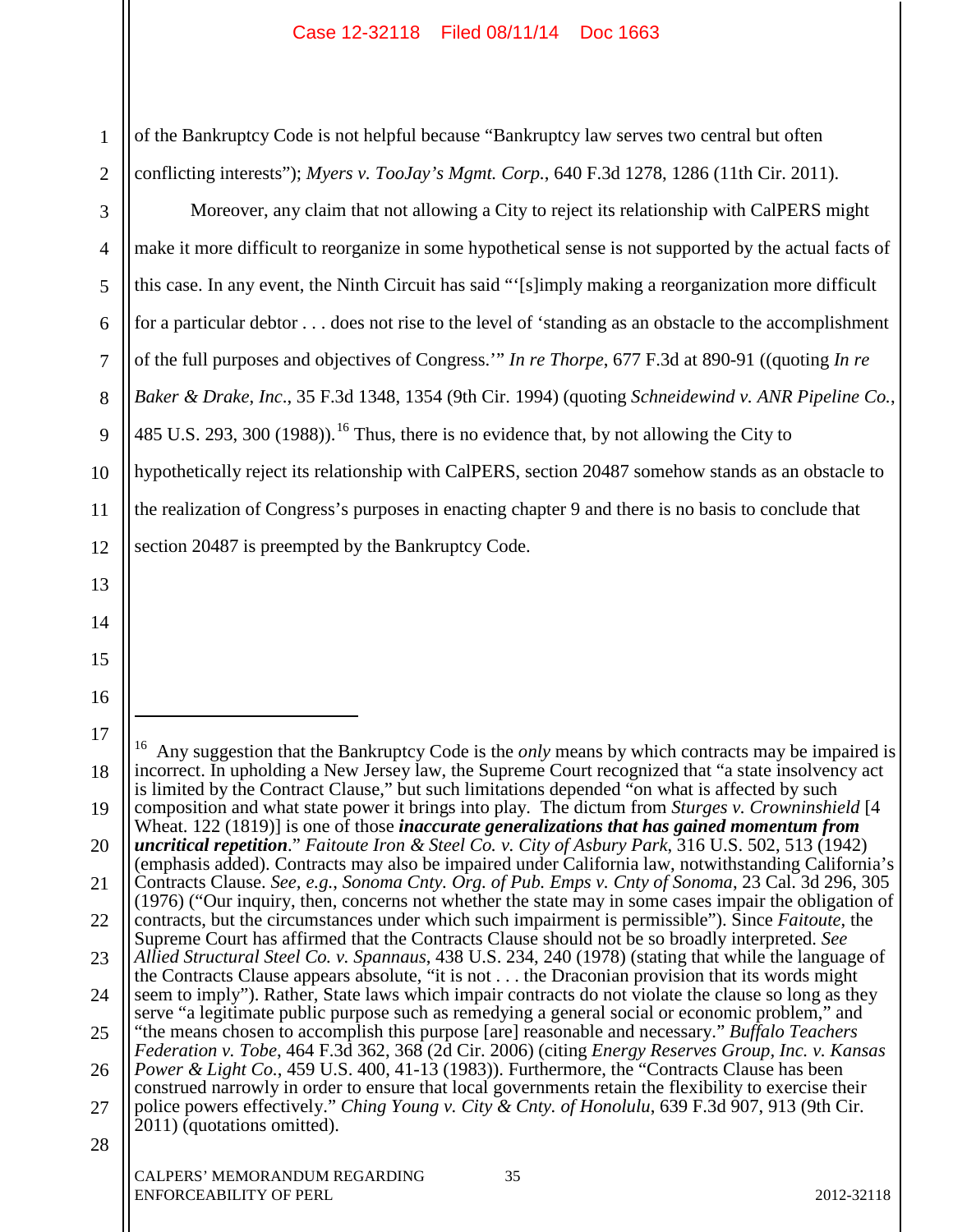of the Bankruptcy Code is not helpful because "Bankruptcy law serves two central but often conflicting interests"); *Myers v. TooJay's Mgmt. Corp.*, 640 F.3d 1278, 1286 (11th Cir. 2011).

Moreover, any claim that not allowing a City to reject its relationship with CalPERS might make it more difficult to reorganize in some hypothetical sense is not supported by the actual facts of this case. In any event, the Ninth Circuit has said "'[s]imply making a reorganization more difficult for a particular debtor . . . does not rise to the level of 'standing as an obstacle to the accomplishment of the full purposes and objectives of Congress.'" *In re Thorpe*, 677 F.3d at 890-91 ((quoting *In re Baker & Drake, Inc*., 35 F.3d 1348, 1354 (9th Cir. 1994) (quoting *Schneidewind v. ANR Pipeline Co.*, 485 U.S. 293, 300 (1988)).[16] Thus, there is no evidence that, by not allowing the City to hypothetically reject its relationship with CalPERS, section 20487 somehow stands as an obstacle to the realization of Congress's purposes in enacting chapter 9 and there is no basis to conclude that section 20487 is preempted by the Bankruptcy Code.

---

[16] Any suggestion that the Bankruptcy Code is the *only* means by which contracts may be impaired is incorrect. In upholding a New Jersey law, the Supreme Court recognized that "a state insolvency act is limited by the Contract Clause," but such limitations depended "on what is affected by such composition and what state power it brings into play. The dictum from *Sturges v. Crowninshield* [4 Wheat. 122 (1819)] is one of those ***inaccurate generalizations that has gained momentum from uncritical repetition***." *Faitoute Iron & Steel Co. v. City of Asbury Park*, 316 U.S. 502, 513 (1942) (emphasis added). Contracts may also be impaired under California law, notwithstanding California's Contracts Clause. *See, e.g.*, *Sonoma Cnty. Org. of Pub. Emps v. Cnty of Sonoma*, 23 Cal. 3d 296, 305 (1976) ("Our inquiry, then, concerns not whether the state may in some cases impair the obligation of contracts, but the circumstances under which such impairment is permissible"). Since *Faitoute*, the Supreme Court has affirmed that the Contracts Clause should not be so broadly interpreted. *See Allied Structural Steel Co. v. Spannaus*, 438 U.S. 234, 240 (1978) (stating that while the language of the Contracts Clause appears absolute, "it is not . . . the Draconian provision that its words might seem to imply"). Rather, State laws which impair contracts do not violate the clause so long as they serve "a legitimate public purpose such as remedying a general social or economic problem," and "the means chosen to accomplish this purpose [are] reasonable and necessary." *Buffalo Teachers Federation v. Tobe*, 464 F.3d 362, 368 (2d Cir. 2006) (citing *Energy Reserves Group, Inc. v. Kansas Power & Light Co.*, 459 U.S. 400, 41-13 (1983)). Furthermore, the "Contracts Clause has been construed narrowly in order to ensure that local governments retain the flexibility to exercise their police powers effectively." *Ching Young v. City & Cnty. of Honolulu*, 639 F.3d 907, 913 (9th Cir. 2011) (quotations omitted).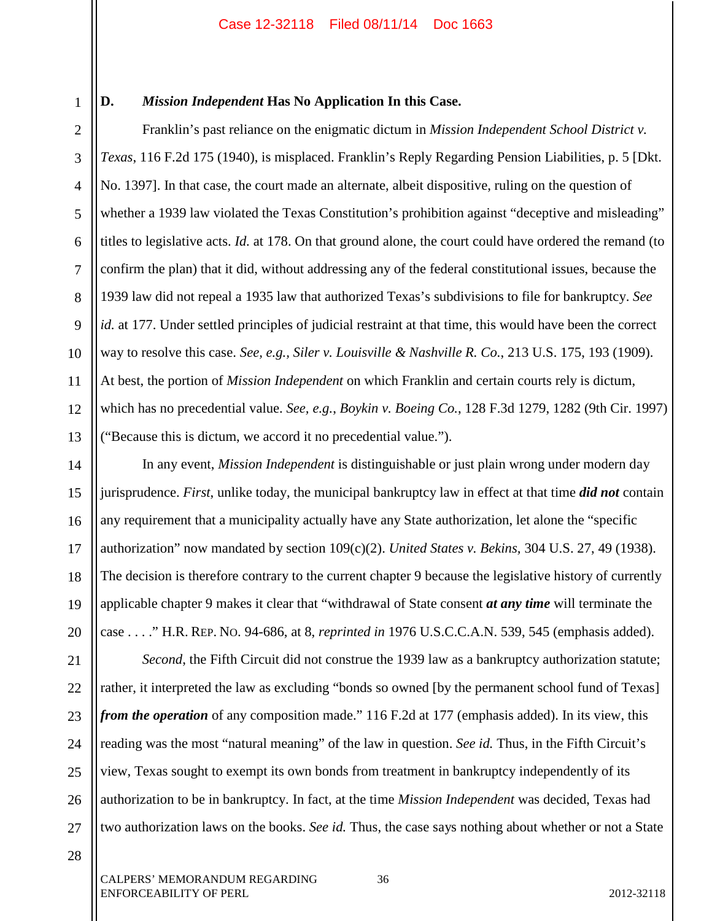### D. *Mission Independent* Has No Application In this Case.

Franklin's past reliance on the enigmatic dictum in *Mission Independent School District v. Texas*, 116 F.2d 175 (1940), is misplaced. Franklin's Reply Regarding Pension Liabilities, p. 5 [Dkt. No. 1397]. In that case, the court made an alternate, albeit dispositive, ruling on the question of whether a 1939 law violated the Texas Constitution's prohibition against "deceptive and misleading" titles to legislative acts. *Id.* at 178. On that ground alone, the court could have ordered the remand (to confirm the plan) that it did, without addressing any of the federal constitutional issues, because the 1939 law did not repeal a 1935 law that authorized Texas's subdivisions to file for bankruptcy. *See id.* at 177. Under settled principles of judicial restraint at that time, this would have been the correct way to resolve this case. *See, e.g.*, *Siler v. Louisville & Nashville R. Co.*, 213 U.S. 175, 193 (1909). At best, the portion of *Mission Independent* on which Franklin and certain courts rely is dictum, which has no precedential value. *See, e.g.*, *Boykin v. Boeing Co.*, 128 F.3d 1279, 1282 (9th Cir. 1997) ("Because this is dictum, we accord it no precedential value.").

In any event, *Mission Independent* is distinguishable or just plain wrong under modern day jurisprudence. *First*, unlike today, the municipal bankruptcy law in effect at that time ***did not*** contain any requirement that a municipality actually have any State authorization, let alone the "specific authorization" now mandated by section 109(c)(2). *United States v. Bekins*, 304 U.S. 27, 49 (1938). The decision is therefore contrary to the current chapter 9 because the legislative history of currently applicable chapter 9 makes it clear that "withdrawal of State consent ***at any time*** will terminate the case . . . ." H.R. REP. NO. 94-686, at 8, *reprinted in* 1976 U.S.C.C.A.N. 539, 545 (emphasis added).

*Second*, the Fifth Circuit did not construe the 1939 law as a bankruptcy authorization statute; rather, it interpreted the law as excluding "bonds so owned [by the permanent school fund of Texas] ***from the operation*** of any composition made." 116 F.2d at 177 (emphasis added). In its view, this reading was the most "natural meaning" of the law in question. *See id.* Thus, in the Fifth Circuit's view, Texas sought to exempt its own bonds from treatment in bankruptcy independently of its authorization to be in bankruptcy. In fact, at the time *Mission Independent* was decided, Texas had two authorization laws on the books. *See id.* Thus, the case says nothing about whether or not a State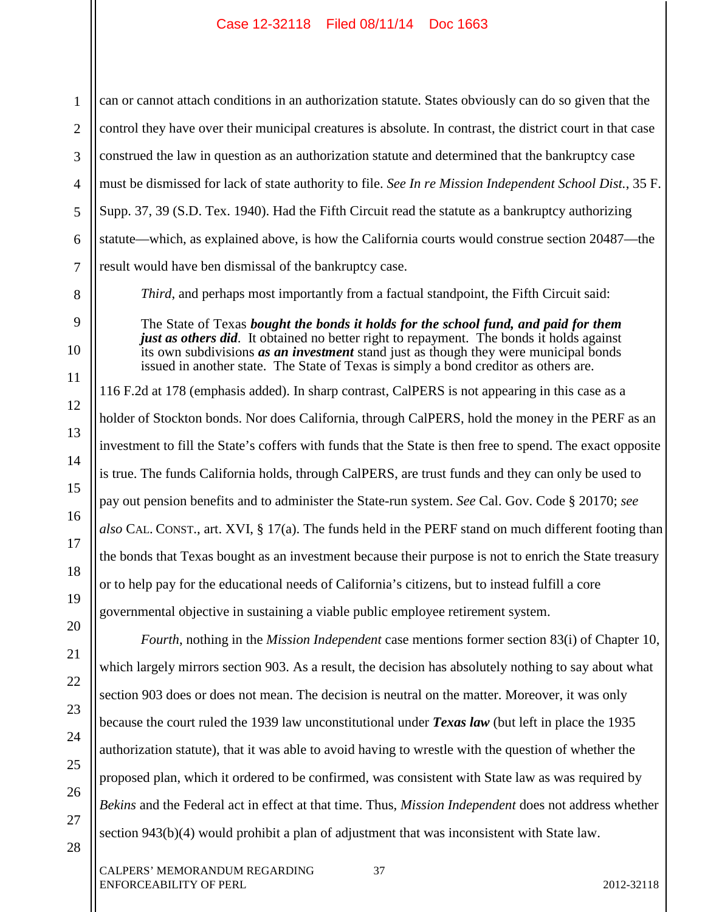can or cannot attach conditions in an authorization statute. States obviously can do so given that the control they have over their municipal creatures is absolute. In contrast, the district court in that case construed the law in question as an authorization statute and determined that the bankruptcy case must be dismissed for lack of state authority to file. *See In re Mission Independent School Dist.*, 35 F. Supp. 37, 39 (S.D. Tex. 1940). Had the Fifth Circuit read the statute as a bankruptcy authorizing statute—which, as explained above, is how the California courts would construe section 20487—the result would have ben dismissal of the bankruptcy case.

*Third*, and perhaps most importantly from a factual standpoint, the Fifth Circuit said:

> The State of Texas ***bought the bonds it holds for the school fund, and paid for them just as others did***. It obtained no better right to repayment. The bonds it holds against its own subdivisions ***as an investment*** stand just as though they were municipal bonds issued in another state. The State of Texas is simply a bond creditor as others are.

116 F.2d at 178 (emphasis added). In sharp contrast, CalPERS is not appearing in this case as a holder of Stockton bonds. Nor does California, through CalPERS, hold the money in the PERF as an investment to fill the State's coffers with funds that the State is then free to spend. The exact opposite is true. The funds California holds, through CalPERS, are trust funds and they can only be used to pay out pension benefits and to administer the State-run system. *See* Cal. Gov. Code § 20170; *see also* CAL. CONST., art. XVI, § 17(a). The funds held in the PERF stand on much different footing than the bonds that Texas bought as an investment because their purpose is not to enrich the State treasury or to help pay for the educational needs of California's citizens, but to instead fulfill a core governmental objective in sustaining a viable public employee retirement system.

*Fourth*, nothing in the *Mission Independent* case mentions former section 83(i) of Chapter 10, which largely mirrors section 903. As a result, the decision has absolutely nothing to say about what section 903 does or does not mean. The decision is neutral on the matter. Moreover, it was only because the court ruled the 1939 law unconstitutional under ***Texas law*** (but left in place the 1935 authorization statute), that it was able to avoid having to wrestle with the question of whether the proposed plan, which it ordered to be confirmed, was consistent with State law as was required by *Bekins* and the Federal act in effect at that time. Thus, *Mission Independent* does not address whether section 943(b)(4) would prohibit a plan of adjustment that was inconsistent with State law.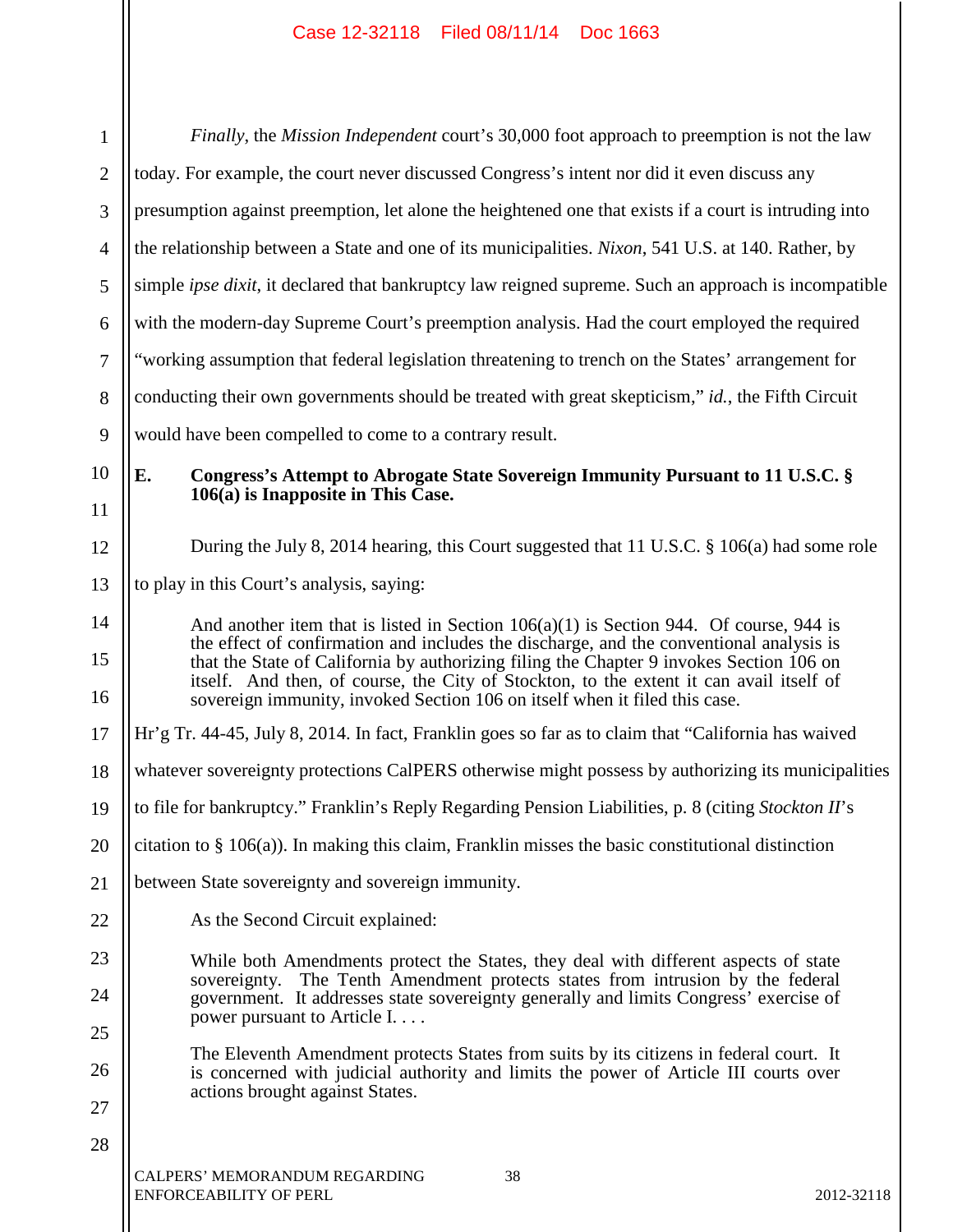*Finally*, the *Mission Independent* court's 30,000 foot approach to preemption is not the law today. For example, the court never discussed Congress's intent nor did it even discuss any presumption against preemption, let alone the heightened one that exists if a court is intruding into the relationship between a State and one of its municipalities. *Nixon*, 541 U.S. at 140. Rather, by simple *ipse dixit*, it declared that bankruptcy law reigned supreme. Such an approach is incompatible with the modern-day Supreme Court's preemption analysis. Had the court employed the required "working assumption that federal legislation threatening to trench on the States' arrangement for conducting their own governments should be treated with great skepticism," *id.*, the Fifth Circuit would have been compelled to come to a contrary result.

### E. Congress's Attempt to Abrogate State Sovereign Immunity Pursuant to 11 U.S.C. § 106(a) is Inapposite in This Case.

During the July 8, 2014 hearing, this Court suggested that 11 U.S.C. § 106(a) had some role to play in this Court's analysis, saying:

> And another item that is listed in Section 106(a)(1) is Section 944. Of course, 944 is the effect of confirmation and includes the discharge, and the conventional analysis is that the State of California by authorizing filing the Chapter 9 invokes Section 106 on itself. And then, of course, the City of Stockton, to the extent it can avail itself of sovereign immunity, invoked Section 106 on itself when it filed this case.

Hr'g Tr. 44-45, July 8, 2014. In fact, Franklin goes so far as to claim that "California has waived whatever sovereignty protections CalPERS otherwise might possess by authorizing its municipalities to file for bankruptcy." Franklin's Reply Regarding Pension Liabilities, p. 8 (citing *Stockton II*'s citation to § 106(a)). In making this claim, Franklin misses the basic constitutional distinction between State sovereignty and sovereign immunity.

As the Second Circuit explained:

> While both Amendments protect the States, they deal with different aspects of state sovereignty. The Tenth Amendment protects states from intrusion by the federal government. It addresses state sovereignty generally and limits Congress' exercise of power pursuant to Article I. . . .
>
> The Eleventh Amendment protects States from suits by its citizens in federal court. It is concerned with judicial authority and limits the power of Article III courts over actions brought against States.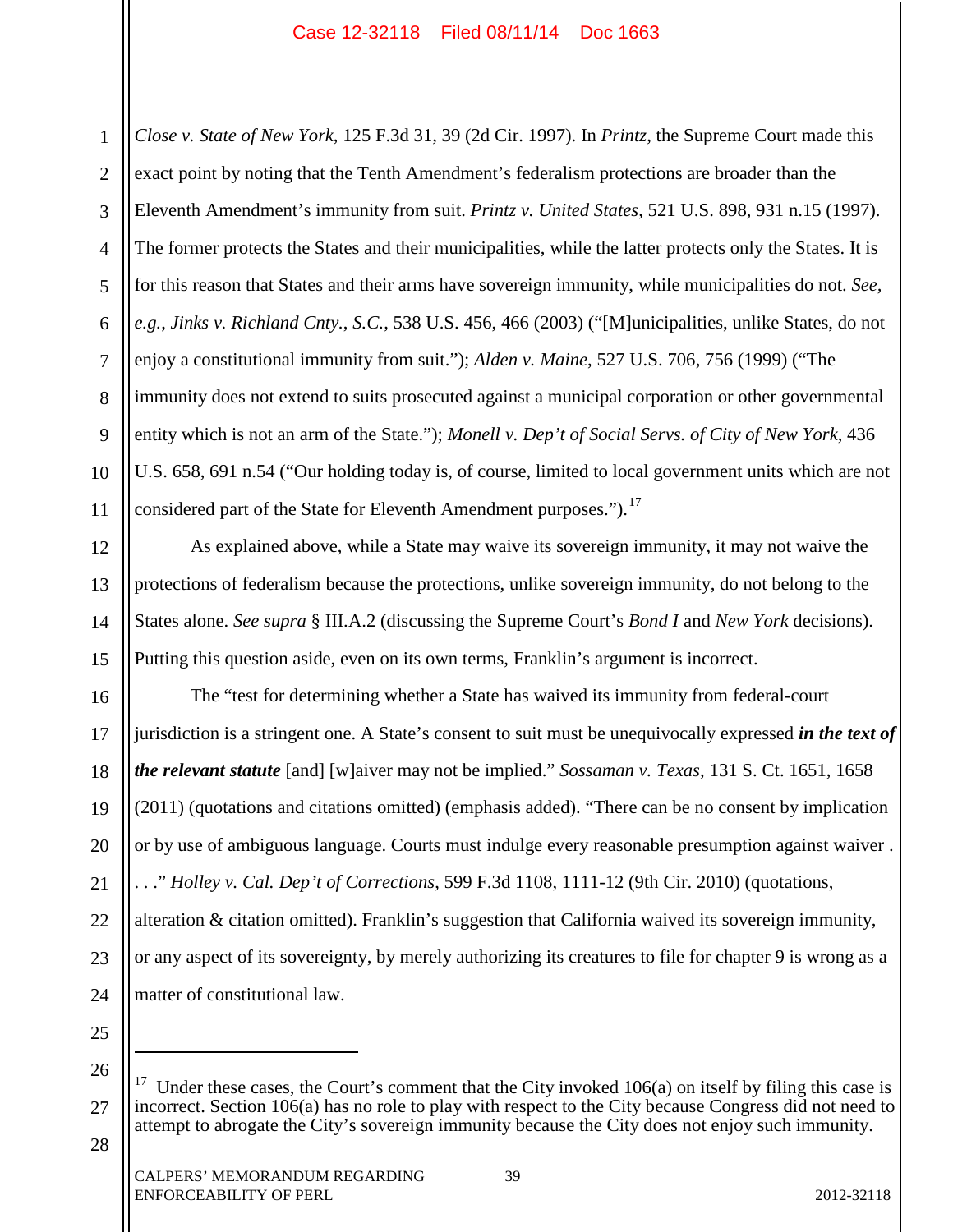*Close v. State of New York*, 125 F.3d 31, 39 (2d Cir. 1997). In *Printz*, the Supreme Court made this exact point by noting that the Tenth Amendment's federalism protections are broader than the Eleventh Amendment's immunity from suit. *Printz v. United States*, 521 U.S. 898, 931 n.15 (1997). The former protects the States and their municipalities, while the latter protects only the States. It is for this reason that States and their arms have sovereign immunity, while municipalities do not. *See, e.g.*, *Jinks v. Richland Cnty., S.C.*, 538 U.S. 456, 466 (2003) ("[M]unicipalities, unlike States, do not enjoy a constitutional immunity from suit."); *Alden v. Maine*, 527 U.S. 706, 756 (1999) ("The immunity does not extend to suits prosecuted against a municipal corporation or other governmental entity which is not an arm of the State."); *Monell v. Dep't of Social Servs. of City of New York*, 436 U.S. 658, 691 n.54 ("Our holding today is, of course, limited to local government units which are not considered part of the State for Eleventh Amendment purposes.").[17]

As explained above, while a State may waive its sovereign immunity, it may not waive the protections of federalism because the protections, unlike sovereign immunity, do not belong to the States alone. *See supra* § III.A.2 (discussing the Supreme Court's *Bond I* and *New York* decisions). Putting this question aside, even on its own terms, Franklin's argument is incorrect.

The "test for determining whether a State has waived its immunity from federal-court jurisdiction is a stringent one. A State's consent to suit must be unequivocally expressed ***in the text of the relevant statute*** [and] [w]aiver may not be implied." *Sossaman v. Texas*, 131 S. Ct. 1651, 1658 (2011) (quotations and citations omitted) (emphasis added). "There can be no consent by implication or by use of ambiguous language. Courts must indulge every reasonable presumption against waiver . . . ." *Holley v. Cal. Dep't of Corrections*, 599 F.3d 1108, 1111-12 (9th Cir. 2010) (quotations, alteration & citation omitted). Franklin's suggestion that California waived its sovereign immunity, or any aspect of its sovereignty, by merely authorizing its creatures to file for chapter 9 is wrong as a matter of constitutional law.

---

[17] Under these cases, the Court's comment that the City invoked 106(a) on itself by filing this case is incorrect. Section 106(a) has no role to play with respect to the City because Congress did not need to attempt to abrogate the City's sovereign immunity because the City does not enjoy such immunity.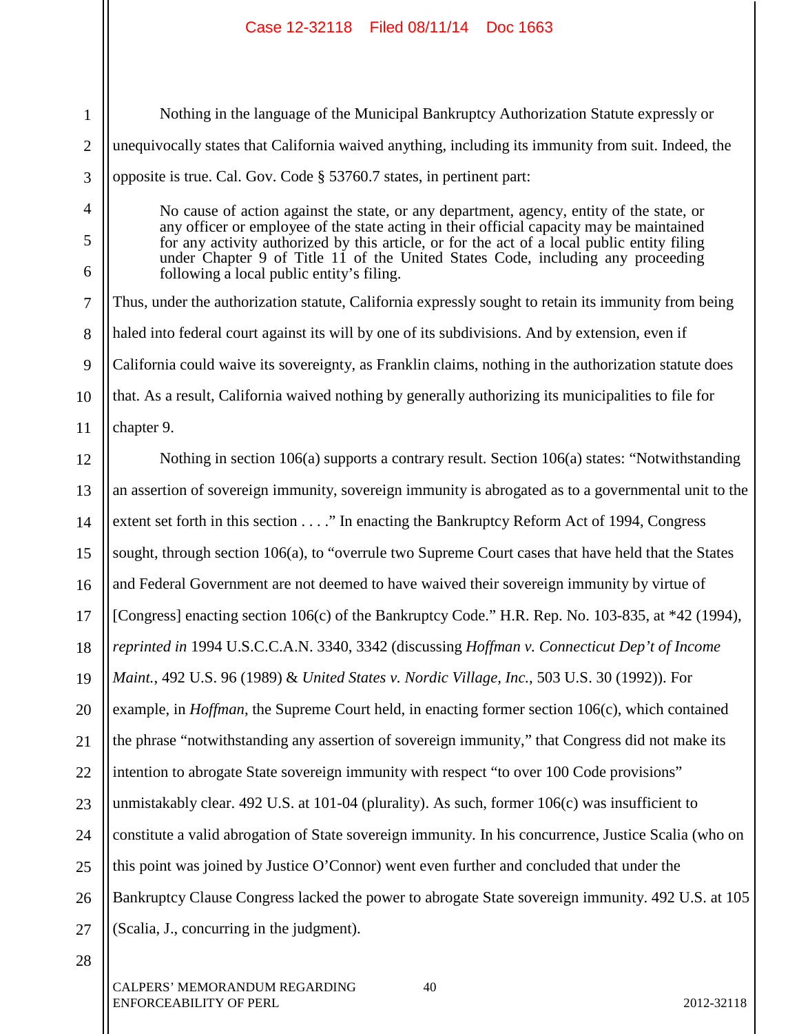Nothing in the language of the Municipal Bankruptcy Authorization Statute expressly or unequivocally states that California waived anything, including its immunity from suit. Indeed, the opposite is true. Cal. Gov. Code § 53760.7 states, in pertinent part:

> No cause of action against the state, or any department, agency, entity of the state, or any officer or employee of the state acting in their official capacity may be maintained for any activity authorized by this article, or for the act of a local public entity filing under Chapter 9 of Title 11 of the United States Code, including any proceeding following a local public entity's filing.

Thus, under the authorization statute, California expressly sought to retain its immunity from being haled into federal court against its will by one of its subdivisions. And by extension, even if California could waive its sovereignty, as Franklin claims, nothing in the authorization statute does that. As a result, California waived nothing by generally authorizing its municipalities to file for chapter 9.

Nothing in section 106(a) supports a contrary result. Section 106(a) states: "Notwithstanding an assertion of sovereign immunity, sovereign immunity is abrogated as to a governmental unit to the extent set forth in this section . . . ." In enacting the Bankruptcy Reform Act of 1994, Congress sought, through section 106(a), to "overrule two Supreme Court cases that have held that the States and Federal Government are not deemed to have waived their sovereign immunity by virtue of [Congress] enacting section 106(c) of the Bankruptcy Code." H.R. Rep. No. 103-835, at *42 (1994), *reprinted in* 1994 U.S.C.C.A.N. 3340, 3342 (discussing *Hoffman v. Connecticut Dep't of Income Maint.*, 492 U.S. 96 (1989) & *United States v. Nordic Village, Inc.*, 503 U.S. 30 (1992)). For example, in *Hoffman*, the Supreme Court held, in enacting former section 106(c), which contained the phrase "notwithstanding any assertion of sovereign immunity," that Congress did not make its intention to abrogate State sovereign immunity with respect "to over 100 Code provisions" unmistakably clear. 492 U.S. at 101-04 (plurality). As such, former 106(c) was insufficient to constitute a valid abrogation of State sovereign immunity. In his concurrence, Justice Scalia (who on this point was joined by Justice O'Connor) went even further and concluded that under the Bankruptcy Clause Congress lacked the power to abrogate State sovereign immunity. 492 U.S. at 105 (Scalia, J., concurring in the judgment).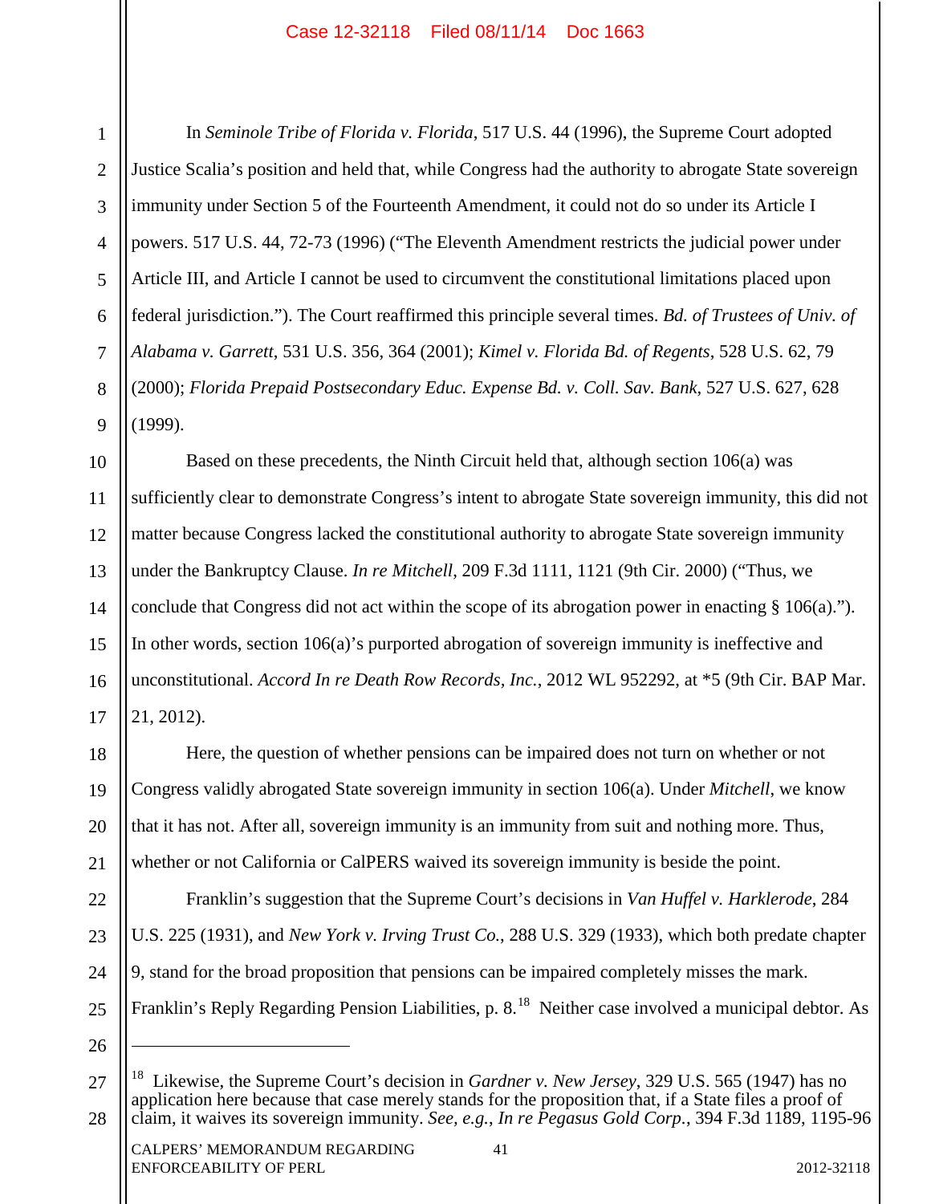In *Seminole Tribe of Florida v. Florida*, 517 U.S. 44 (1996), the Supreme Court adopted Justice Scalia's position and held that, while Congress had the authority to abrogate State sovereign immunity under Section 5 of the Fourteenth Amendment, it could not do so under its Article I powers. 517 U.S. 44, 72-73 (1996) ("The Eleventh Amendment restricts the judicial power under Article III, and Article I cannot be used to circumvent the constitutional limitations placed upon federal jurisdiction."). The Court reaffirmed this principle several times. *Bd. of Trustees of Univ. of Alabama v. Garrett*, 531 U.S. 356, 364 (2001); *Kimel v. Florida Bd. of Regents*, 528 U.S. 62, 79 (2000); *Florida Prepaid Postsecondary Educ. Expense Bd. v. Coll. Sav. Bank*, 527 U.S. 627, 628 (1999).

Based on these precedents, the Ninth Circuit held that, although section 106(a) was sufficiently clear to demonstrate Congress's intent to abrogate State sovereign immunity, this did not matter because Congress lacked the constitutional authority to abrogate State sovereign immunity under the Bankruptcy Clause. *In re Mitchell*, 209 F.3d 1111, 1121 (9th Cir. 2000) ("Thus, we conclude that Congress did not act within the scope of its abrogation power in enacting § 106(a)."). In other words, section 106(a)'s purported abrogation of sovereign immunity is ineffective and unconstitutional. *Accord In re Death Row Records, Inc.*, 2012 WL 952292, at *5 (9th Cir. BAP Mar. 21, 2012).

Here, the question of whether pensions can be impaired does not turn on whether or not Congress validly abrogated State sovereign immunity in section 106(a). Under *Mitchell*, we know that it has not. After all, sovereign immunity is an immunity from suit and nothing more. Thus, whether or not California or CalPERS waived its sovereign immunity is beside the point.

Franklin's suggestion that the Supreme Court's decisions in *Van Huffel v. Harklerode*, 284 U.S. 225 (1931), and *New York v. Irving Trust Co.*, 288 U.S. 329 (1933), which both predate chapter 9, stand for the broad proposition that pensions can be impaired completely misses the mark. Franklin's Reply Regarding Pension Liabilities, p. 8.[18] Neither case involved a municipal debtor. As

---

[18] Likewise, the Supreme Court's decision in *Gardner v. New Jersey*, 329 U.S. 565 (1947) has no application here because that case merely stands for the proposition that, if a State files a proof of claim, it waives its sovereign immunity. *See, e.g.*, *In re Pegasus Gold Corp.*, 394 F.3d 1189, 1195-96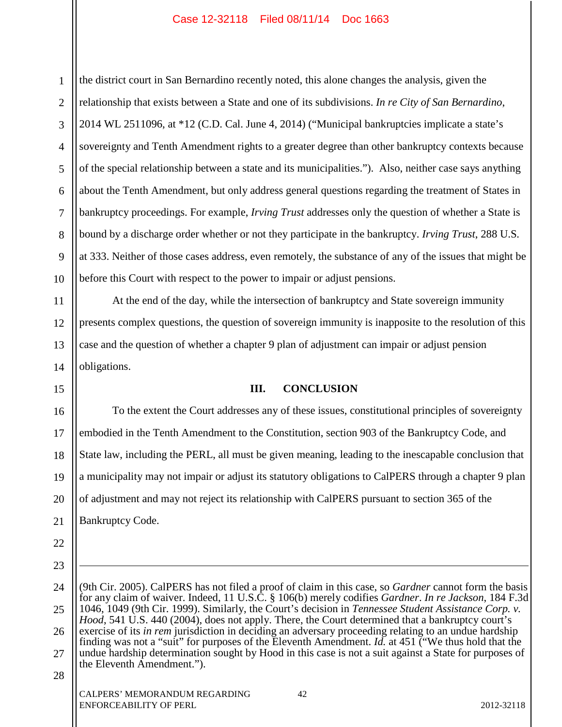the district court in San Bernardino recently noted, this alone changes the analysis, given the relationship that exists between a State and one of its subdivisions. *In re City of San Bernardino*, 2014 WL 2511096, at *12 (C.D. Cal. June 4, 2014) ("Municipal bankruptcies implicate a state's sovereignty and Tenth Amendment rights to a greater degree than other bankruptcy contexts because of the special relationship between a state and its municipalities."). Also, neither case says anything about the Tenth Amendment, but only address general questions regarding the treatment of States in bankruptcy proceedings. For example, *Irving Trust* addresses only the question of whether a State is bound by a discharge order whether or not they participate in the bankruptcy. *Irving Trust*, 288 U.S. at 333. Neither of those cases address, even remotely, the substance of any of the issues that might be before this Court with respect to the power to impair or adjust pensions.

At the end of the day, while the intersection of bankruptcy and State sovereign immunity presents complex questions, the question of sovereign immunity is inapposite to the resolution of this case and the question of whether a chapter 9 plan of adjustment can impair or adjust pension obligations.

## III. CONCLUSION

To the extent the Court addresses any of these issues, constitutional principles of sovereignty embodied in the Tenth Amendment to the Constitution, section 903 of the Bankruptcy Code, and State law, including the PERL, all must be given meaning, leading to the inescapable conclusion that a municipality may not impair or adjust its statutory obligations to CalPERS through a chapter 9 plan of adjustment and may not reject its relationship with CalPERS pursuant to section 365 of the Bankruptcy Code.

---

(9th Cir. 2005). CalPERS has not filed a proof of claim in this case, so *Gardner* cannot form the basis for any claim of waiver. Indeed, 11 U.S.C. § 106(b) merely codifies *Gardner*. *In re Jackson*, 184 F.3d 1046, 1049 (9th Cir. 1999). Similarly, the Court's decision in *Tennessee Student Assistance Corp. v. Hood*, 541 U.S. 440 (2004), does not apply. There, the Court determined that a bankruptcy court's exercise of its *in rem* jurisdiction in deciding an adversary proceeding relating to an undue hardship finding was not a "suit" for purposes of the Eleventh Amendment. *Id.* at 451 ("We thus hold that the undue hardship determination sought by Hood in this case is not a suit against a State for purposes of the Eleventh Amendment.").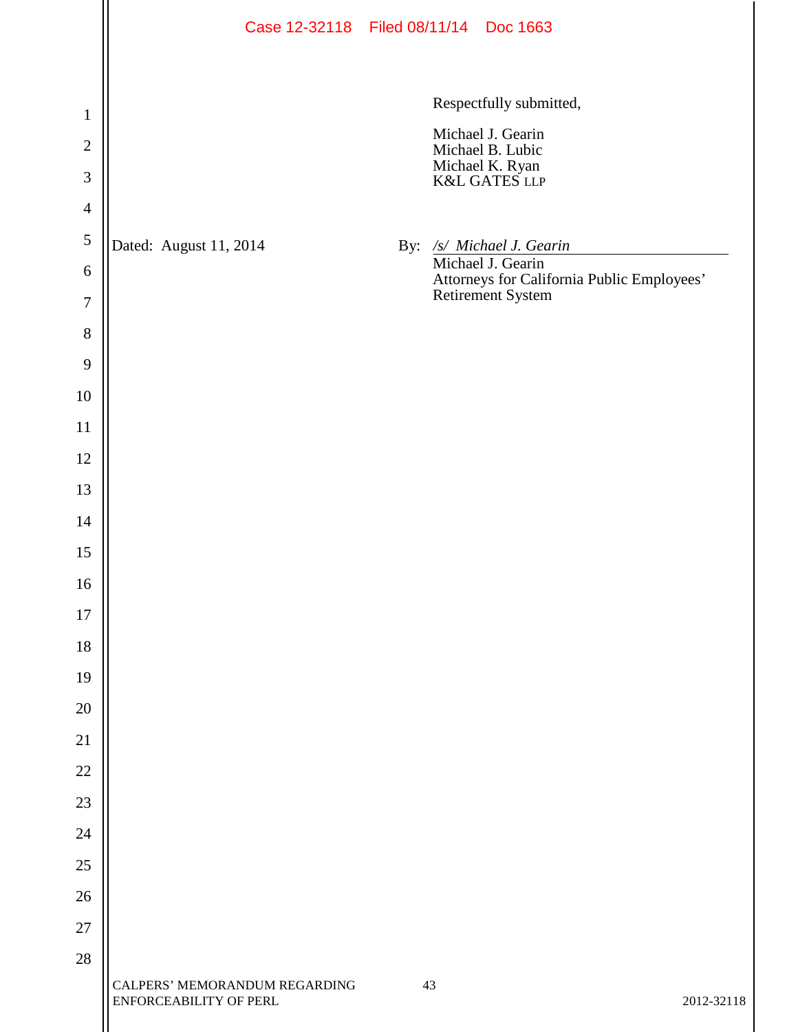Respectfully submitted,

Michael J. Gearin
Michael B. Lubic
Michael K. Ryan
K&L GATES LLP

Dated: August 11, 2014

By: */s/ Michael J. Gearin*
Michael J. Gearin
Attorneys for California Public Employees' Retirement System